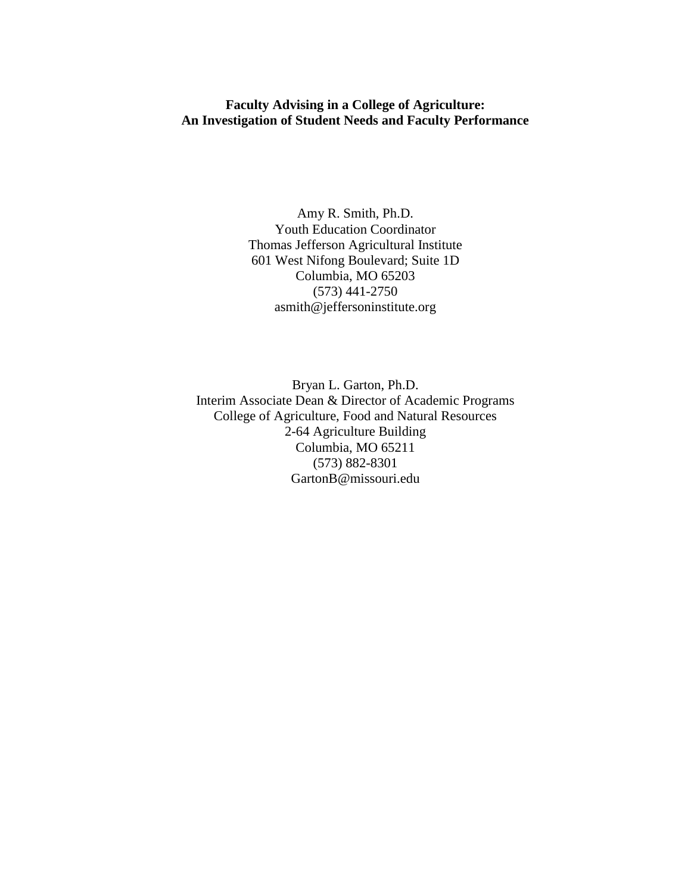**Faculty Advising in a College of Agriculture:**
**An Investigation of Student Needs and Faculty Performance**

Amy R. Smith, Ph.D.
Youth Education Coordinator
Thomas Jefferson Agricultural Institute
601 West Nifong Boulevard; Suite 1D
Columbia, MO 65203
(573) 441-2750
asmith@jeffersoninstitute.org

Bryan L. Garton, Ph.D.
Interim Associate Dean & Director of Academic Programs
College of Agriculture, Food and Natural Resources
2-64 Agriculture Building
Columbia, MO 65211
(573) 882-8301
GartonB@missouri.edu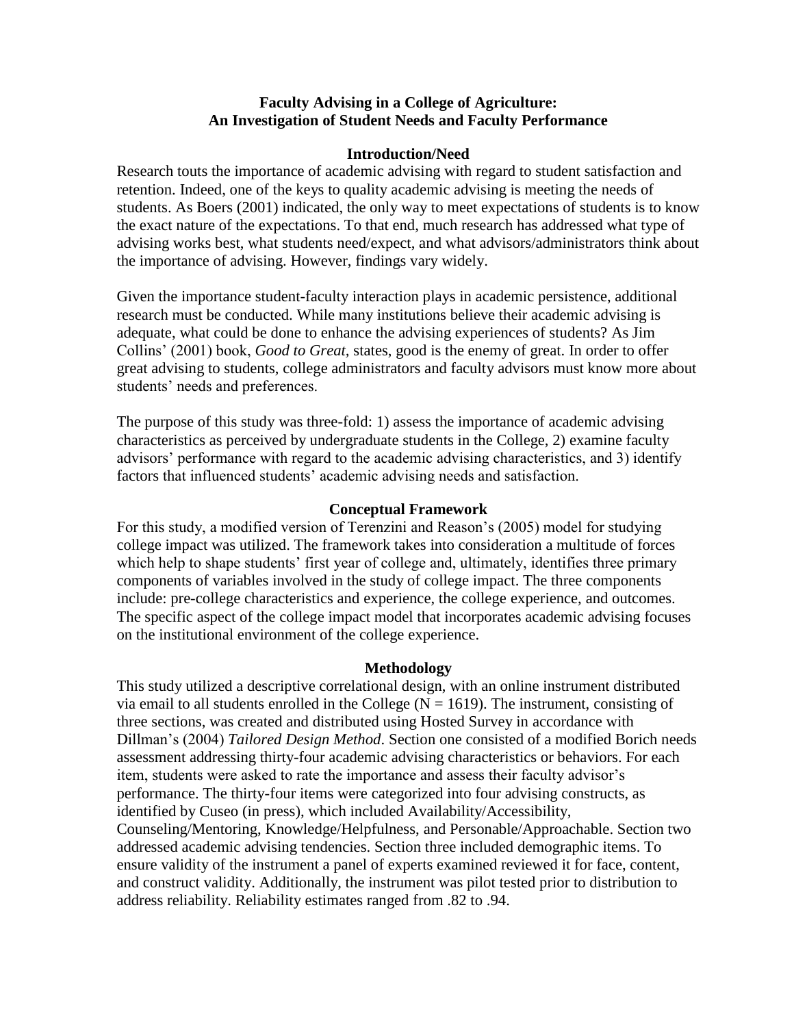# Faculty Advising in a College of Agriculture: An Investigation of Student Needs and Faculty Performance

## Introduction/Need

Research touts the importance of academic advising with regard to student satisfaction and retention. Indeed, one of the keys to quality academic advising is meeting the needs of students. As Boers (2001) indicated, the only way to meet expectations of students is to know the exact nature of the expectations. To that end, much research has addressed what type of advising works best, what students need/expect, and what advisors/administrators think about the importance of advising. However, findings vary widely.

Given the importance student-faculty interaction plays in academic persistence, additional research must be conducted. While many institutions believe their academic advising is adequate, what could be done to enhance the advising experiences of students? As Jim Collins' (2001) book, *Good to Great*, states, good is the enemy of great. In order to offer great advising to students, college administrators and faculty advisors must know more about students' needs and preferences.

The purpose of this study was three-fold: 1) assess the importance of academic advising characteristics as perceived by undergraduate students in the College, 2) examine faculty advisors' performance with regard to the academic advising characteristics, and 3) identify factors that influenced students' academic advising needs and satisfaction.

## Conceptual Framework

For this study, a modified version of Terenzini and Reason's (2005) model for studying college impact was utilized. The framework takes into consideration a multitude of forces which help to shape students' first year of college and, ultimately, identifies three primary components of variables involved in the study of college impact. The three components include: pre-college characteristics and experience, the college experience, and outcomes. The specific aspect of the college impact model that incorporates academic advising focuses on the institutional environment of the college experience.

## Methodology

This study utilized a descriptive correlational design, with an online instrument distributed via email to all students enrolled in the College ($N = 1619$). The instrument, consisting of three sections, was created and distributed using Hosted Survey in accordance with Dillman's (2004) *Tailored Design Method*. Section one consisted of a modified Borich needs assessment addressing thirty-four academic advising characteristics or behaviors. For each item, students were asked to rate the importance and assess their faculty advisor's performance. The thirty-four items were categorized into four advising constructs, as identified by Cuseo (in press), which included Availability/Accessibility, Counseling/Mentoring, Knowledge/Helpfulness, and Personable/Approachable. Section two addressed academic advising tendencies. Section three included demographic items. To ensure validity of the instrument a panel of experts examined reviewed it for face, content, and construct validity. Additionally, the instrument was pilot tested prior to distribution to address reliability. Reliability estimates ranged from .82 to .94.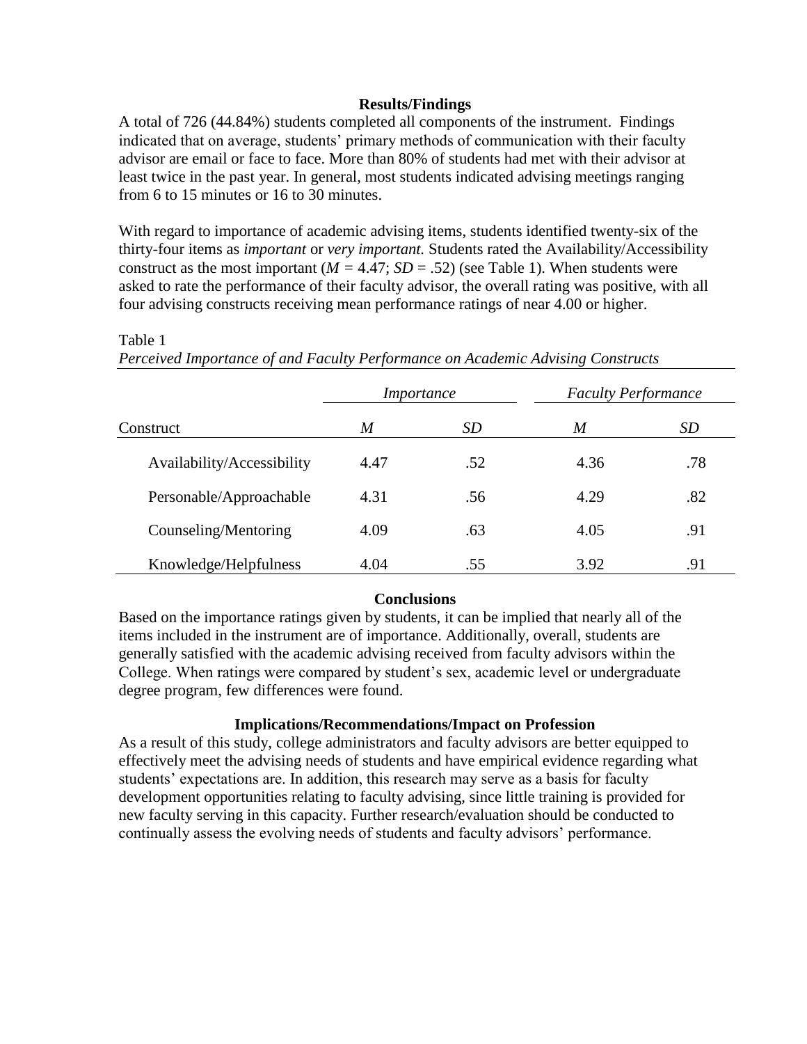## Results/Findings

A total of 726 (44.84%) students completed all components of the instrument. Findings indicated that on average, students' primary methods of communication with their faculty advisor are email or face to face. More than 80% of students had met with their advisor at least twice in the past year. In general, most students indicated advising meetings ranging from 6 to 15 minutes or 16 to 30 minutes.

With regard to importance of academic advising items, students identified twenty-six of the thirty-four items as *important* or *very important.* Students rated the Availability/Accessibility construct as the most important ($M$ = 4.47; $SD$ = .52) (see Table 1). When students were asked to rate the performance of their faculty advisor, the overall rating was positive, with all four advising constructs receiving mean performance ratings of near 4.00 or higher.

Table 1

*Perceived Importance of and Faculty Performance on Academic Advising Constructs*

| | *Importance* | | *Faculty Performance* | |
|---|---|---|---|---|
| Construct | *M* | *SD* | *M* | *SD* |
| Availability/Accessibility | 4.47 | .52 | 4.36 | .78 |
| Personable/Approachable | 4.31 | .56 | 4.29 | .82 |
| Counseling/Mentoring | 4.09 | .63 | 4.05 | .91 |
| Knowledge/Helpfulness | 4.04 | .55 | 3.92 | .91 |

## Conclusions

Based on the importance ratings given by students, it can be implied that nearly all of the items included in the instrument are of importance. Additionally, overall, students are generally satisfied with the academic advising received from faculty advisors within the College. When ratings were compared by student's sex, academic level or undergraduate degree program, few differences were found.

## Implications/Recommendations/Impact on Profession

As a result of this study, college administrators and faculty advisors are better equipped to effectively meet the advising needs of students and have empirical evidence regarding what students' expectations are. In addition, this research may serve as a basis for faculty development opportunities relating to faculty advising, since little training is provided for new faculty serving in this capacity. Further research/evaluation should be conducted to continually assess the evolving needs of students and faculty advisors' performance.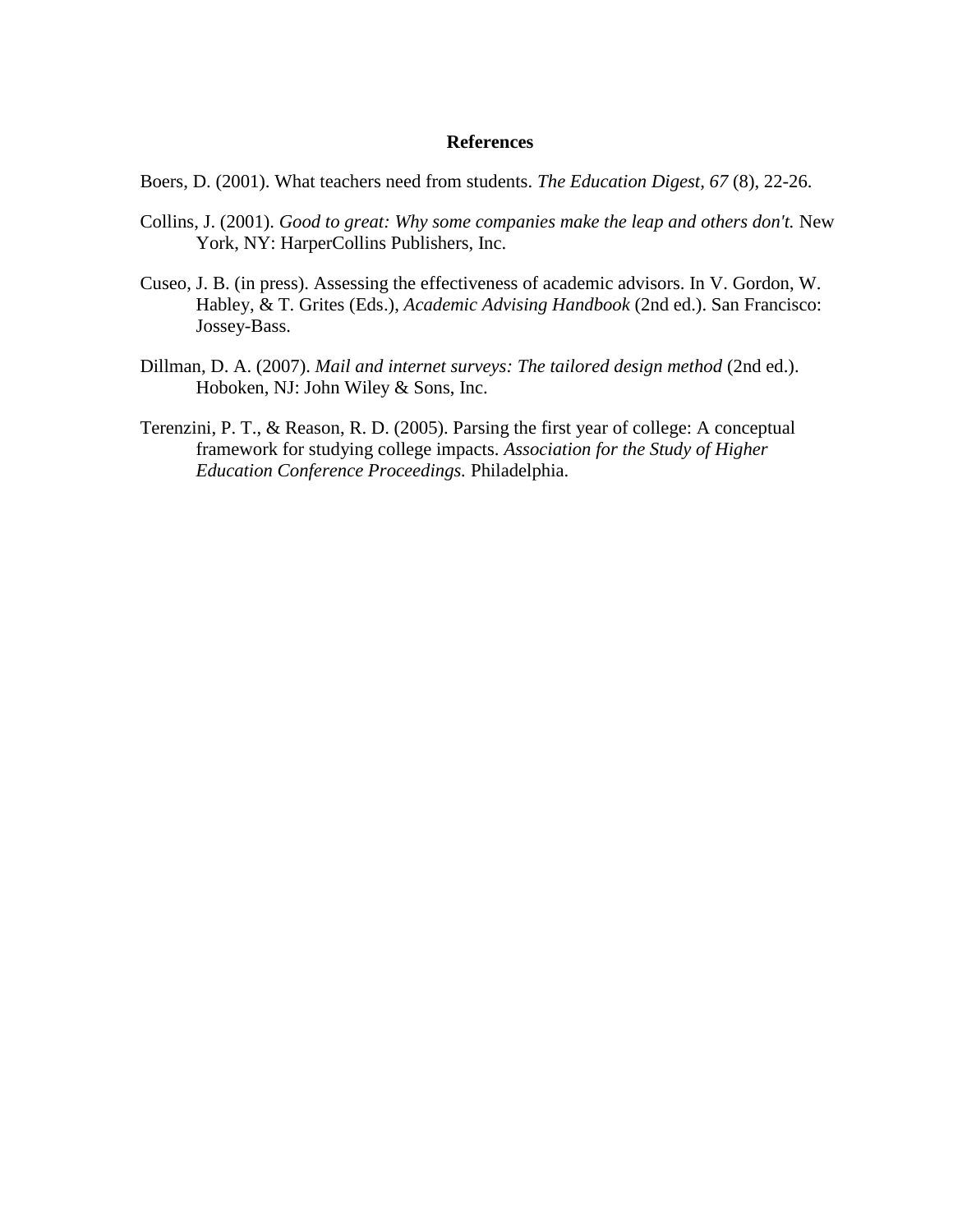# References

Boers, D. (2001). What teachers need from students. *The Education Digest, 67* (8), 22-26.

Collins, J. (2001). *Good to great: Why some companies make the leap and others don't.* New York, NY: HarperCollins Publishers, Inc.

Cuseo, J. B. (in press). Assessing the effectiveness of academic advisors. In V. Gordon, W. Habley, & T. Grites (Eds.), *Academic Advising Handbook* (2nd ed.). San Francisco: Jossey-Bass.

Dillman, D. A. (2007). *Mail and internet surveys: The tailored design method* (2nd ed.). Hoboken, NJ: John Wiley & Sons, Inc.

Terenzini, P. T., & Reason, R. D. (2005). Parsing the first year of college: A conceptual framework for studying college impacts. *Association for the Study of Higher Education Conference Proceedings.* Philadelphia.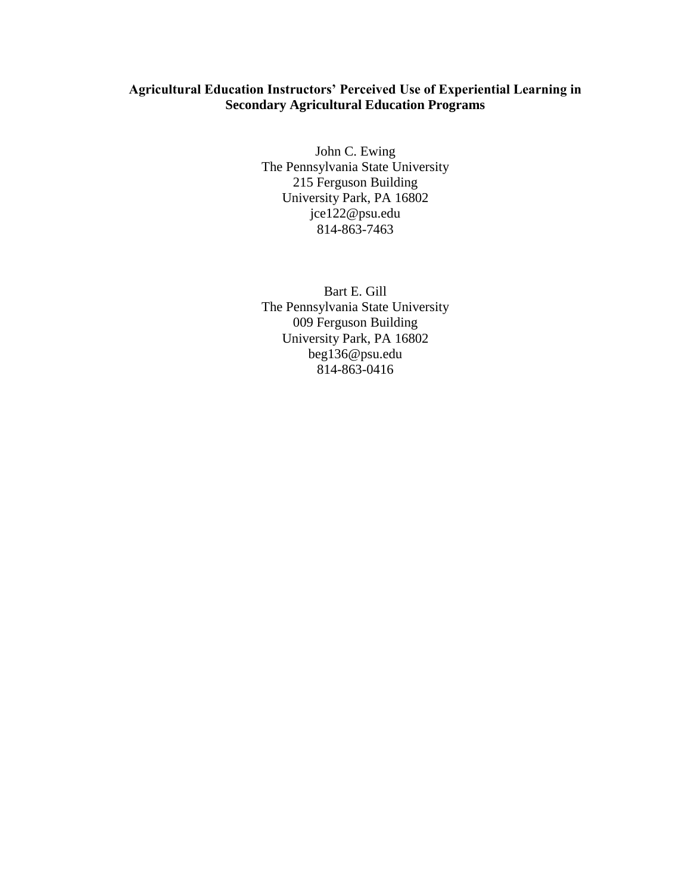**Agricultural Education Instructors' Perceived Use of Experiential Learning in Secondary Agricultural Education Programs**

John C. Ewing
The Pennsylvania State University
215 Ferguson Building
University Park, PA 16802
jce122@psu.edu
814-863-7463

Bart E. Gill
The Pennsylvania State University
009 Ferguson Building
University Park, PA 16802
beg136@psu.edu
814-863-0416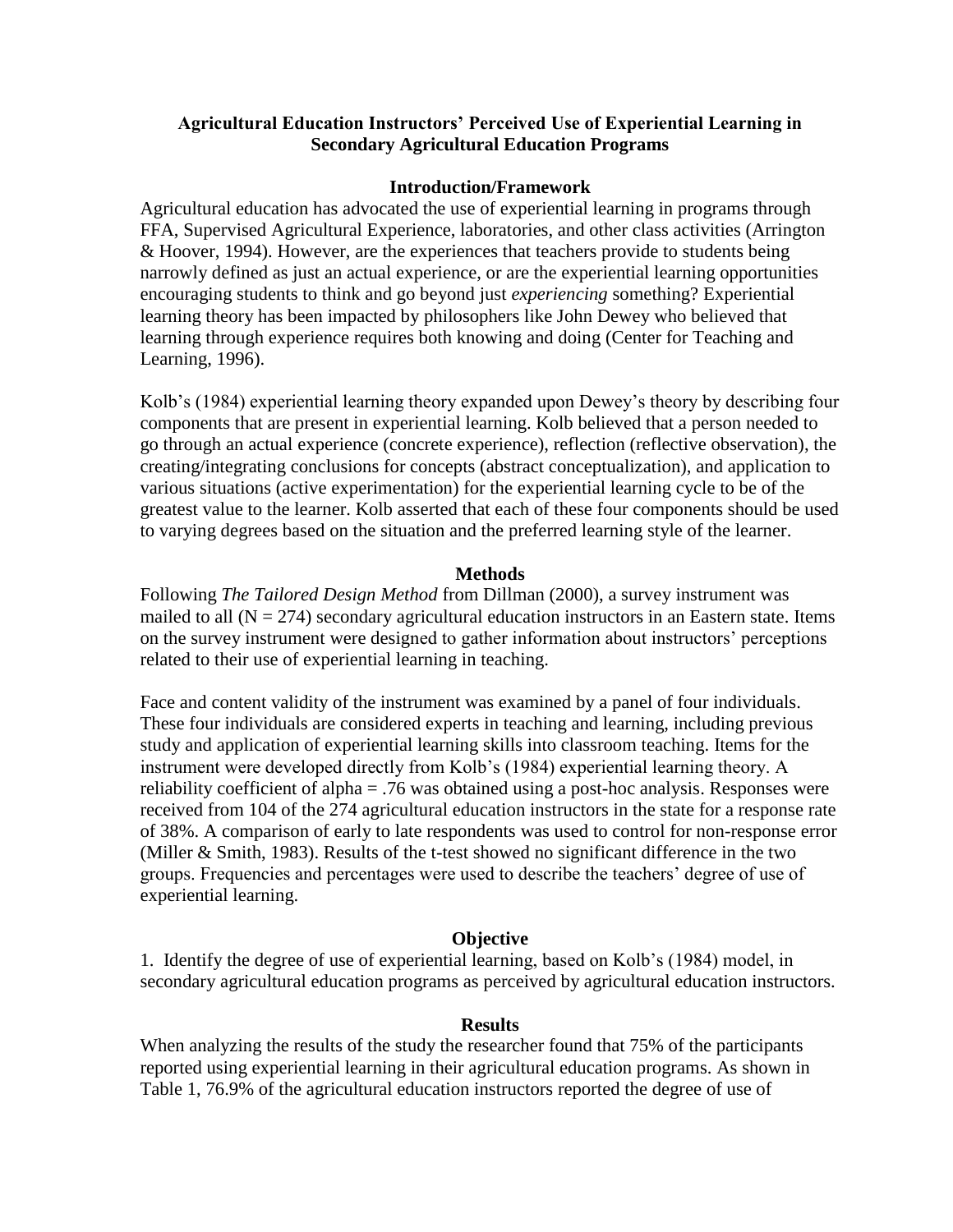**Agricultural Education Instructors' Perceived Use of Experiential Learning in Secondary Agricultural Education Programs**

## Introduction/Framework

Agricultural education has advocated the use of experiential learning in programs through FFA, Supervised Agricultural Experience, laboratories, and other class activities (Arrington & Hoover, 1994). However, are the experiences that teachers provide to students being narrowly defined as just an actual experience, or are the experiential learning opportunities encouraging students to think and go beyond just *experiencing* something? Experiential learning theory has been impacted by philosophers like John Dewey who believed that learning through experience requires both knowing and doing (Center for Teaching and Learning, 1996).

Kolb's (1984) experiential learning theory expanded upon Dewey's theory by describing four components that are present in experiential learning. Kolb believed that a person needed to go through an actual experience (concrete experience), reflection (reflective observation), the creating/integrating conclusions for concepts (abstract conceptualization), and application to various situations (active experimentation) for the experiential learning cycle to be of the greatest value to the learner. Kolb asserted that each of these four components should be used to varying degrees based on the situation and the preferred learning style of the learner.

## Methods

Following *The Tailored Design Method* from Dillman (2000), a survey instrument was mailed to all ($N = 274$) secondary agricultural education instructors in an Eastern state. Items on the survey instrument were designed to gather information about instructors' perceptions related to their use of experiential learning in teaching.

Face and content validity of the instrument was examined by a panel of four individuals. These four individuals are considered experts in teaching and learning, including previous study and application of experiential learning skills into classroom teaching. Items for the instrument were developed directly from Kolb's (1984) experiential learning theory. A reliability coefficient of alpha = .76 was obtained using a post-hoc analysis. Responses were received from 104 of the 274 agricultural education instructors in the state for a response rate of 38%. A comparison of early to late respondents was used to control for non-response error (Miller & Smith, 1983). Results of the t-test showed no significant difference in the two groups. Frequencies and percentages were used to describe the teachers' degree of use of experiential learning.

## Objective

1. Identify the degree of use of experiential learning, based on Kolb's (1984) model, in secondary agricultural education programs as perceived by agricultural education instructors.

## Results

When analyzing the results of the study the researcher found that 75% of the participants reported using experiential learning in their agricultural education programs. As shown in Table 1, 76.9% of the agricultural education instructors reported the degree of use of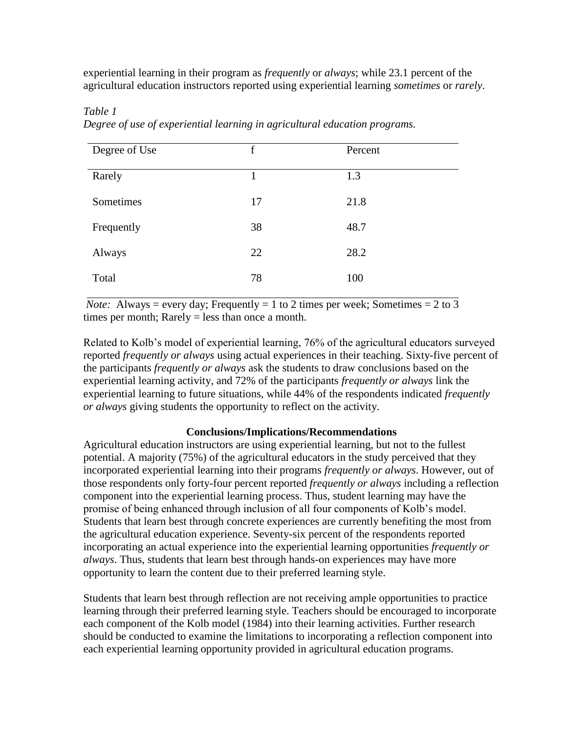experiential learning in their program as *frequently* or *always*; while 23.1 percent of the agricultural education instructors reported using experiential learning *sometimes* or *rarely*.

*Table 1*
*Degree of use of experiential learning in agricultural education programs.*

| Degree of Use | f | Percent |
|---|---|---|
| Rarely | 1 | 1.3 |
| Sometimes | 17 | 21.8 |
| Frequently | 38 | 48.7 |
| Always | 22 | 28.2 |
| Total | 78 | 100 |

*Note:* Always = every day; Frequently = 1 to 2 times per week; Sometimes = 2 to 3 times per month; Rarely = less than once a month.

Related to Kolb's model of experiential learning, 76% of the agricultural educators surveyed reported *frequently or always* using actual experiences in their teaching. Sixty-five percent of the participants *frequently or always* ask the students to draw conclusions based on the experiential learning activity, and 72% of the participants *frequently or always* link the experiential learning to future situations, while 44% of the respondents indicated *frequently or always* giving students the opportunity to reflect on the activity.

**Conclusions/Implications/Recommendations**

Agricultural education instructors are using experiential learning, but not to the fullest potential. A majority (75%) of the agricultural educators in the study perceived that they incorporated experiential learning into their programs *frequently or always*. However, out of those respondents only forty-four percent reported *frequently or always* including a reflection component into the experiential learning process. Thus, student learning may have the promise of being enhanced through inclusion of all four components of Kolb's model. Students that learn best through concrete experiences are currently benefiting the most from the agricultural education experience. Seventy-six percent of the respondents reported incorporating an actual experience into the experiential learning opportunities *frequently or always*. Thus, students that learn best through hands-on experiences may have more opportunity to learn the content due to their preferred learning style.

Students that learn best through reflection are not receiving ample opportunities to practice learning through their preferred learning style. Teachers should be encouraged to incorporate each component of the Kolb model (1984) into their learning activities. Further research should be conducted to examine the limitations to incorporating a reflection component into each experiential learning opportunity provided in agricultural education programs.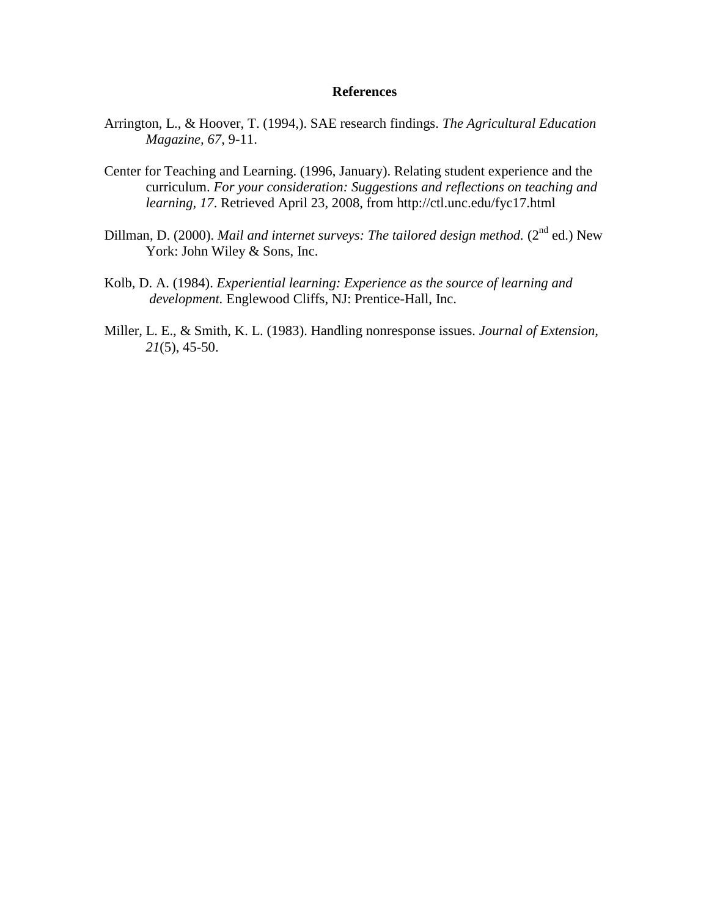# References

Arrington, L., & Hoover, T. (1994,). SAE research findings. *The Agricultural Education Magazine, 67*, 9-11.

Center for Teaching and Learning. (1996, January). Relating student experience and the curriculum. *For your consideration: Suggestions and reflections on teaching and learning, 17*. Retrieved April 23, 2008, from http://ctl.unc.edu/fyc17.html

Dillman, D. (2000). *Mail and internet surveys: The tailored design method.* ($2^{nd}$ ed.) New York: John Wiley & Sons, Inc.

Kolb, D. A. (1984). *Experiential learning: Experience as the source of learning and development.* Englewood Cliffs, NJ: Prentice-Hall, Inc.

Miller, L. E., & Smith, K. L. (1983). Handling nonresponse issues. *Journal of Extension, 21*(5), 45-50.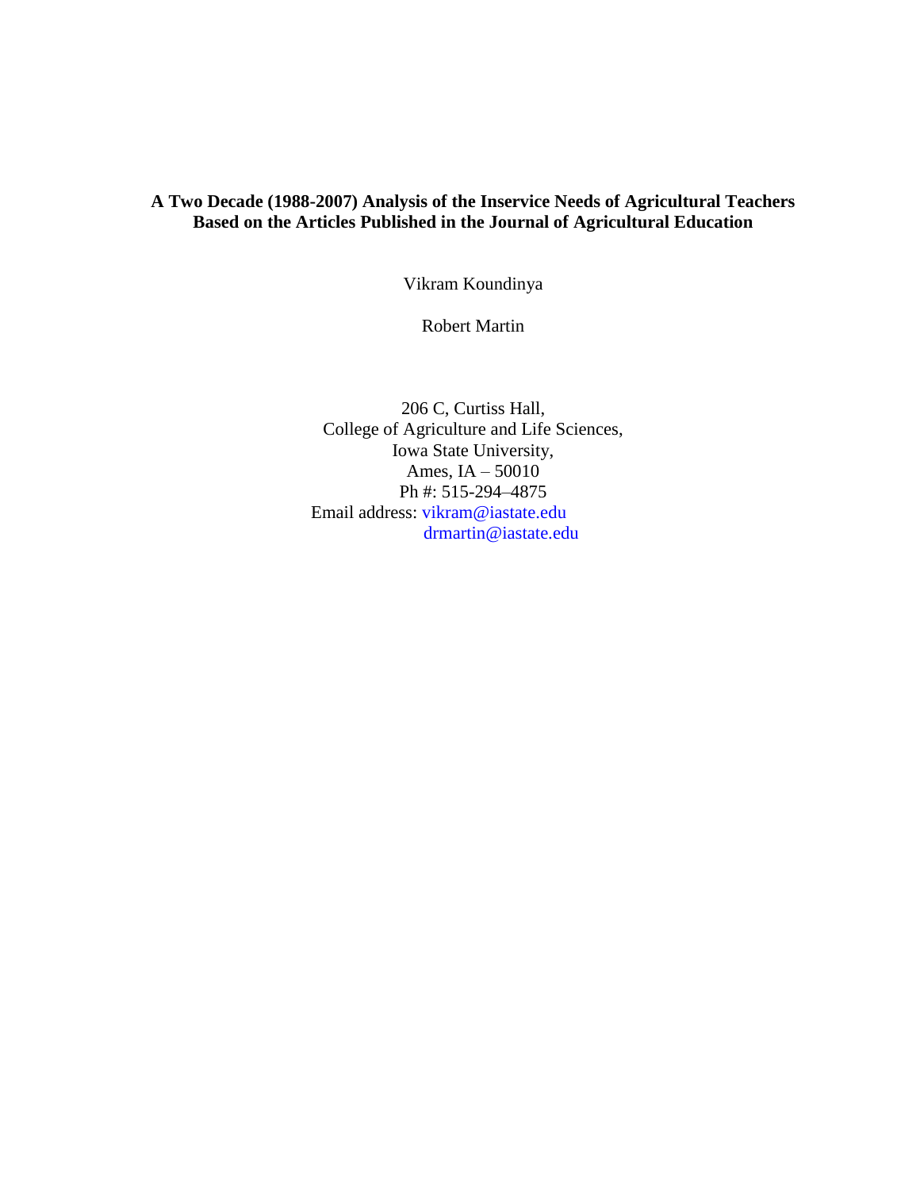**A Two Decade (1988-2007) Analysis of the Inservice Needs of Agricultural Teachers Based on the Articles Published in the Journal of Agricultural Education**

Vikram Koundinya

Robert Martin

206 C, Curtiss Hall,
College of Agriculture and Life Sciences,
Iowa State University,
Ames, IA – 50010
Ph #: 515-294–4875
Email address: vikram@iastate.edu
drmartin@iastate.edu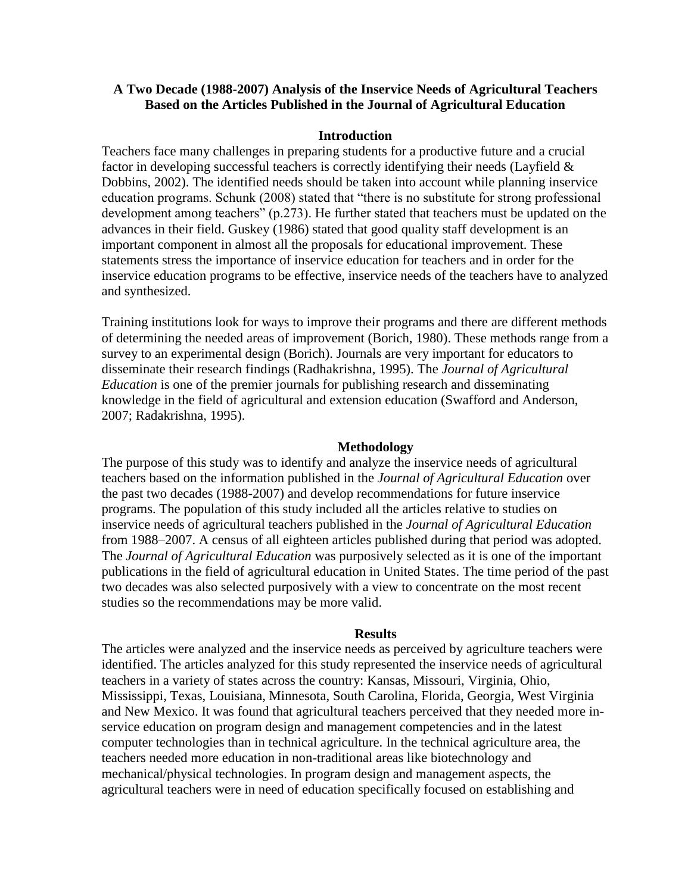**A Two Decade (1988-2007) Analysis of the Inservice Needs of Agricultural Teachers Based on the Articles Published in the Journal of Agricultural Education**

## Introduction

Teachers face many challenges in preparing students for a productive future and a crucial factor in developing successful teachers is correctly identifying their needs (Layfield & Dobbins, 2002). The identified needs should be taken into account while planning inservice education programs. Schunk (2008) stated that "there is no substitute for strong professional development among teachers" (p.273). He further stated that teachers must be updated on the advances in their field. Guskey (1986) stated that good quality staff development is an important component in almost all the proposals for educational improvement. These statements stress the importance of inservice education for teachers and in order for the inservice education programs to be effective, inservice needs of the teachers have to analyzed and synthesized.

Training institutions look for ways to improve their programs and there are different methods of determining the needed areas of improvement (Borich, 1980). These methods range from a survey to an experimental design (Borich). Journals are very important for educators to disseminate their research findings (Radhakrishna, 1995). The *Journal of Agricultural Education* is one of the premier journals for publishing research and disseminating knowledge in the field of agricultural and extension education (Swafford and Anderson, 2007; Radakrishna, 1995).

## Methodology

The purpose of this study was to identify and analyze the inservice needs of agricultural teachers based on the information published in the *Journal of Agricultural Education* over the past two decades (1988-2007) and develop recommendations for future inservice programs. The population of this study included all the articles relative to studies on inservice needs of agricultural teachers published in the *Journal of Agricultural Education* from 1988–2007. A census of all eighteen articles published during that period was adopted. The *Journal of Agricultural Education* was purposively selected as it is one of the important publications in the field of agricultural education in United States. The time period of the past two decades was also selected purposively with a view to concentrate on the most recent studies so the recommendations may be more valid.

## Results

The articles were analyzed and the inservice needs as perceived by agriculture teachers were identified. The articles analyzed for this study represented the inservice needs of agricultural teachers in a variety of states across the country: Kansas, Missouri, Virginia, Ohio, Mississippi, Texas, Louisiana, Minnesota, South Carolina, Florida, Georgia, West Virginia and New Mexico. It was found that agricultural teachers perceived that they needed more in-service education on program design and management competencies and in the latest computer technologies than in technical agriculture. In the technical agriculture area, the teachers needed more education in non-traditional areas like biotechnology and mechanical/physical technologies. In program design and management aspects, the agricultural teachers were in need of education specifically focused on establishing and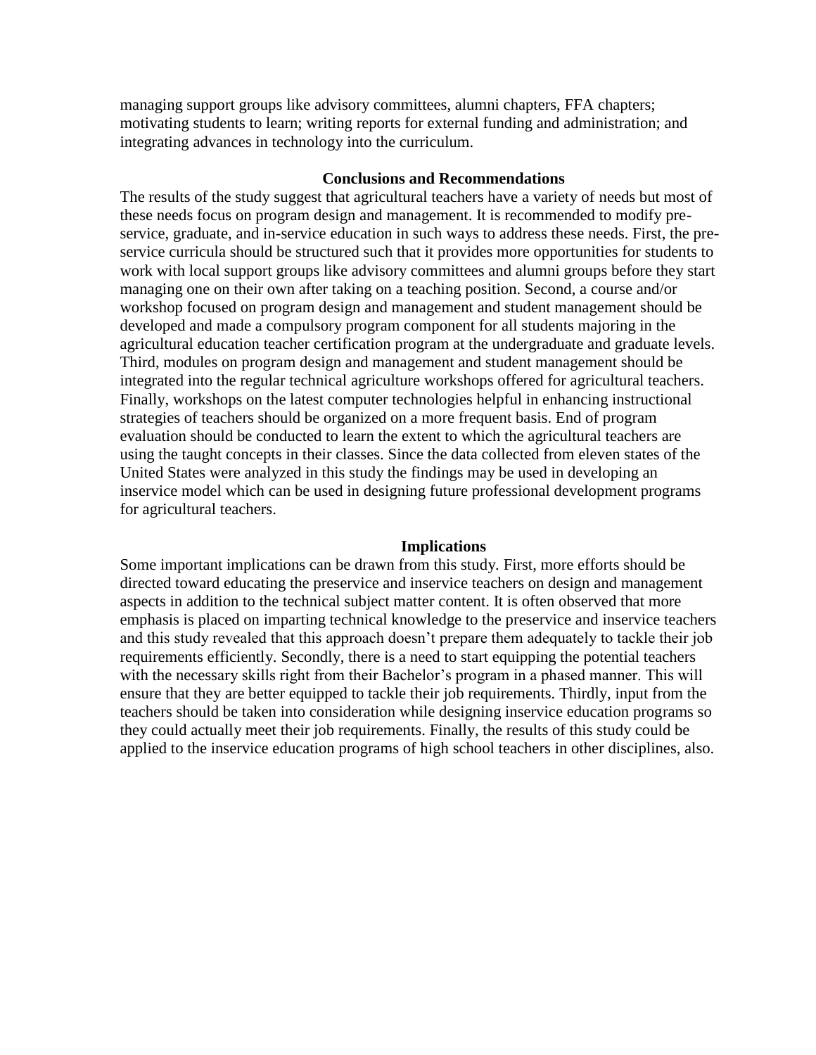managing support groups like advisory committees, alumni chapters, FFA chapters; motivating students to learn; writing reports for external funding and administration; and integrating advances in technology into the curriculum.

## Conclusions and Recommendations

The results of the study suggest that agricultural teachers have a variety of needs but most of these needs focus on program design and management. It is recommended to modify pre-service, graduate, and in-service education in such ways to address these needs. First, the pre-service curricula should be structured such that it provides more opportunities for students to work with local support groups like advisory committees and alumni groups before they start managing one on their own after taking on a teaching position. Second, a course and/or workshop focused on program design and management and student management should be developed and made a compulsory program component for all students majoring in the agricultural education teacher certification program at the undergraduate and graduate levels. Third, modules on program design and management and student management should be integrated into the regular technical agriculture workshops offered for agricultural teachers. Finally, workshops on the latest computer technologies helpful in enhancing instructional strategies of teachers should be organized on a more frequent basis. End of program evaluation should be conducted to learn the extent to which the agricultural teachers are using the taught concepts in their classes. Since the data collected from eleven states of the United States were analyzed in this study the findings may be used in developing an inservice model which can be used in designing future professional development programs for agricultural teachers.

## Implications

Some important implications can be drawn from this study. First, more efforts should be directed toward educating the preservice and inservice teachers on design and management aspects in addition to the technical subject matter content. It is often observed that more emphasis is placed on imparting technical knowledge to the preservice and inservice teachers and this study revealed that this approach doesn't prepare them adequately to tackle their job requirements efficiently. Secondly, there is a need to start equipping the potential teachers with the necessary skills right from their Bachelor's program in a phased manner. This will ensure that they are better equipped to tackle their job requirements. Thirdly, input from the teachers should be taken into consideration while designing inservice education programs so they could actually meet their job requirements. Finally, the results of this study could be applied to the inservice education programs of high school teachers in other disciplines, also.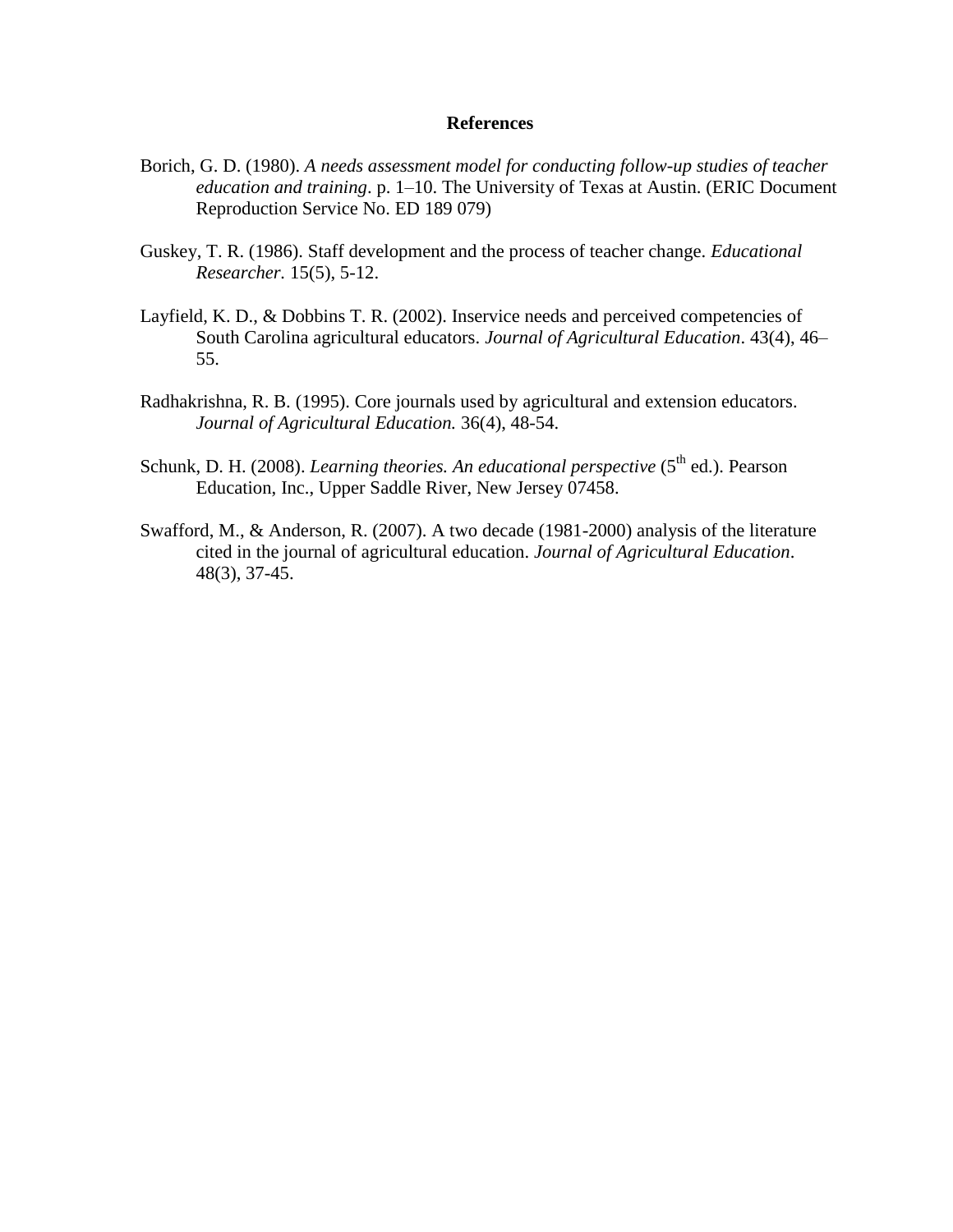# References

Borich, G. D. (1980). *A needs assessment model for conducting follow-up studies of teacher education and training*. p. 1–10. The University of Texas at Austin. (ERIC Document Reproduction Service No. ED 189 079)

Guskey, T. R. (1986). Staff development and the process of teacher change. *Educational Researcher.* 15(5), 5-12.

Layfield, K. D., & Dobbins T. R. (2002). Inservice needs and perceived competencies of South Carolina agricultural educators. *Journal of Agricultural Education*. 43(4), 46–55.

Radhakrishna, R. B. (1995). Core journals used by agricultural and extension educators. *Journal of Agricultural Education.* 36(4), 48-54.

Schunk, D. H. (2008). *Learning theories. An educational perspective* (5th ed.). Pearson Education, Inc., Upper Saddle River, New Jersey 07458.

Swafford, M., & Anderson, R. (2007). A two decade (1981-2000) analysis of the literature cited in the journal of agricultural education. *Journal of Agricultural Education*. 48(3), 37-45.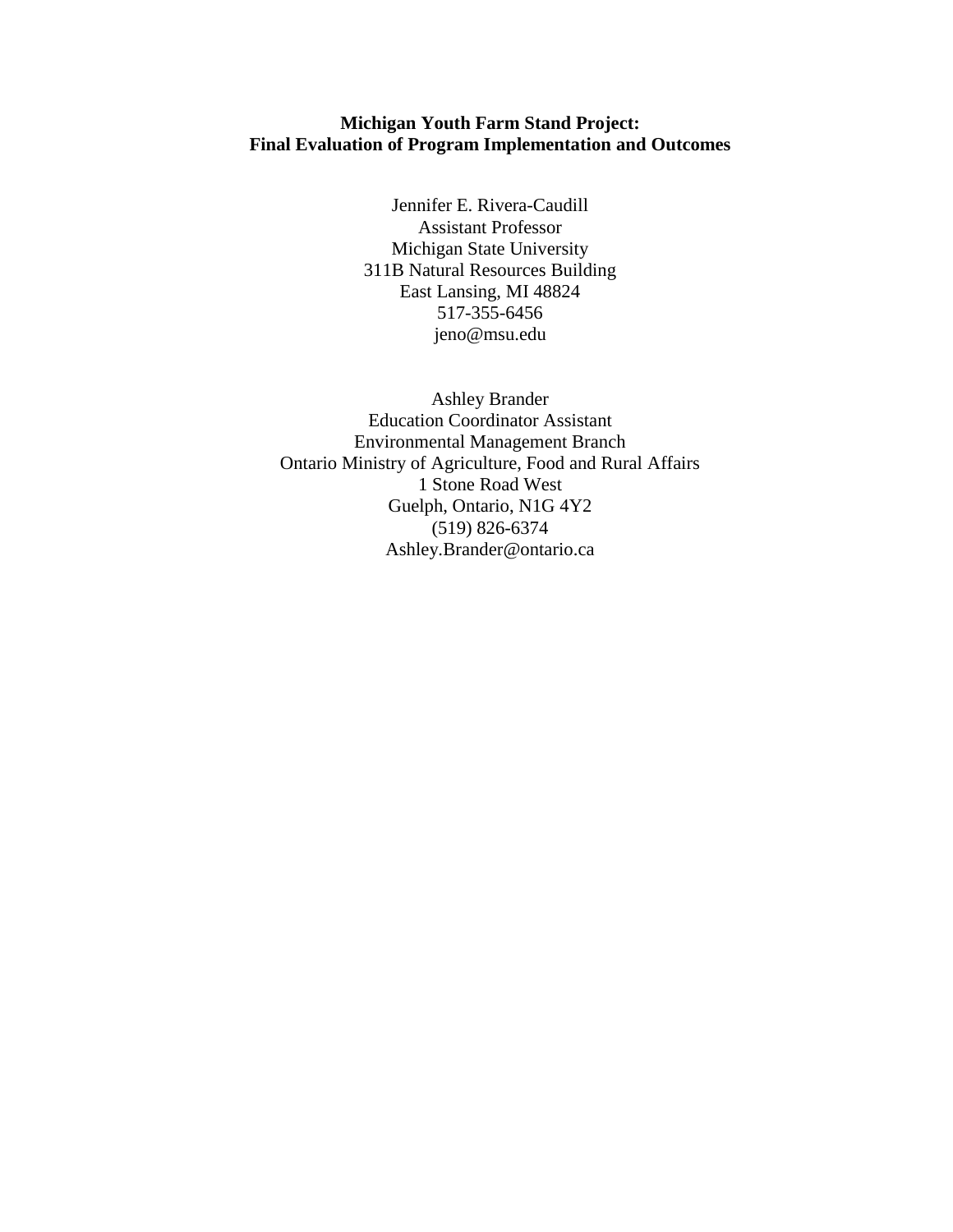**Michigan Youth Farm Stand Project:**
**Final Evaluation of Program Implementation and Outcomes**

Jennifer E. Rivera-Caudill
Assistant Professor
Michigan State University
311B Natural Resources Building
East Lansing, MI 48824
517-355-6456
jeno@msu.edu

Ashley Brander
Education Coordinator Assistant
Environmental Management Branch
Ontario Ministry of Agriculture, Food and Rural Affairs
1 Stone Road West
Guelph, Ontario, N1G 4Y2
(519) 826-6374
Ashley.Brander@ontario.ca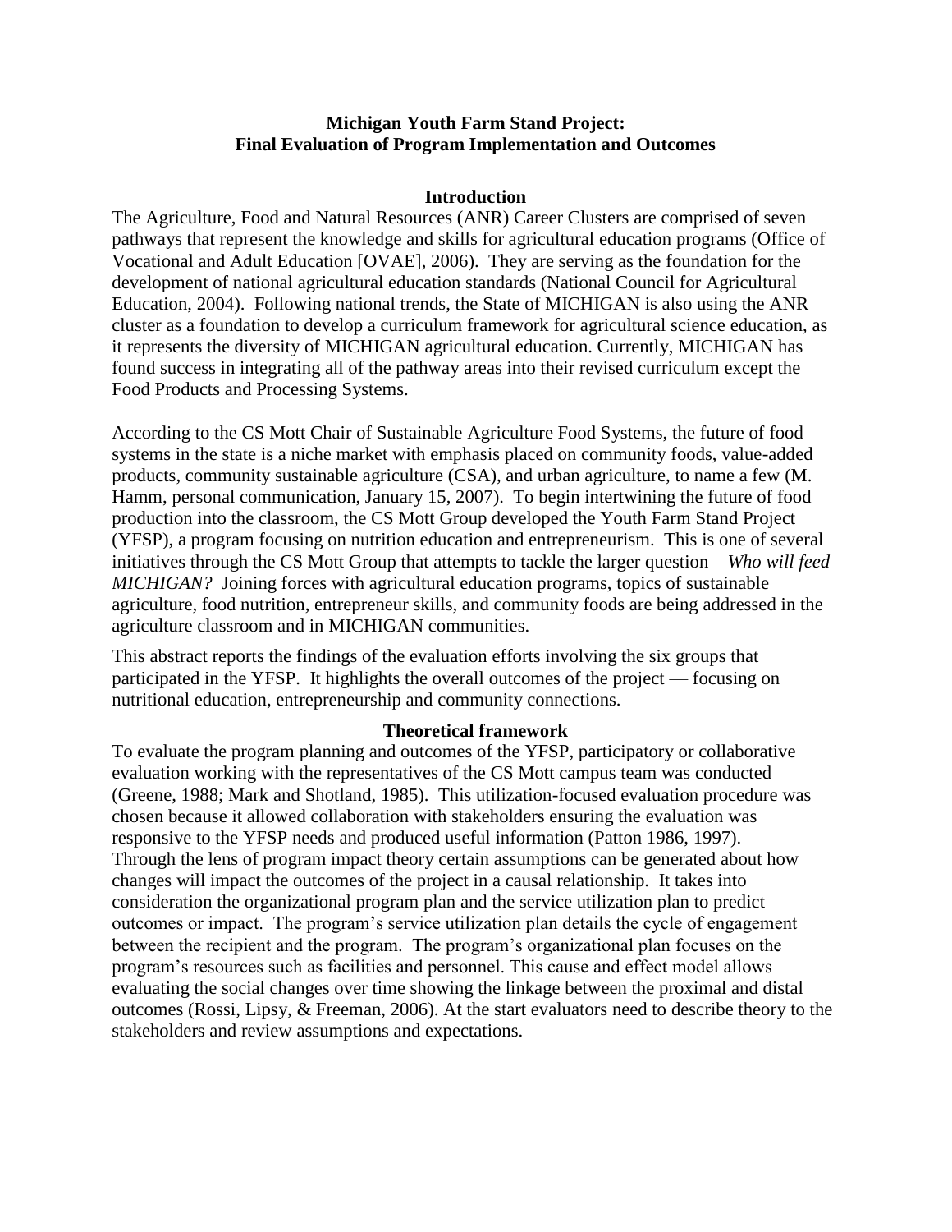# Michigan Youth Farm Stand Project: Final Evaluation of Program Implementation and Outcomes

## Introduction

The Agriculture, Food and Natural Resources (ANR) Career Clusters are comprised of seven pathways that represent the knowledge and skills for agricultural education programs (Office of Vocational and Adult Education [OVAE], 2006). They are serving as the foundation for the development of national agricultural education standards (National Council for Agricultural Education, 2004). Following national trends, the State of MICHIGAN is also using the ANR cluster as a foundation to develop a curriculum framework for agricultural science education, as it represents the diversity of MICHIGAN agricultural education. Currently, MICHIGAN has found success in integrating all of the pathway areas into their revised curriculum except the Food Products and Processing Systems.

According to the CS Mott Chair of Sustainable Agriculture Food Systems, the future of food systems in the state is a niche market with emphasis placed on community foods, value-added products, community sustainable agriculture (CSA), and urban agriculture, to name a few (M. Hamm, personal communication, January 15, 2007). To begin intertwining the future of food production into the classroom, the CS Mott Group developed the Youth Farm Stand Project (YFSP), a program focusing on nutrition education and entrepreneurism. This is one of several initiatives through the CS Mott Group that attempts to tackle the larger question—*Who will feed MICHIGAN?* Joining forces with agricultural education programs, topics of sustainable agriculture, food nutrition, entrepreneur skills, and community foods are being addressed in the agriculture classroom and in MICHIGAN communities.

This abstract reports the findings of the evaluation efforts involving the six groups that participated in the YFSP. It highlights the overall outcomes of the project — focusing on nutritional education, entrepreneurship and community connections.

## Theoretical framework

To evaluate the program planning and outcomes of the YFSP, participatory or collaborative evaluation working with the representatives of the CS Mott campus team was conducted (Greene, 1988; Mark and Shotland, 1985). This utilization-focused evaluation procedure was chosen because it allowed collaboration with stakeholders ensuring the evaluation was responsive to the YFSP needs and produced useful information (Patton 1986, 1997). Through the lens of program impact theory certain assumptions can be generated about how changes will impact the outcomes of the project in a causal relationship. It takes into consideration the organizational program plan and the service utilization plan to predict outcomes or impact. The program's service utilization plan details the cycle of engagement between the recipient and the program. The program's organizational plan focuses on the program's resources such as facilities and personnel. This cause and effect model allows evaluating the social changes over time showing the linkage between the proximal and distal outcomes (Rossi, Lipsy, & Freeman, 2006). At the start evaluators need to describe theory to the stakeholders and review assumptions and expectations.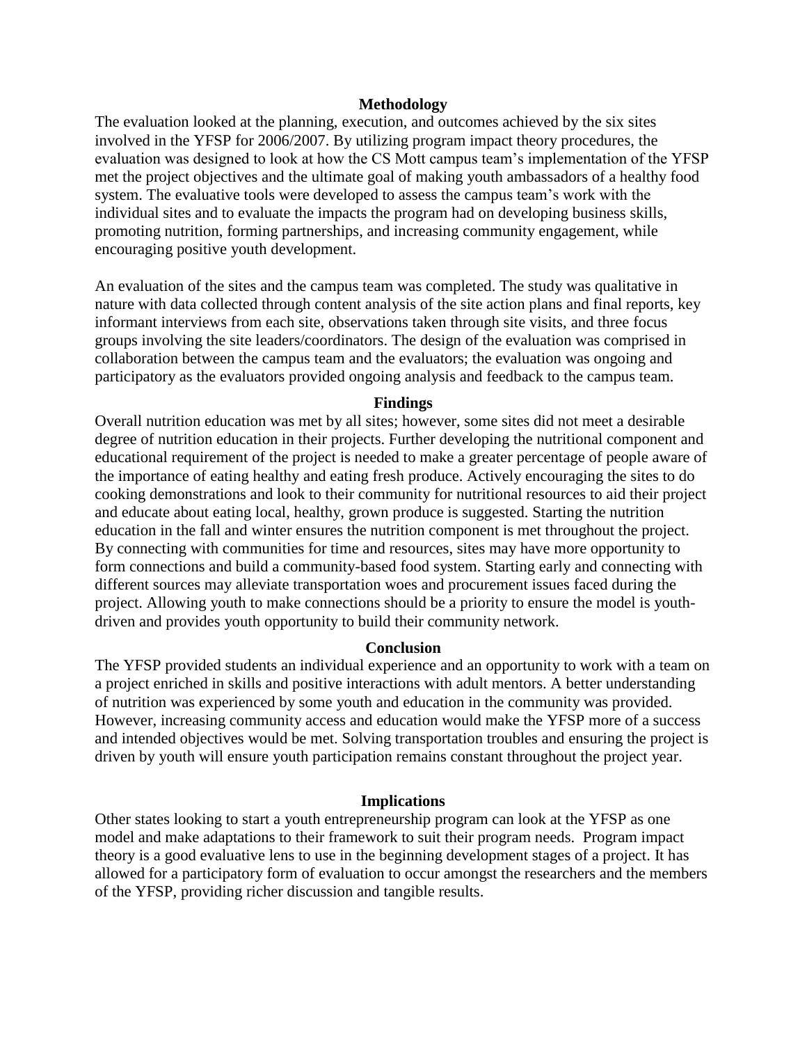## Methodology

The evaluation looked at the planning, execution, and outcomes achieved by the six sites involved in the YFSP for 2006/2007. By utilizing program impact theory procedures, the evaluation was designed to look at how the CS Mott campus team's implementation of the YFSP met the project objectives and the ultimate goal of making youth ambassadors of a healthy food system. The evaluative tools were developed to assess the campus team's work with the individual sites and to evaluate the impacts the program had on developing business skills, promoting nutrition, forming partnerships, and increasing community engagement, while encouraging positive youth development.

An evaluation of the sites and the campus team was completed. The study was qualitative in nature with data collected through content analysis of the site action plans and final reports, key informant interviews from each site, observations taken through site visits, and three focus groups involving the site leaders/coordinators. The design of the evaluation was comprised in collaboration between the campus team and the evaluators; the evaluation was ongoing and participatory as the evaluators provided ongoing analysis and feedback to the campus team.

## Findings

Overall nutrition education was met by all sites; however, some sites did not meet a desirable degree of nutrition education in their projects. Further developing the nutritional component and educational requirement of the project is needed to make a greater percentage of people aware of the importance of eating healthy and eating fresh produce. Actively encouraging the sites to do cooking demonstrations and look to their community for nutritional resources to aid their project and educate about eating local, healthy, grown produce is suggested. Starting the nutrition education in the fall and winter ensures the nutrition component is met throughout the project. By connecting with communities for time and resources, sites may have more opportunity to form connections and build a community-based food system. Starting early and connecting with different sources may alleviate transportation woes and procurement issues faced during the project. Allowing youth to make connections should be a priority to ensure the model is youth-driven and provides youth opportunity to build their community network.

## Conclusion

The YFSP provided students an individual experience and an opportunity to work with a team on a project enriched in skills and positive interactions with adult mentors. A better understanding of nutrition was experienced by some youth and education in the community was provided. However, increasing community access and education would make the YFSP more of a success and intended objectives would be met. Solving transportation troubles and ensuring the project is driven by youth will ensure youth participation remains constant throughout the project year.

## Implications

Other states looking to start a youth entrepreneurship program can look at the YFSP as one model and make adaptations to their framework to suit their program needs. Program impact theory is a good evaluative lens to use in the beginning development stages of a project. It has allowed for a participatory form of evaluation to occur amongst the researchers and the members of the YFSP, providing richer discussion and tangible results.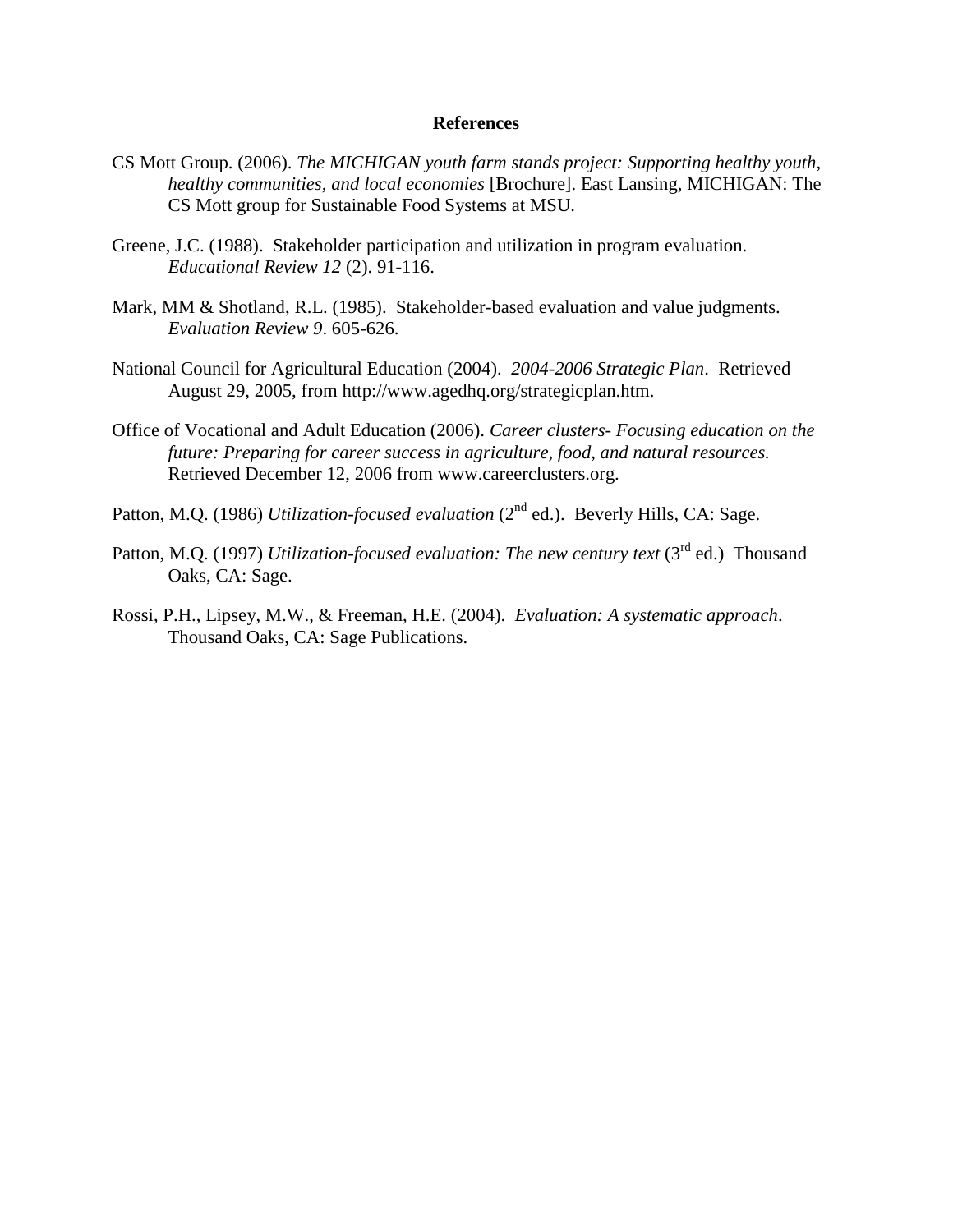**References**

CS Mott Group. (2006). *The MICHIGAN youth farm stands project: Supporting healthy youth, healthy communities, and local economies* [Brochure]. East Lansing, MICHIGAN: The CS Mott group for Sustainable Food Systems at MSU.

Greene, J.C. (1988). Stakeholder participation and utilization in program evaluation. *Educational Review 12* (2). 91-116.

Mark, MM & Shotland, R.L. (1985). Stakeholder-based evaluation and value judgments. *Evaluation Review 9*. 605-626.

National Council for Agricultural Education (2004). *2004-2006 Strategic Plan*. Retrieved August 29, 2005, from http://www.agedhq.org/strategicplan.htm.

Office of Vocational and Adult Education (2006). *Career clusters- Focusing education on the future: Preparing for career success in agriculture, food, and natural resources.* Retrieved December 12, 2006 from www.careerclusters.org.

Patton, M.Q. (1986) *Utilization-focused evaluation* (2nd ed.). Beverly Hills, CA: Sage.

Patton, M.Q. (1997) *Utilization-focused evaluation: The new century text* (3rd ed.) Thousand Oaks, CA: Sage.

Rossi, P.H., Lipsey, M.W., & Freeman, H.E. (2004). *Evaluation: A systematic approach*. Thousand Oaks, CA: Sage Publications.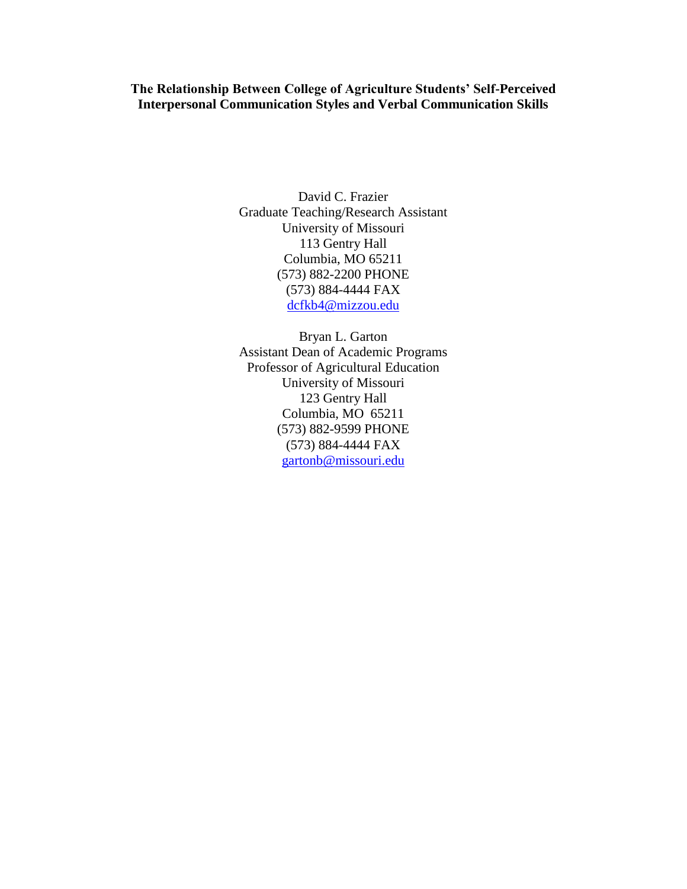# The Relationship Between College of Agriculture Students' Self-Perceived Interpersonal Communication Styles and Verbal Communication Skills

David C. Frazier
Graduate Teaching/Research Assistant
University of Missouri
113 Gentry Hall
Columbia, MO 65211
(573) 882-2200 PHONE
(573) 884-4444 FAX
dcfkb4@mizzou.edu

Bryan L. Garton
Assistant Dean of Academic Programs
Professor of Agricultural Education
University of Missouri
123 Gentry Hall
Columbia, MO 65211
(573) 882-9599 PHONE
(573) 884-4444 FAX
gartonb@missouri.edu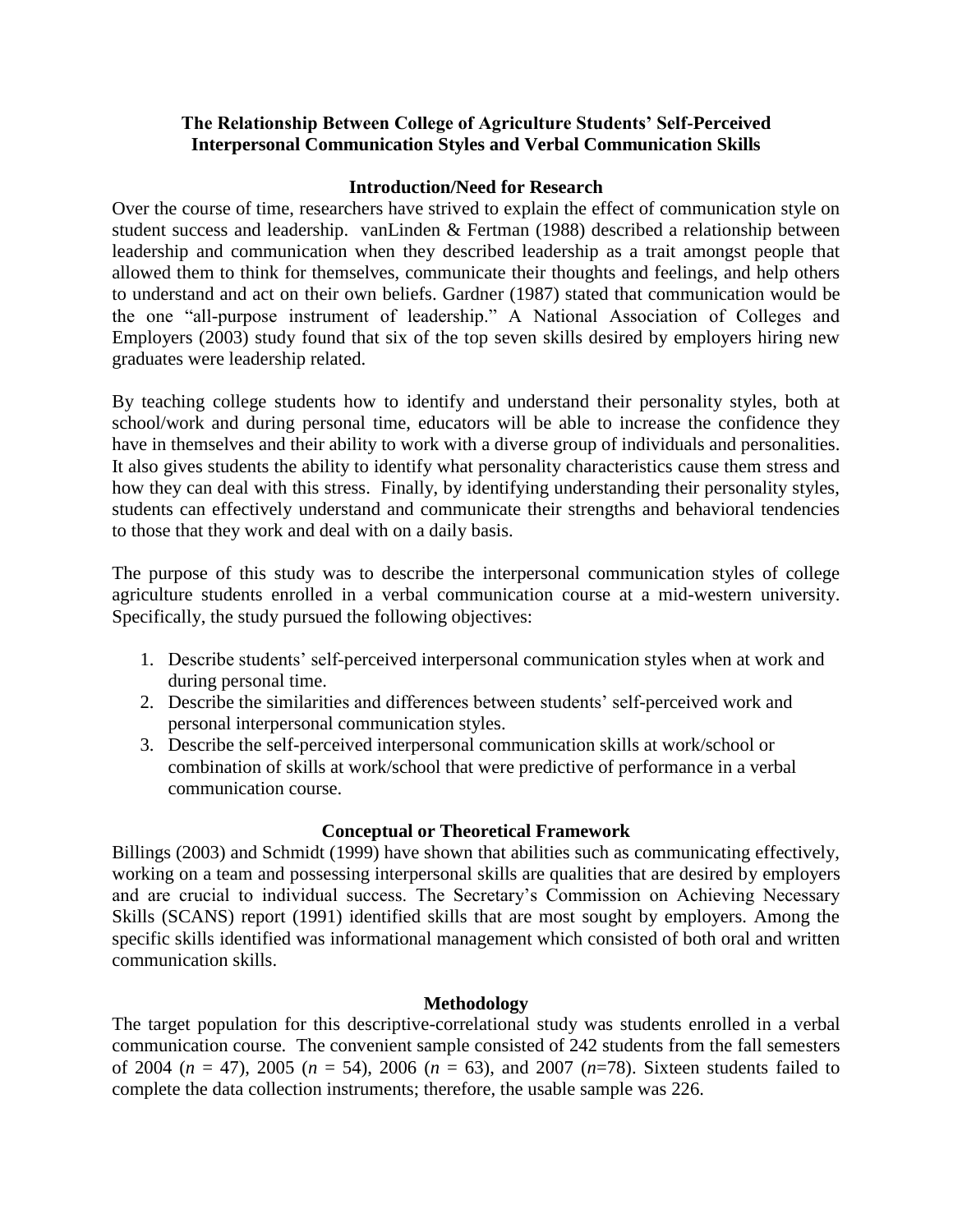# The Relationship Between College of Agriculture Students' Self-Perceived Interpersonal Communication Styles and Verbal Communication Skills

## Introduction/Need for Research

Over the course of time, researchers have strived to explain the effect of communication style on student success and leadership. vanLinden & Fertman (1988) described a relationship between leadership and communication when they described leadership as a trait amongst people that allowed them to think for themselves, communicate their thoughts and feelings, and help others to understand and act on their own beliefs. Gardner (1987) stated that communication would be the one "all-purpose instrument of leadership." A National Association of Colleges and Employers (2003) study found that six of the top seven skills desired by employers hiring new graduates were leadership related.

By teaching college students how to identify and understand their personality styles, both at school/work and during personal time, educators will be able to increase the confidence they have in themselves and their ability to work with a diverse group of individuals and personalities. It also gives students the ability to identify what personality characteristics cause them stress and how they can deal with this stress. Finally, by identifying understanding their personality styles, students can effectively understand and communicate their strengths and behavioral tendencies to those that they work and deal with on a daily basis.

The purpose of this study was to describe the interpersonal communication styles of college agriculture students enrolled in a verbal communication course at a mid-western university. Specifically, the study pursued the following objectives:

1. Describe students' self-perceived interpersonal communication styles when at work and during personal time.
2. Describe the similarities and differences between students' self-perceived work and personal interpersonal communication styles.
3. Describe the self-perceived interpersonal communication skills at work/school or combination of skills at work/school that were predictive of performance in a verbal communication course.

## Conceptual or Theoretical Framework

Billings (2003) and Schmidt (1999) have shown that abilities such as communicating effectively, working on a team and possessing interpersonal skills are qualities that are desired by employers and are crucial to individual success. The Secretary's Commission on Achieving Necessary Skills (SCANS) report (1991) identified skills that are most sought by employers. Among the specific skills identified was informational management which consisted of both oral and written communication skills.

## Methodology

The target population for this descriptive-correlational study was students enrolled in a verbal communication course. The convenient sample consisted of 242 students from the fall semesters of 2004 ($n$ = 47), 2005 ($n$ = 54), 2006 ($n$ = 63), and 2007 ($n$=78). Sixteen students failed to complete the data collection instruments; therefore, the usable sample was 226.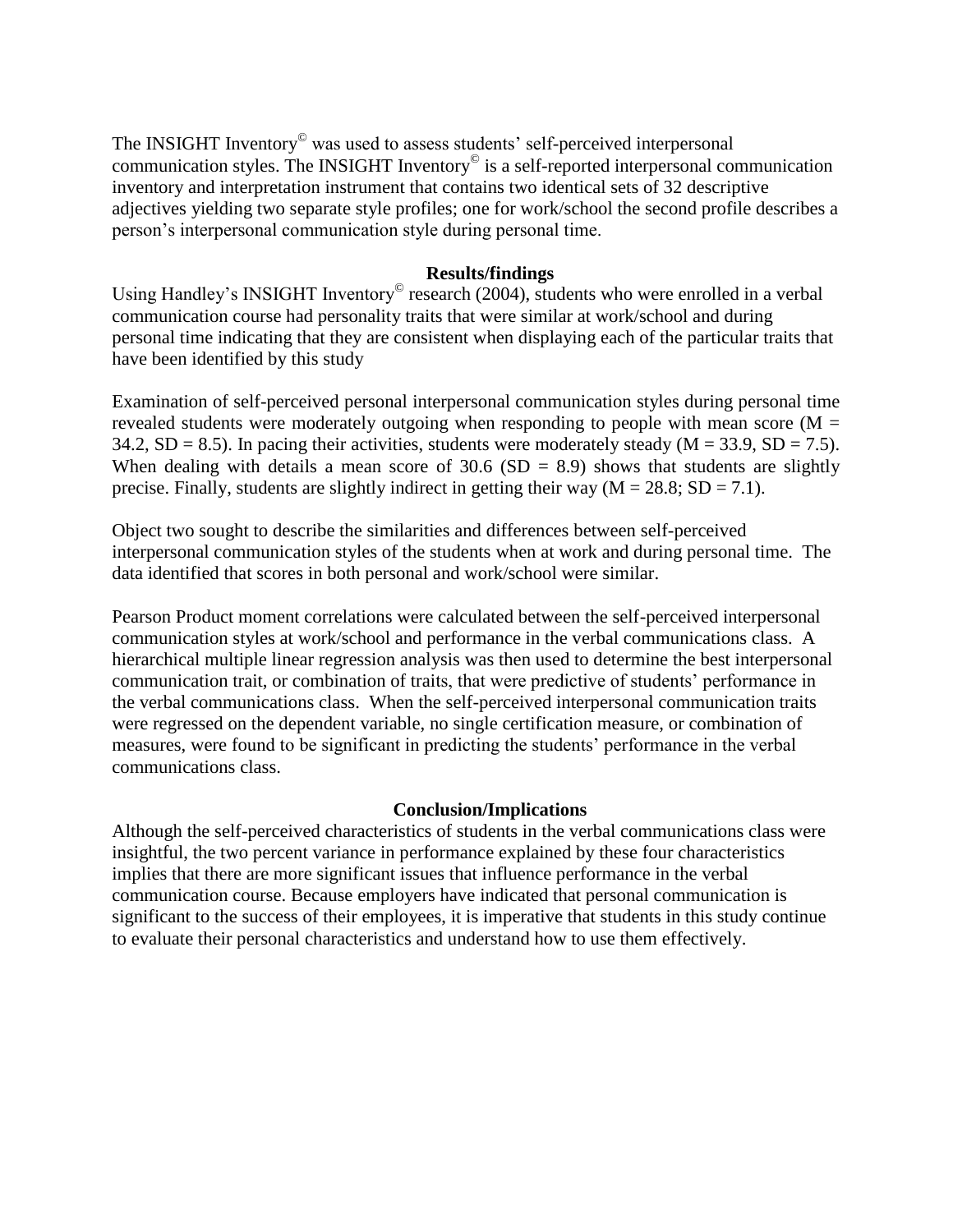The INSIGHT Inventory© was used to assess students' self-perceived interpersonal communication styles. The INSIGHT Inventory© is a self-reported interpersonal communication inventory and interpretation instrument that contains two identical sets of 32 descriptive adjectives yielding two separate style profiles; one for work/school the second profile describes a person's interpersonal communication style during personal time.

**Results/findings**

Using Handley's INSIGHT Inventory© research (2004), students who were enrolled in a verbal communication course had personality traits that were similar at work/school and during personal time indicating that they are consistent when displaying each of the particular traits that have been identified by this study

Examination of self-perceived personal interpersonal communication styles during personal time revealed students were moderately outgoing when responding to people with mean score ($M = 34.2$, $SD = 8.5$). In pacing their activities, students were moderately steady ($M = 33.9$, $SD = 7.5$). When dealing with details a mean score of 30.6 ($SD = 8.9$) shows that students are slightly precise. Finally, students are slightly indirect in getting their way ($M = 28.8$; $SD = 7.1$).

Object two sought to describe the similarities and differences between self-perceived interpersonal communication styles of the students when at work and during personal time. The data identified that scores in both personal and work/school were similar.

Pearson Product moment correlations were calculated between the self-perceived interpersonal communication styles at work/school and performance in the verbal communications class. A hierarchical multiple linear regression analysis was then used to determine the best interpersonal communication trait, or combination of traits, that were predictive of students' performance in the verbal communications class. When the self-perceived interpersonal communication traits were regressed on the dependent variable, no single certification measure, or combination of measures, were found to be significant in predicting the students' performance in the verbal communications class.

**Conclusion/Implications**

Although the self-perceived characteristics of students in the verbal communications class were insightful, the two percent variance in performance explained by these four characteristics implies that there are more significant issues that influence performance in the verbal communication course. Because employers have indicated that personal communication is significant to the success of their employees, it is imperative that students in this study continue to evaluate their personal characteristics and understand how to use them effectively.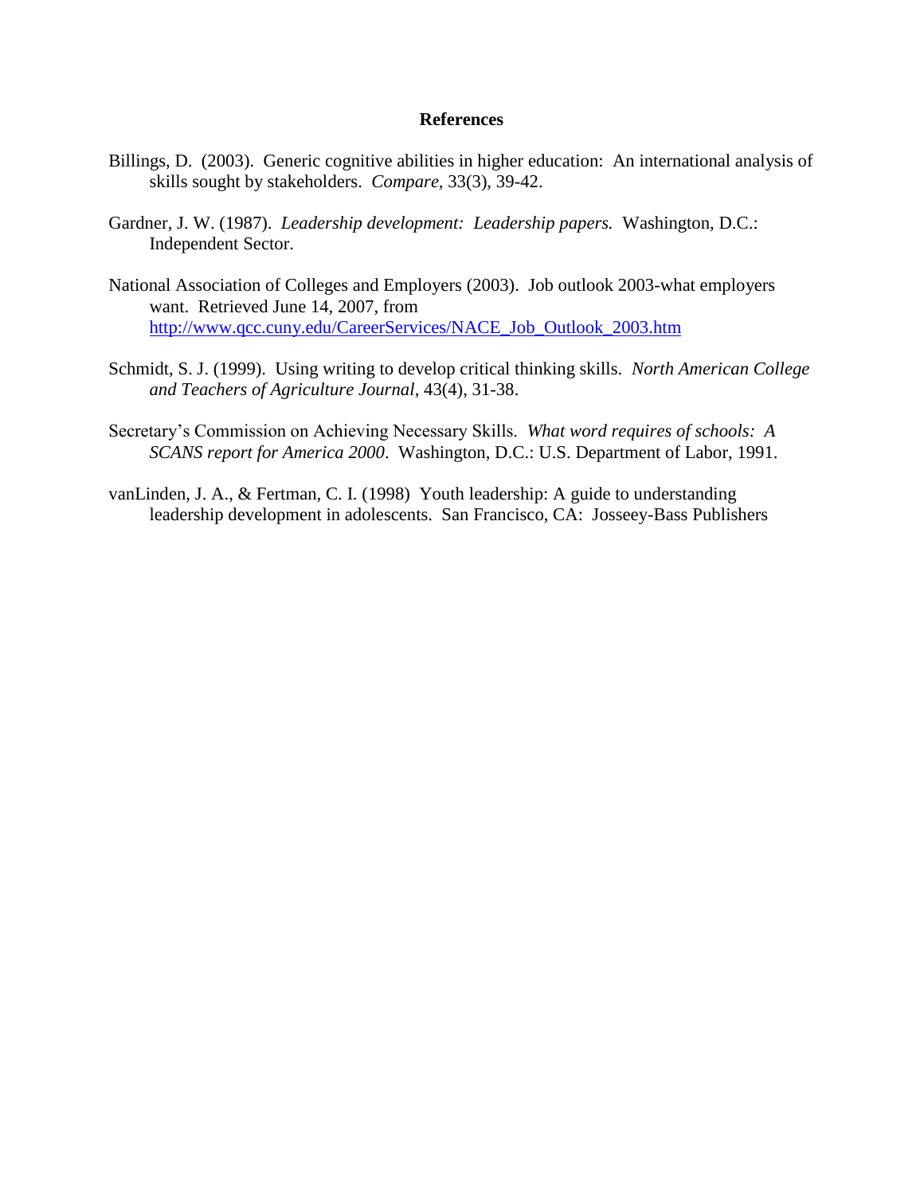## References

Billings, D. (2003). Generic cognitive abilities in higher education: An international analysis of skills sought by stakeholders. *Compare,* 33(3), 39-42.

Gardner, J. W. (1987). *Leadership development: Leadership papers.* Washington, D.C.: Independent Sector.

National Association of Colleges and Employers (2003). Job outlook 2003-what employers want. Retrieved June 14, 2007, from http://www.qcc.cuny.edu/CareerServices/NACE_Job_Outlook_2003.htm

Schmidt, S. J. (1999). Using writing to develop critical thinking skills. *North American College and Teachers of Agriculture Journal*, 43(4), 31-38.

Secretary's Commission on Achieving Necessary Skills. *What word requires of schools: A SCANS report for America 2000*. Washington, D.C.: U.S. Department of Labor, 1991.

vanLinden, J. A., & Fertman, C. I. (1998) Youth leadership: A guide to understanding leadership development in adolescents. San Francisco, CA: Josseey-Bass Publishers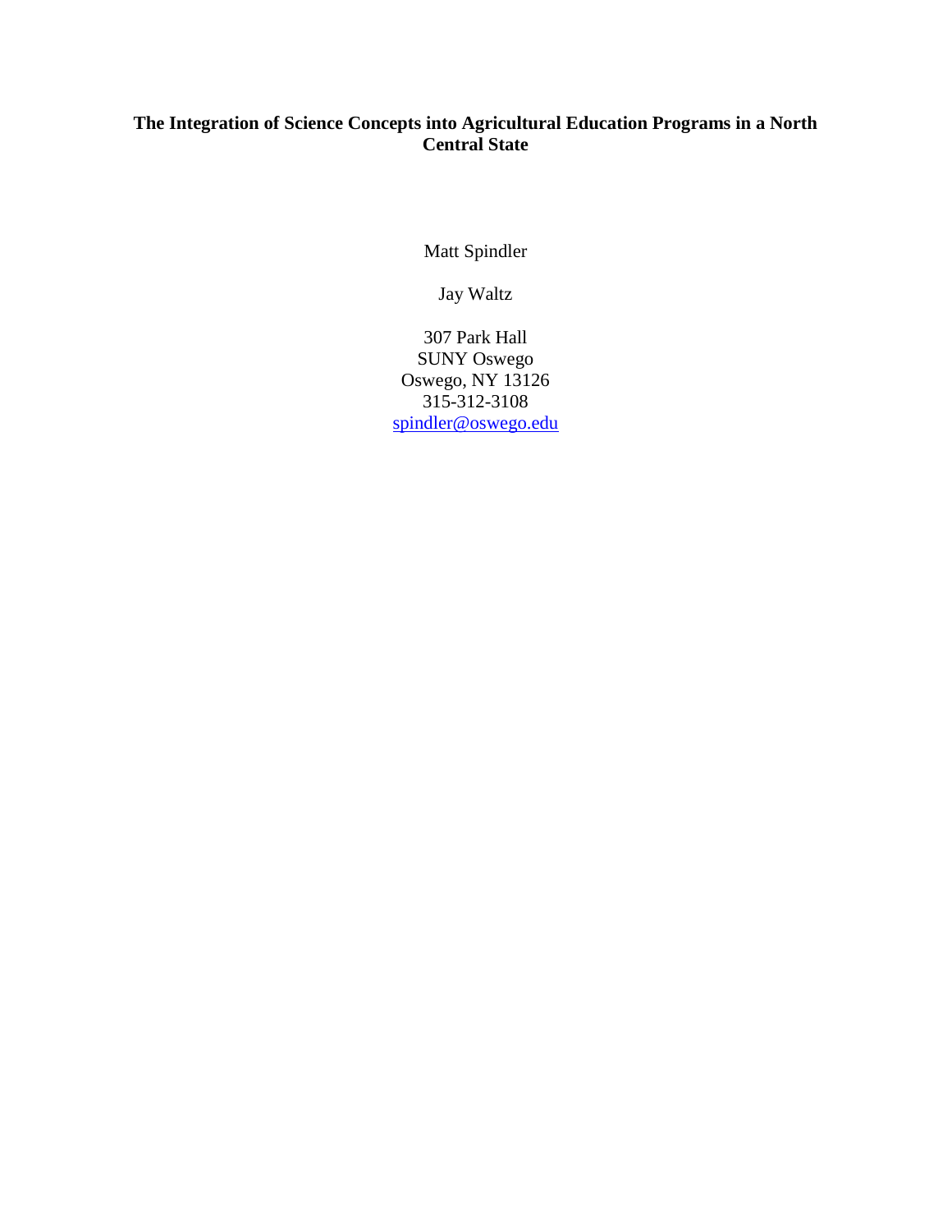# The Integration of Science Concepts into Agricultural Education Programs in a North Central State

Matt Spindler

Jay Waltz

307 Park Hall  
SUNY Oswego  
Oswego, NY 13126  
315-312-3108  
spindler@oswego.edu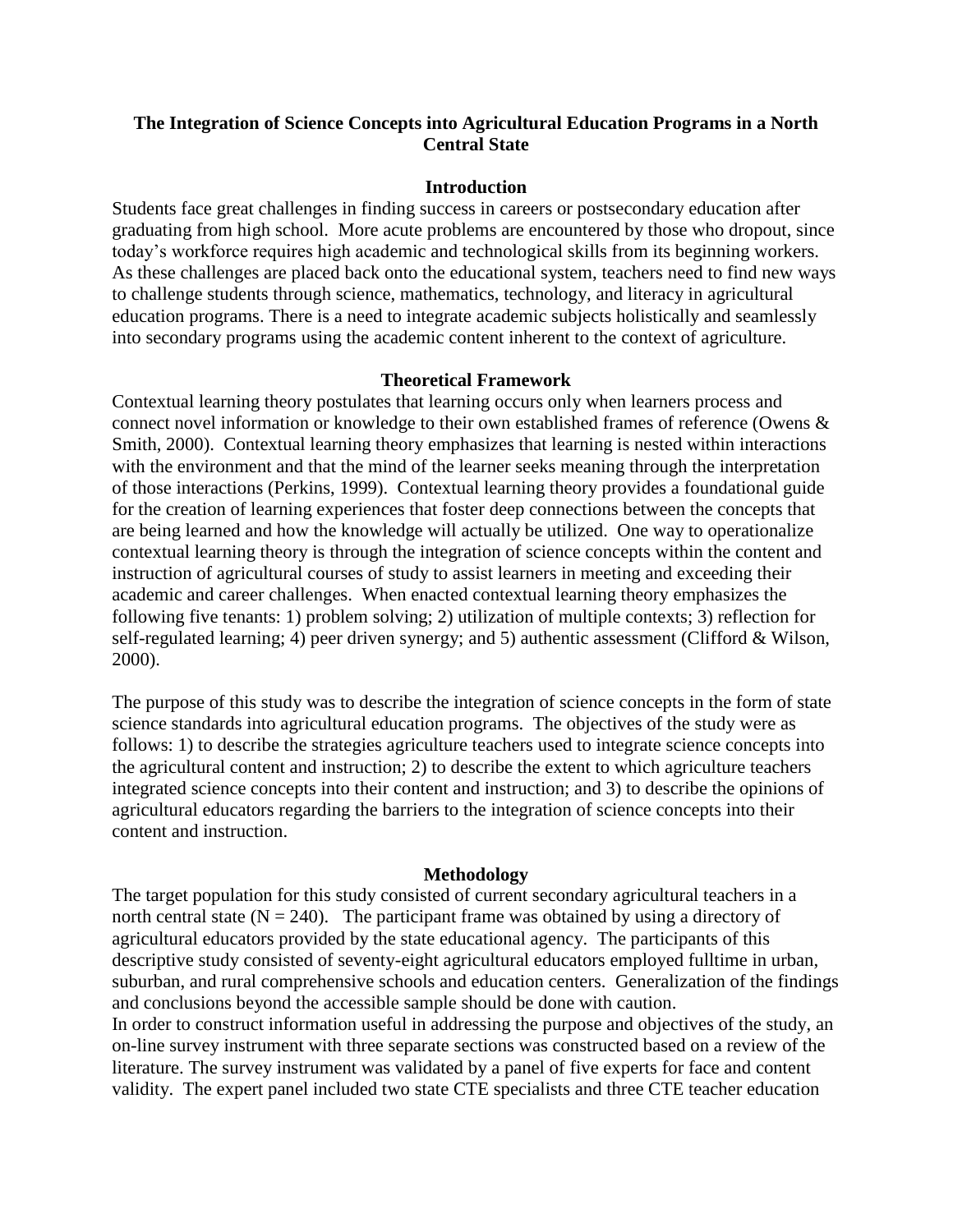# The Integration of Science Concepts into Agricultural Education Programs in a North Central State

## Introduction

Students face great challenges in finding success in careers or postsecondary education after graduating from high school. More acute problems are encountered by those who dropout, since today's workforce requires high academic and technological skills from its beginning workers. As these challenges are placed back onto the educational system, teachers need to find new ways to challenge students through science, mathematics, technology, and literacy in agricultural education programs. There is a need to integrate academic subjects holistically and seamlessly into secondary programs using the academic content inherent to the context of agriculture.

## Theoretical Framework

Contextual learning theory postulates that learning occurs only when learners process and connect novel information or knowledge to their own established frames of reference (Owens & Smith, 2000). Contextual learning theory emphasizes that learning is nested within interactions with the environment and that the mind of the learner seeks meaning through the interpretation of those interactions (Perkins, 1999). Contextual learning theory provides a foundational guide for the creation of learning experiences that foster deep connections between the concepts that are being learned and how the knowledge will actually be utilized. One way to operationalize contextual learning theory is through the integration of science concepts within the content and instruction of agricultural courses of study to assist learners in meeting and exceeding their academic and career challenges. When enacted contextual learning theory emphasizes the following five tenants: 1) problem solving; 2) utilization of multiple contexts; 3) reflection for self-regulated learning; 4) peer driven synergy; and 5) authentic assessment (Clifford & Wilson, 2000).

The purpose of this study was to describe the integration of science concepts in the form of state science standards into agricultural education programs. The objectives of the study were as follows: 1) to describe the strategies agriculture teachers used to integrate science concepts into the agricultural content and instruction; 2) to describe the extent to which agriculture teachers integrated science concepts into their content and instruction; and 3) to describe the opinions of agricultural educators regarding the barriers to the integration of science concepts into their content and instruction.

## Methodology

The target population for this study consisted of current secondary agricultural teachers in a north central state ($N = 240$). The participant frame was obtained by using a directory of agricultural educators provided by the state educational agency. The participants of this descriptive study consisted of seventy-eight agricultural educators employed fulltime in urban, suburban, and rural comprehensive schools and education centers. Generalization of the findings and conclusions beyond the accessible sample should be done with caution.

In order to construct information useful in addressing the purpose and objectives of the study, an on-line survey instrument with three separate sections was constructed based on a review of the literature. The survey instrument was validated by a panel of five experts for face and content validity. The expert panel included two state CTE specialists and three CTE teacher education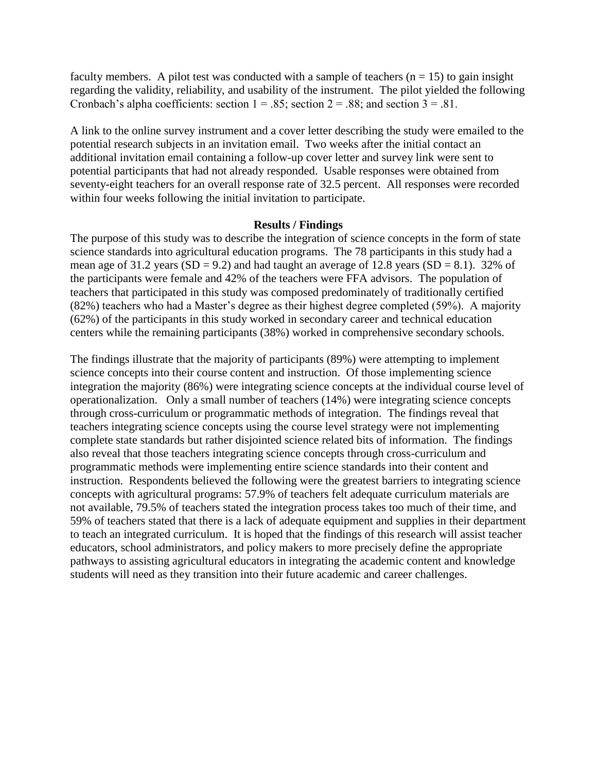faculty members. A pilot test was conducted with a sample of teachers ($n = 15$) to gain insight regarding the validity, reliability, and usability of the instrument. The pilot yielded the following Cronbach's alpha coefficients: section 1 = .85; section 2 = .88; and section 3 = .81.

A link to the online survey instrument and a cover letter describing the study were emailed to the potential research subjects in an invitation email. Two weeks after the initial contact an additional invitation email containing a follow-up cover letter and survey link were sent to potential participants that had not already responded. Usable responses were obtained from seventy-eight teachers for an overall response rate of 32.5 percent. All responses were recorded within four weeks following the initial invitation to participate.

## Results / Findings

The purpose of this study was to describe the integration of science concepts in the form of state science standards into agricultural education programs. The 78 participants in this study had a mean age of 31.2 years ($SD = 9.2$) and had taught an average of 12.8 years ($SD = 8.1$). 32% of the participants were female and 42% of the teachers were FFA advisors. The population of teachers that participated in this study was composed predominately of traditionally certified (82%) teachers who had a Master's degree as their highest degree completed (59%). A majority (62%) of the participants in this study worked in secondary career and technical education centers while the remaining participants (38%) worked in comprehensive secondary schools.

The findings illustrate that the majority of participants (89%) were attempting to implement science concepts into their course content and instruction. Of those implementing science integration the majority (86%) were integrating science concepts at the individual course level of operationalization. Only a small number of teachers (14%) were integrating science concepts through cross-curriculum or programmatic methods of integration. The findings reveal that teachers integrating science concepts using the course level strategy were not implementing complete state standards but rather disjointed science related bits of information. The findings also reveal that those teachers integrating science concepts through cross-curriculum and programmatic methods were implementing entire science standards into their content and instruction. Respondents believed the following were the greatest barriers to integrating science concepts with agricultural programs: 57.9% of teachers felt adequate curriculum materials are not available, 79.5% of teachers stated the integration process takes too much of their time, and 59% of teachers stated that there is a lack of adequate equipment and supplies in their department to teach an integrated curriculum. It is hoped that the findings of this research will assist teacher educators, school administrators, and policy makers to more precisely define the appropriate pathways to assisting agricultural educators in integrating the academic content and knowledge students will need as they transition into their future academic and career challenges.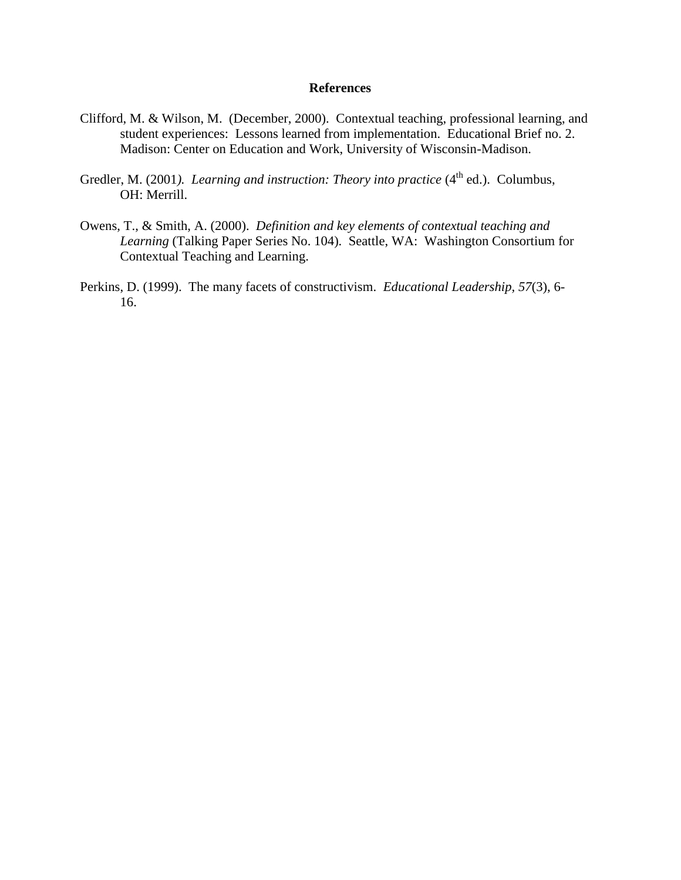## References

Clifford, M. & Wilson, M. (December, 2000). Contextual teaching, professional learning, and student experiences: Lessons learned from implementation. Educational Brief no. 2. Madison: Center on Education and Work, University of Wisconsin-Madison.

Gredler, M. (2001*). Learning and instruction: Theory into practice* (4th ed.). Columbus, OH: Merrill.

Owens, T., & Smith, A. (2000). *Definition and key elements of contextual teaching and Learning* (Talking Paper Series No. 104). Seattle, WA: Washington Consortium for Contextual Teaching and Learning.

Perkins, D. (1999). The many facets of constructivism. *Educational Leadership, 57*(3), 6-16.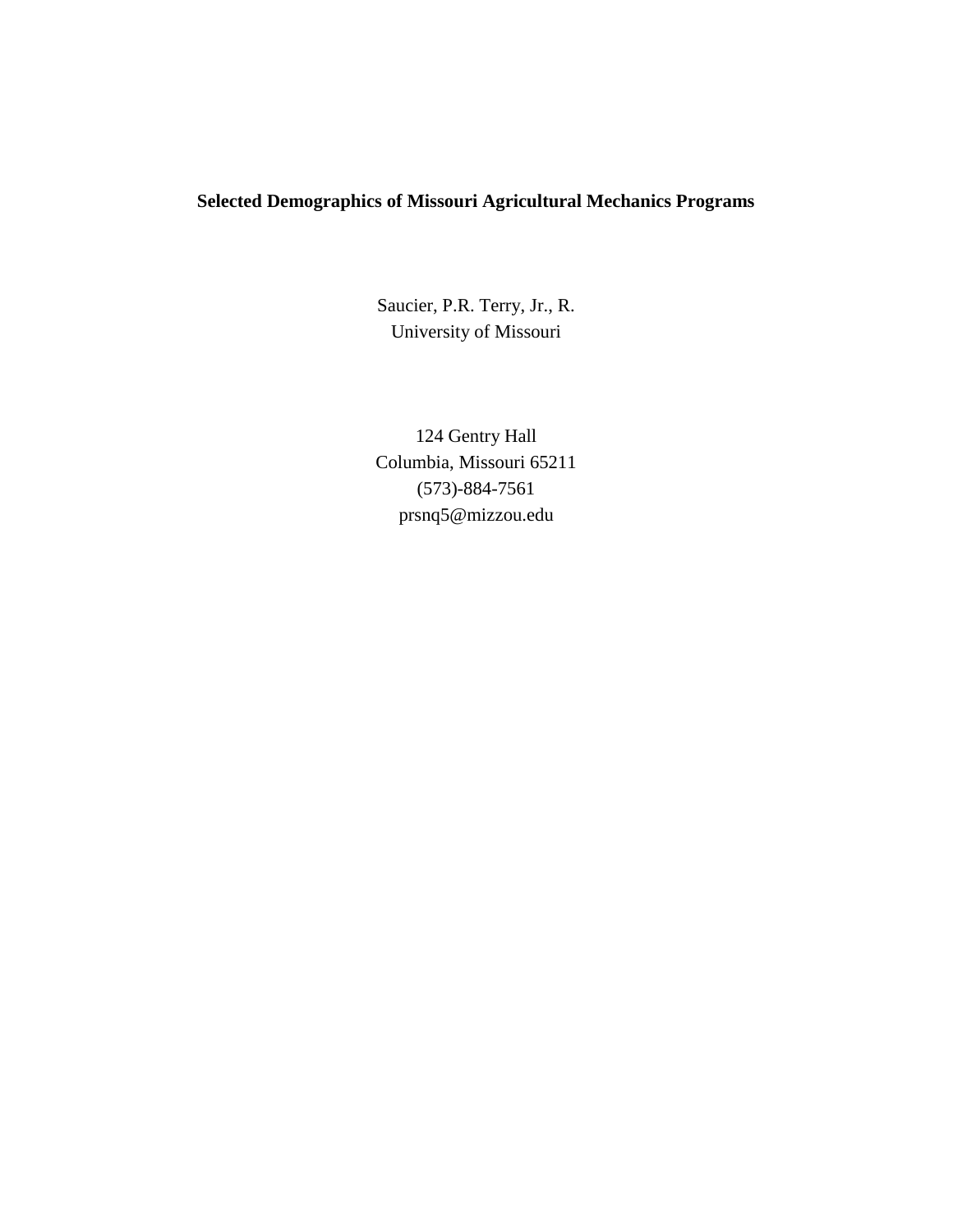**Selected Demographics of Missouri Agricultural Mechanics Programs**

Saucier, P.R. Terry, Jr., R.
University of Missouri

124 Gentry Hall
Columbia, Missouri 65211
(573)-884-7561
prsnq5@mizzou.edu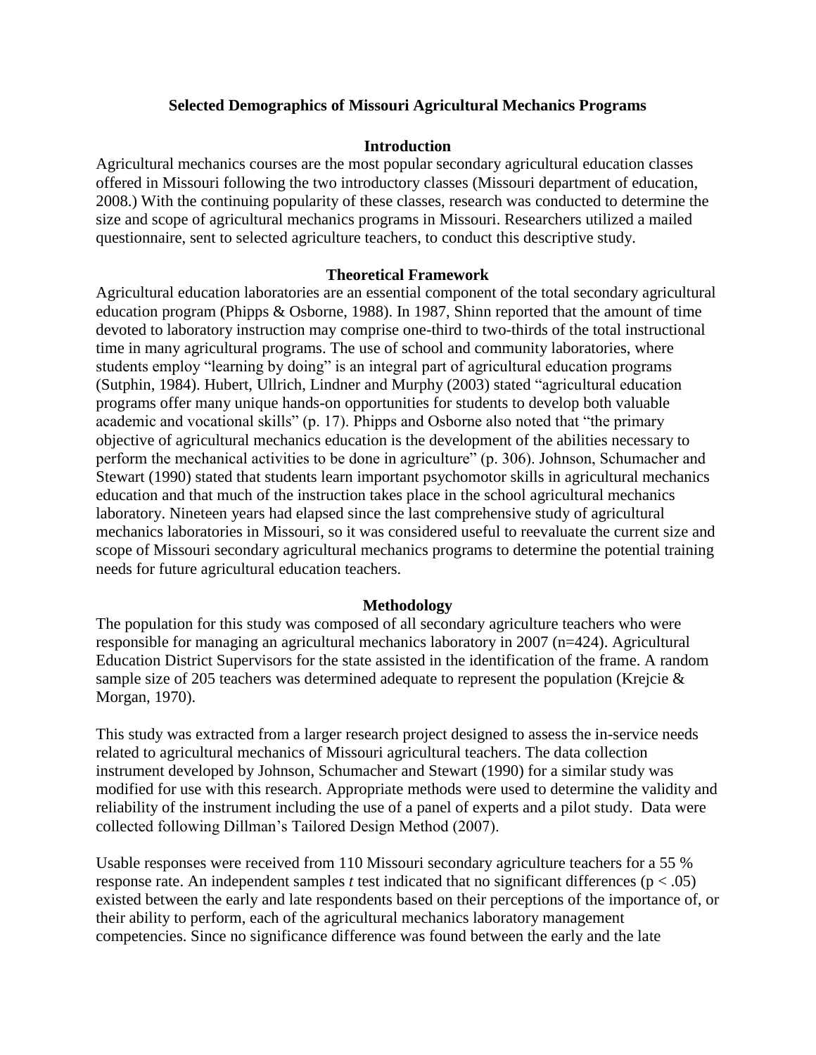# Selected Demographics of Missouri Agricultural Mechanics Programs

## Introduction

Agricultural mechanics courses are the most popular secondary agricultural education classes offered in Missouri following the two introductory classes (Missouri department of education, 2008.) With the continuing popularity of these classes, research was conducted to determine the size and scope of agricultural mechanics programs in Missouri. Researchers utilized a mailed questionnaire, sent to selected agriculture teachers, to conduct this descriptive study.

## Theoretical Framework

Agricultural education laboratories are an essential component of the total secondary agricultural education program (Phipps & Osborne, 1988). In 1987, Shinn reported that the amount of time devoted to laboratory instruction may comprise one-third to two-thirds of the total instructional time in many agricultural programs. The use of school and community laboratories, where students employ "learning by doing" is an integral part of agricultural education programs (Sutphin, 1984). Hubert, Ullrich, Lindner and Murphy (2003) stated "agricultural education programs offer many unique hands-on opportunities for students to develop both valuable academic and vocational skills" (p. 17). Phipps and Osborne also noted that "the primary objective of agricultural mechanics education is the development of the abilities necessary to perform the mechanical activities to be done in agriculture" (p. 306). Johnson, Schumacher and Stewart (1990) stated that students learn important psychomotor skills in agricultural mechanics education and that much of the instruction takes place in the school agricultural mechanics laboratory. Nineteen years had elapsed since the last comprehensive study of agricultural mechanics laboratories in Missouri, so it was considered useful to reevaluate the current size and scope of Missouri secondary agricultural mechanics programs to determine the potential training needs for future agricultural education teachers.

## Methodology

The population for this study was composed of all secondary agriculture teachers who were responsible for managing an agricultural mechanics laboratory in 2007 (n=424). Agricultural Education District Supervisors for the state assisted in the identification of the frame. A random sample size of 205 teachers was determined adequate to represent the population (Krejcie & Morgan, 1970).

This study was extracted from a larger research project designed to assess the in-service needs related to agricultural mechanics of Missouri agricultural teachers. The data collection instrument developed by Johnson, Schumacher and Stewart (1990) for a similar study was modified for use with this research. Appropriate methods were used to determine the validity and reliability of the instrument including the use of a panel of experts and a pilot study. Data were collected following Dillman's Tailored Design Method (2007).

Usable responses were received from 110 Missouri secondary agriculture teachers for a 55 % response rate. An independent samples *t* test indicated that no significant differences ($p < .05$) existed between the early and late respondents based on their perceptions of the importance of, or their ability to perform, each of the agricultural mechanics laboratory management competencies. Since no significance difference was found between the early and the late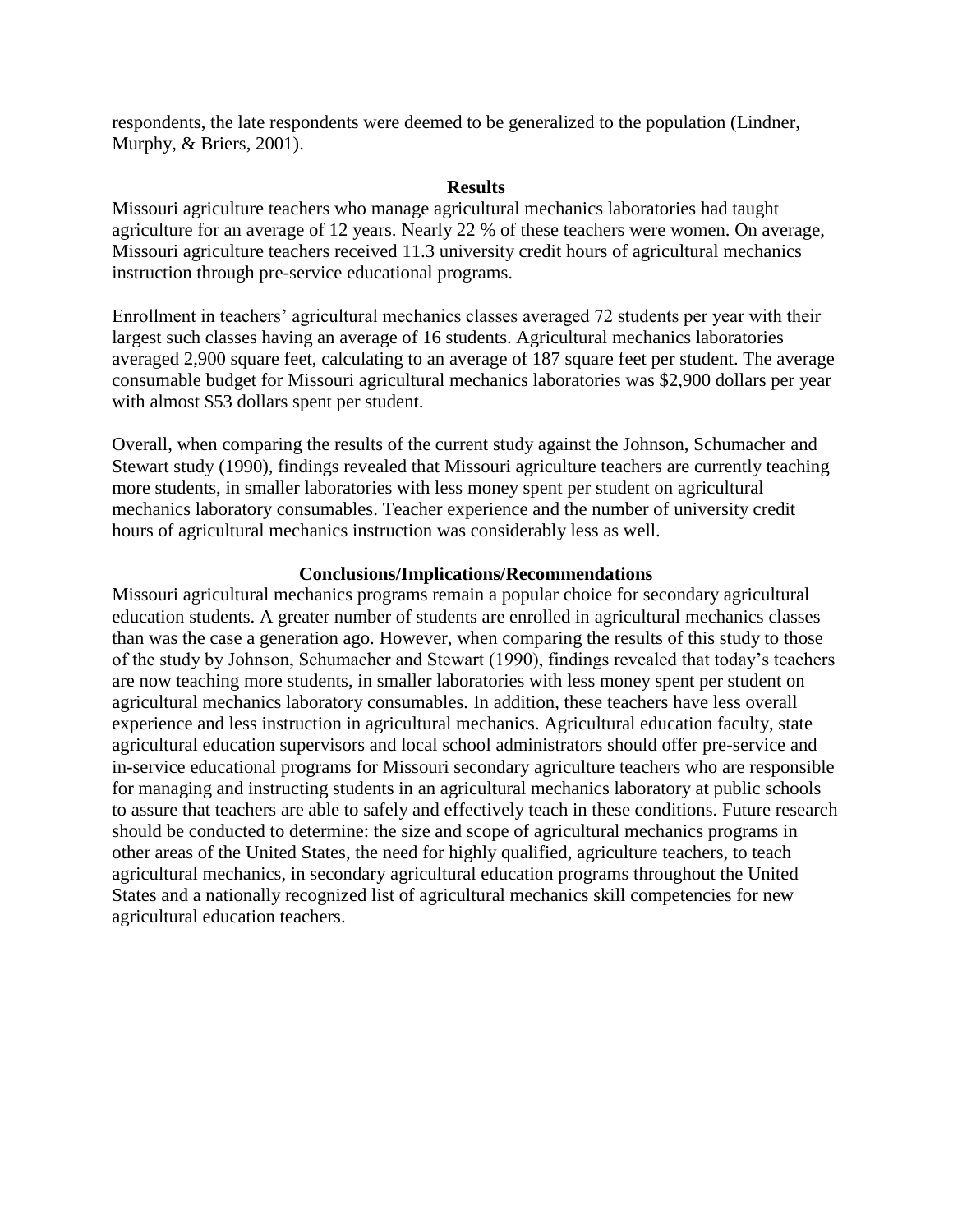respondents, the late respondents were deemed to be generalized to the population (Lindner, Murphy, & Briers, 2001).

## Results

Missouri agriculture teachers who manage agricultural mechanics laboratories had taught agriculture for an average of 12 years. Nearly 22 % of these teachers were women. On average, Missouri agriculture teachers received 11.3 university credit hours of agricultural mechanics instruction through pre-service educational programs.

Enrollment in teachers' agricultural mechanics classes averaged 72 students per year with their largest such classes having an average of 16 students. Agricultural mechanics laboratories averaged 2,900 square feet, calculating to an average of 187 square feet per student. The average consumable budget for Missouri agricultural mechanics laboratories was $2,900 dollars per year with almost $53 dollars spent per student.

Overall, when comparing the results of the current study against the Johnson, Schumacher and Stewart study (1990), findings revealed that Missouri agriculture teachers are currently teaching more students, in smaller laboratories with less money spent per student on agricultural mechanics laboratory consumables. Teacher experience and the number of university credit hours of agricultural mechanics instruction was considerably less as well.

## Conclusions/Implications/Recommendations

Missouri agricultural mechanics programs remain a popular choice for secondary agricultural education students. A greater number of students are enrolled in agricultural mechanics classes than was the case a generation ago. However, when comparing the results of this study to those of the study by Johnson, Schumacher and Stewart (1990), findings revealed that today's teachers are now teaching more students, in smaller laboratories with less money spent per student on agricultural mechanics laboratory consumables. In addition, these teachers have less overall experience and less instruction in agricultural mechanics. Agricultural education faculty, state agricultural education supervisors and local school administrators should offer pre-service and in-service educational programs for Missouri secondary agriculture teachers who are responsible for managing and instructing students in an agricultural mechanics laboratory at public schools to assure that teachers are able to safely and effectively teach in these conditions. Future research should be conducted to determine: the size and scope of agricultural mechanics programs in other areas of the United States, the need for highly qualified, agriculture teachers, to teach agricultural mechanics, in secondary agricultural education programs throughout the United States and a nationally recognized list of agricultural mechanics skill competencies for new agricultural education teachers.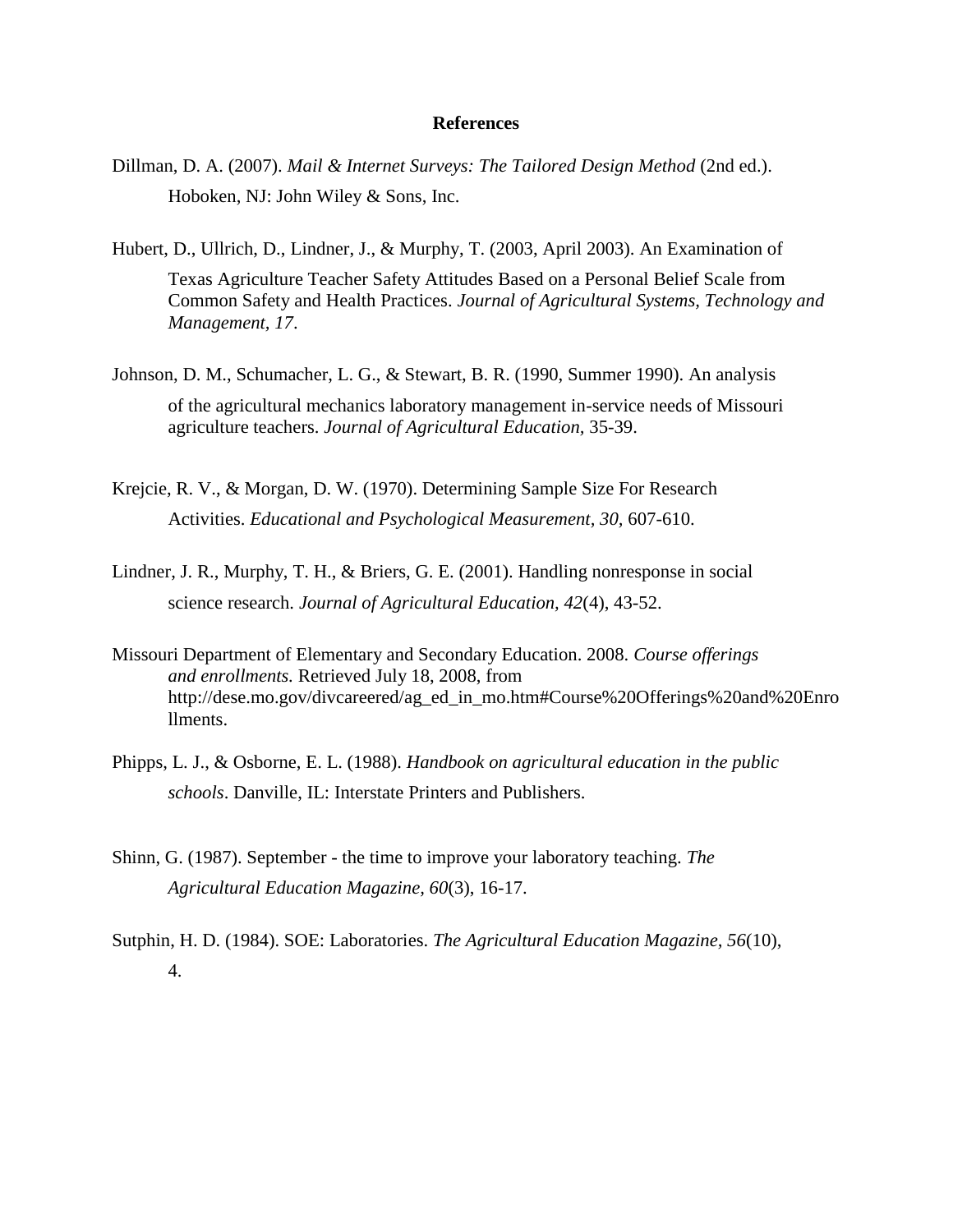**References**

Dillman, D. A. (2007). *Mail & Internet Surveys: The Tailored Design Method* (2nd ed.). Hoboken, NJ: John Wiley & Sons, Inc.

Hubert, D., Ullrich, D., Lindner, J., & Murphy, T. (2003, April 2003). An Examination of Texas Agriculture Teacher Safety Attitudes Based on a Personal Belief Scale from Common Safety and Health Practices. *Journal of Agricultural Systems, Technology and Management, 17*.

Johnson, D. M., Schumacher, L. G., & Stewart, B. R. (1990, Summer 1990). An analysis of the agricultural mechanics laboratory management in-service needs of Missouri agriculture teachers. *Journal of Agricultural Education,* 35-39.

Krejcie, R. V., & Morgan, D. W. (1970). Determining Sample Size For Research Activities. *Educational and Psychological Measurement, 30,* 607-610.

Lindner, J. R., Murphy, T. H., & Briers, G. E. (2001). Handling nonresponse in social science research. *Journal of Agricultural Education, 42*(4), 43-52.

Missouri Department of Elementary and Secondary Education. 2008. *Course offerings and enrollments.* Retrieved July 18, 2008, from http://dese.mo.gov/divcareered/ag_ed_in_mo.htm#Course%20Offerings%20and%20Enrollments.

Phipps, L. J., & Osborne, E. L. (1988). *Handbook on agricultural education in the public schools*. Danville, IL: Interstate Printers and Publishers.

Shinn, G. (1987). September - the time to improve your laboratory teaching. *The Agricultural Education Magazine, 60*(3), 16-17.

Sutphin, H. D. (1984). SOE: Laboratories. *The Agricultural Education Magazine, 56*(10), 4.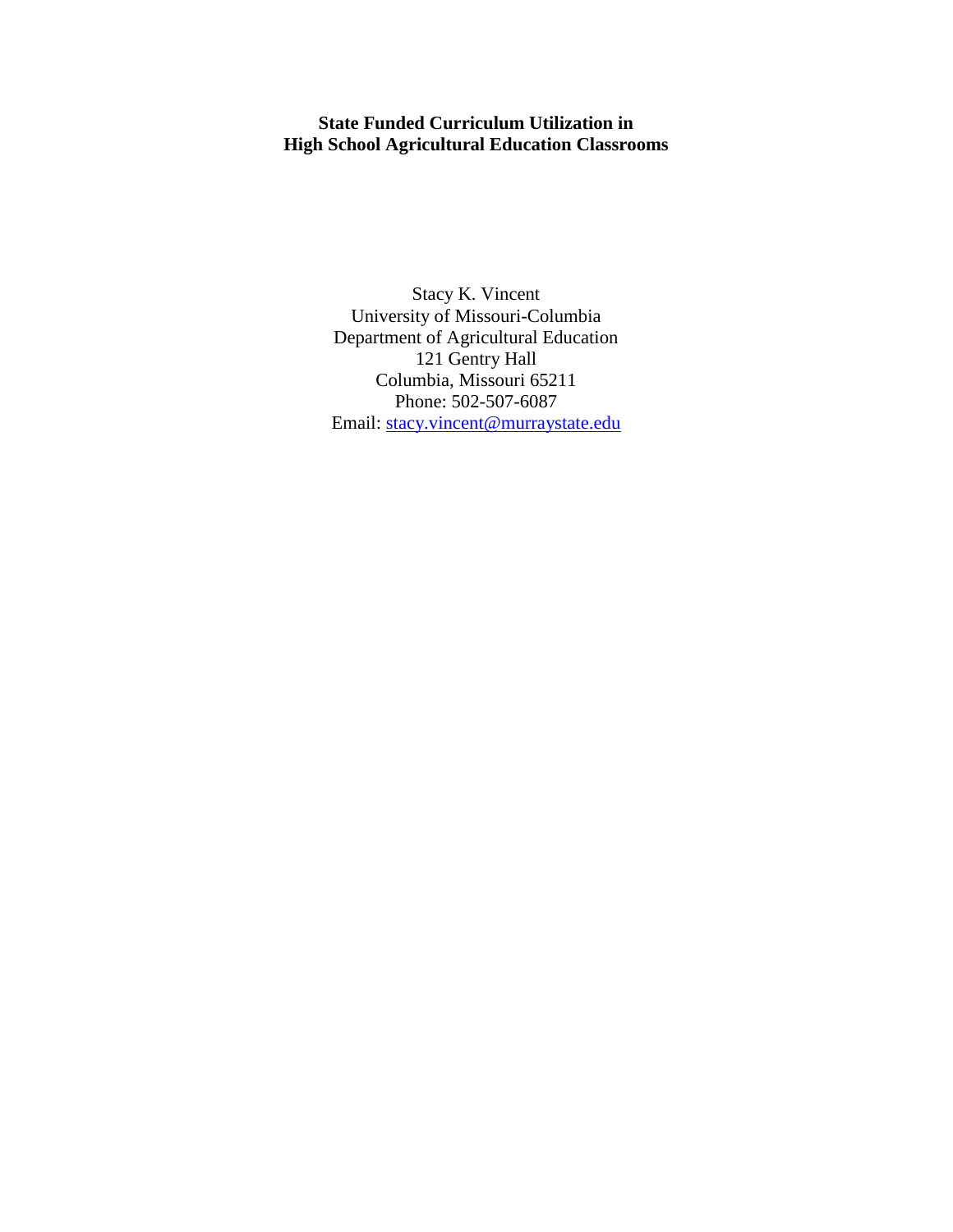**State Funded Curriculum Utilization in**
**High School Agricultural Education Classrooms**

Stacy K. Vincent
University of Missouri-Columbia
Department of Agricultural Education
121 Gentry Hall
Columbia, Missouri 65211
Phone: 502-507-6087
Email: stacy.vincent@murraystate.edu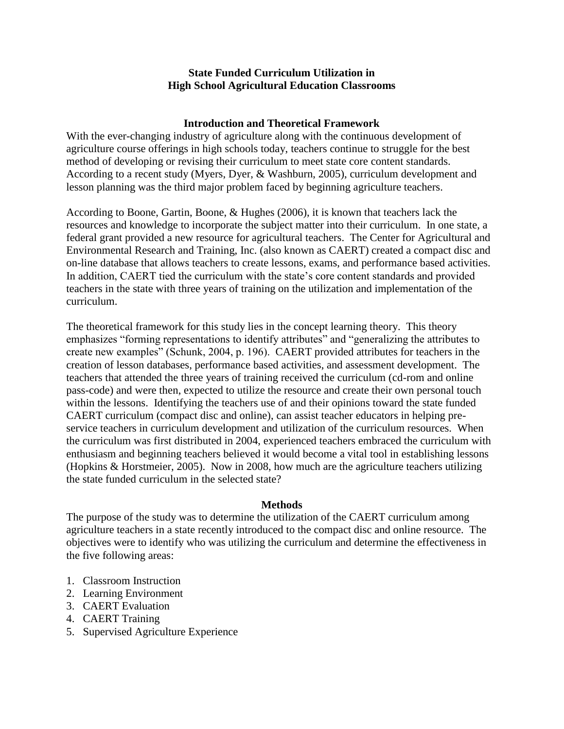# State Funded Curriculum Utilization in High School Agricultural Education Classrooms

## Introduction and Theoretical Framework

With the ever-changing industry of agriculture along with the continuous development of agriculture course offerings in high schools today, teachers continue to struggle for the best method of developing or revising their curriculum to meet state core content standards. According to a recent study (Myers, Dyer, & Washburn, 2005), curriculum development and lesson planning was the third major problem faced by beginning agriculture teachers.

According to Boone, Gartin, Boone, & Hughes (2006), it is known that teachers lack the resources and knowledge to incorporate the subject matter into their curriculum. In one state, a federal grant provided a new resource for agricultural teachers. The Center for Agricultural and Environmental Research and Training, Inc. (also known as CAERT) created a compact disc and on-line database that allows teachers to create lessons, exams, and performance based activities. In addition, CAERT tied the curriculum with the state's core content standards and provided teachers in the state with three years of training on the utilization and implementation of the curriculum.

The theoretical framework for this study lies in the concept learning theory. This theory emphasizes "forming representations to identify attributes" and "generalizing the attributes to create new examples" (Schunk, 2004, p. 196). CAERT provided attributes for teachers in the creation of lesson databases, performance based activities, and assessment development. The teachers that attended the three years of training received the curriculum (cd-rom and online pass-code) and were then, expected to utilize the resource and create their own personal touch within the lessons. Identifying the teachers use of and their opinions toward the state funded CAERT curriculum (compact disc and online), can assist teacher educators in helping pre-service teachers in curriculum development and utilization of the curriculum resources. When the curriculum was first distributed in 2004, experienced teachers embraced the curriculum with enthusiasm and beginning teachers believed it would become a vital tool in establishing lessons (Hopkins & Horstmeier, 2005). Now in 2008, how much are the agriculture teachers utilizing the state funded curriculum in the selected state?

## Methods

The purpose of the study was to determine the utilization of the CAERT curriculum among agriculture teachers in a state recently introduced to the compact disc and online resource. The objectives were to identify who was utilizing the curriculum and determine the effectiveness in the five following areas:

1. Classroom Instruction
2. Learning Environment
3. CAERT Evaluation
4. CAERT Training
5. Supervised Agriculture Experience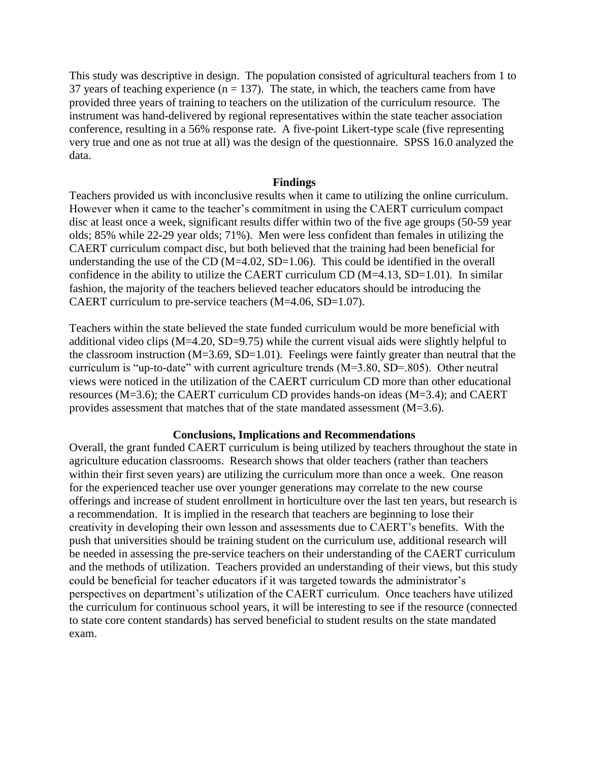This study was descriptive in design. The population consisted of agricultural teachers from 1 to 37 years of teaching experience ($n = 137$). The state, in which, the teachers came from have provided three years of training to teachers on the utilization of the curriculum resource. The instrument was hand-delivered by regional representatives within the state teacher association conference, resulting in a 56% response rate. A five-point Likert-type scale (five representing very true and one as not true at all) was the design of the questionnaire. SPSS 16.0 analyzed the data.

## Findings

Teachers provided us with inconclusive results when it came to utilizing the online curriculum. However when it came to the teacher's commitment in using the CAERT curriculum compact disc at least once a week, significant results differ within two of the five age groups (50-59 year olds; 85% while 22-29 year olds; 71%). Men were less confident than females in utilizing the CAERT curriculum compact disc, but both believed that the training had been beneficial for understanding the use of the CD ($M=4.02$, $SD=1.06$). This could be identified in the overall confidence in the ability to utilize the CAERT curriculum CD ($M=4.13$, $SD=1.01$). In similar fashion, the majority of the teachers believed teacher educators should be introducing the CAERT curriculum to pre-service teachers ($M=4.06$, $SD=1.07$).

Teachers within the state believed the state funded curriculum would be more beneficial with additional video clips ($M=4.20$, $SD=9.75$) while the current visual aids were slightly helpful to the classroom instruction ($M=3.69$, $SD=1.01$). Feelings were faintly greater than neutral that the curriculum is "up-to-date" with current agriculture trends ($M=3.80$, $SD=.805$). Other neutral views were noticed in the utilization of the CAERT curriculum CD more than other educational resources ($M=3.6$); the CAERT curriculum CD provides hands-on ideas ($M=3.4$); and CAERT provides assessment that matches that of the state mandated assessment ($M=3.6$).

## Conclusions, Implications and Recommendations

Overall, the grant funded CAERT curriculum is being utilized by teachers throughout the state in agriculture education classrooms. Research shows that older teachers (rather than teachers within their first seven years) are utilizing the curriculum more than once a week. One reason for the experienced teacher use over younger generations may correlate to the new course offerings and increase of student enrollment in horticulture over the last ten years, but research is a recommendation. It is implied in the research that teachers are beginning to lose their creativity in developing their own lesson and assessments due to CAERT's benefits. With the push that universities should be training student on the curriculum use, additional research will be needed in assessing the pre-service teachers on their understanding of the CAERT curriculum and the methods of utilization. Teachers provided an understanding of their views, but this study could be beneficial for teacher educators if it was targeted towards the administrator's perspectives on department's utilization of the CAERT curriculum. Once teachers have utilized the curriculum for continuous school years, it will be interesting to see if the resource (connected to state core content standards) has served beneficial to student results on the state mandated exam.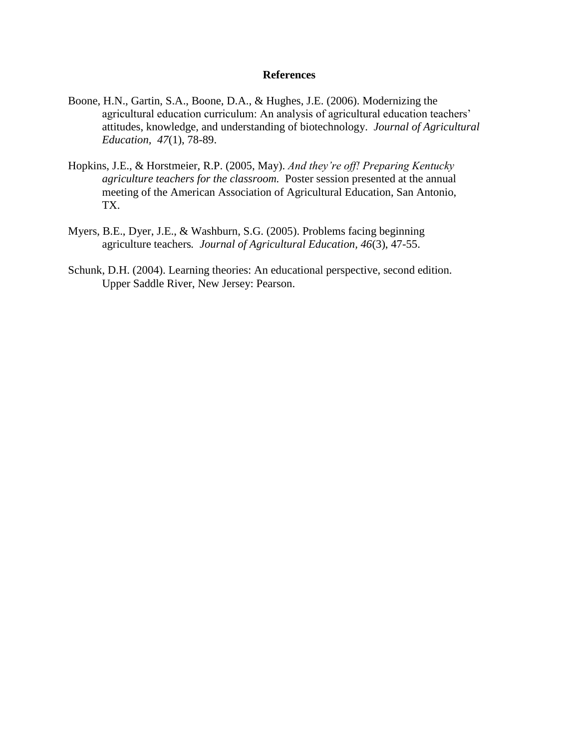# References

Boone, H.N., Gartin, S.A., Boone, D.A., & Hughes, J.E. (2006). Modernizing the agricultural education curriculum: An analysis of agricultural education teachers' attitudes, knowledge, and understanding of biotechnology. *Journal of Agricultural Education, 47*(1), 78-89.

Hopkins, J.E., & Horstmeier, R.P. (2005, May). *And they're off! Preparing Kentucky agriculture teachers for the classroom.* Poster session presented at the annual meeting of the American Association of Agricultural Education, San Antonio, TX.

Myers, B.E., Dyer, J.E., & Washburn, S.G. (2005). Problems facing beginning agriculture teachers*. Journal of Agricultural Education, 46*(3), 47-55.

Schunk, D.H. (2004). Learning theories: An educational perspective, second edition. Upper Saddle River, New Jersey: Pearson.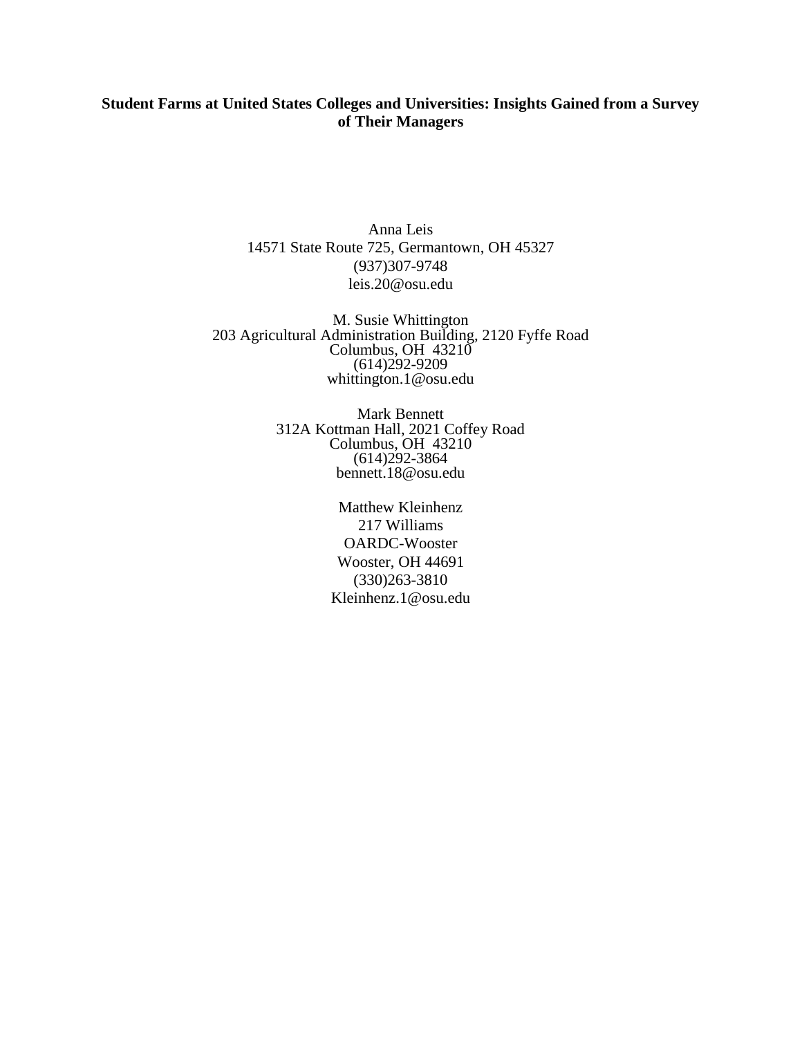**Student Farms at United States Colleges and Universities: Insights Gained from a Survey of Their Managers**

Anna Leis
14571 State Route 725, Germantown, OH 45327
(937)307-9748
leis.20@osu.edu

M. Susie Whittington
203 Agricultural Administration Building, 2120 Fyffe Road
Columbus, OH 43210
(614)292-9209
whittington.1@osu.edu

Mark Bennett
312A Kottman Hall, 2021 Coffey Road
Columbus, OH 43210
(614)292-3864
bennett.18@osu.edu

Matthew Kleinhenz
217 Williams
OARDC-Wooster
Wooster, OH 44691
(330)263-3810
Kleinhenz.1@osu.edu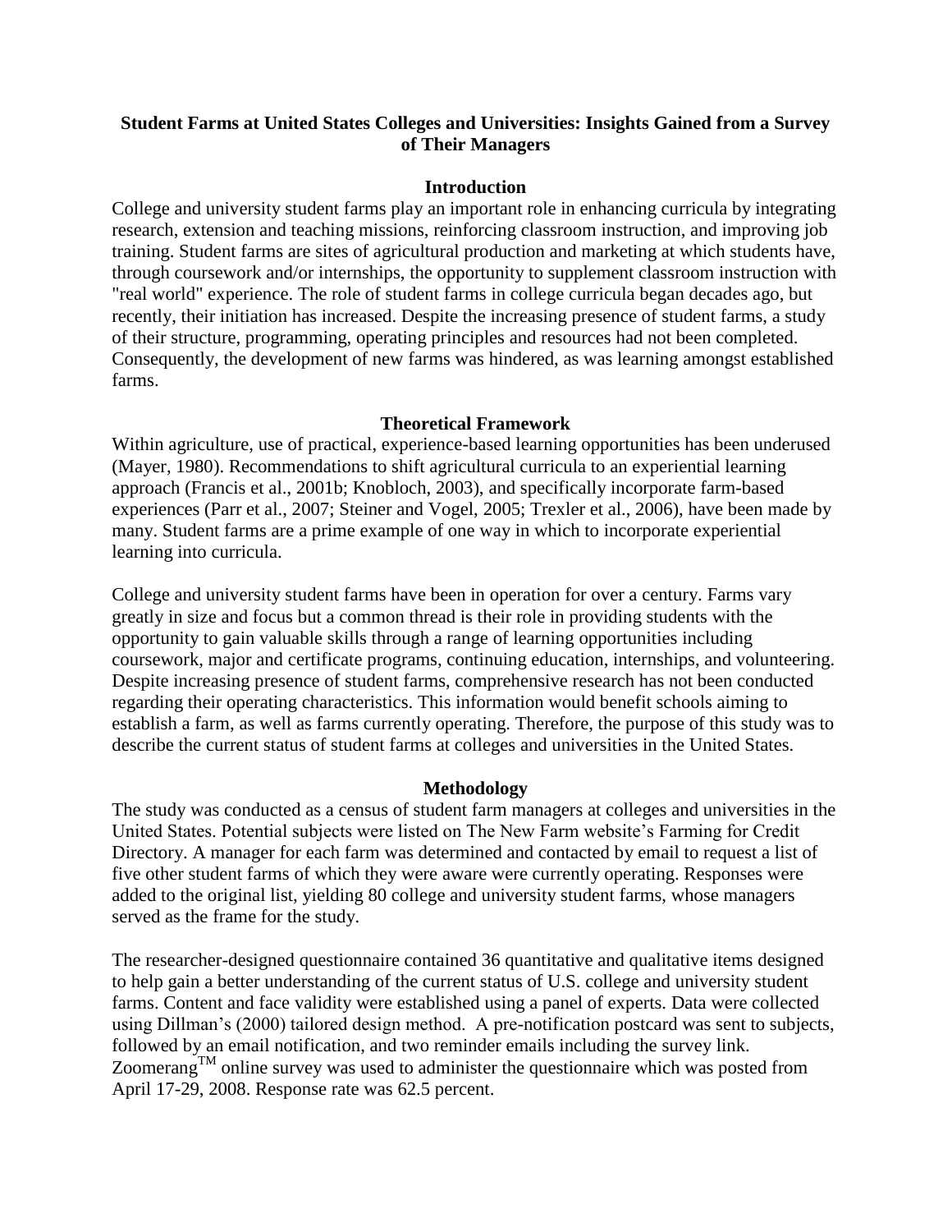**Student Farms at United States Colleges and Universities: Insights Gained from a Survey of Their Managers**

## Introduction

College and university student farms play an important role in enhancing curricula by integrating research, extension and teaching missions, reinforcing classroom instruction, and improving job training. Student farms are sites of agricultural production and marketing at which students have, through coursework and/or internships, the opportunity to supplement classroom instruction with "real world" experience. The role of student farms in college curricula began decades ago, but recently, their initiation has increased. Despite the increasing presence of student farms, a study of their structure, programming, operating principles and resources had not been completed. Consequently, the development of new farms was hindered, as was learning amongst established farms.

## Theoretical Framework

Within agriculture, use of practical, experience-based learning opportunities has been underused (Mayer, 1980). Recommendations to shift agricultural curricula to an experiential learning approach (Francis et al., 2001b; Knobloch, 2003), and specifically incorporate farm-based experiences (Parr et al., 2007; Steiner and Vogel, 2005; Trexler et al., 2006), have been made by many. Student farms are a prime example of one way in which to incorporate experiential learning into curricula.

College and university student farms have been in operation for over a century. Farms vary greatly in size and focus but a common thread is their role in providing students with the opportunity to gain valuable skills through a range of learning opportunities including coursework, major and certificate programs, continuing education, internships, and volunteering. Despite increasing presence of student farms, comprehensive research has not been conducted regarding their operating characteristics. This information would benefit schools aiming to establish a farm, as well as farms currently operating. Therefore, the purpose of this study was to describe the current status of student farms at colleges and universities in the United States.

## Methodology

The study was conducted as a census of student farm managers at colleges and universities in the United States. Potential subjects were listed on The New Farm website's Farming for Credit Directory. A manager for each farm was determined and contacted by email to request a list of five other student farms of which they were aware were currently operating. Responses were added to the original list, yielding 80 college and university student farms, whose managers served as the frame for the study.

The researcher-designed questionnaire contained 36 quantitative and qualitative items designed to help gain a better understanding of the current status of U.S. college and university student farms. Content and face validity were established using a panel of experts. Data were collected using Dillman's (2000) tailored design method. A pre-notification postcard was sent to subjects, followed by an email notification, and two reminder emails including the survey link. Zoomerang™ online survey was used to administer the questionnaire which was posted from April 17-29, 2008. Response rate was 62.5 percent.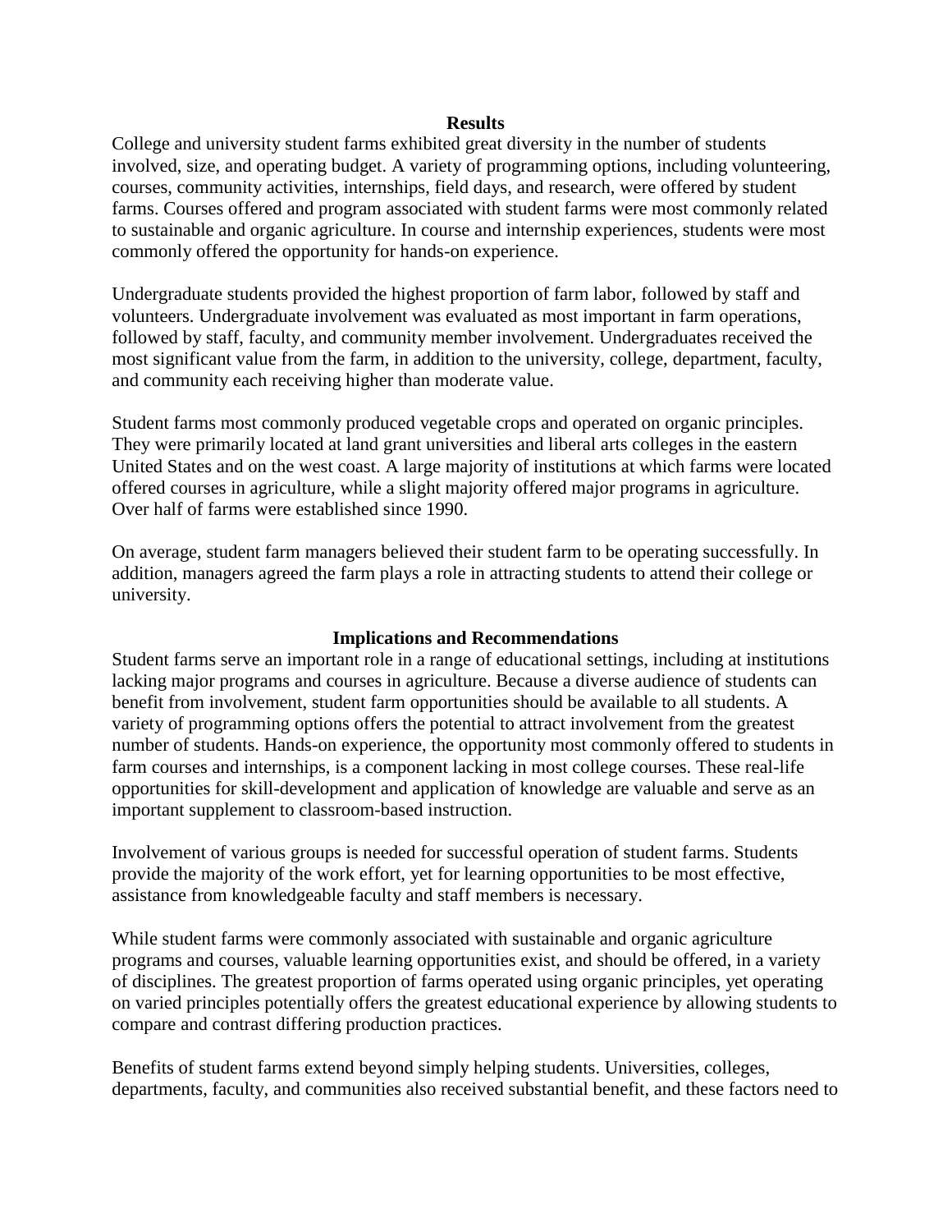## Results

College and university student farms exhibited great diversity in the number of students involved, size, and operating budget. A variety of programming options, including volunteering, courses, community activities, internships, field days, and research, were offered by student farms. Courses offered and program associated with student farms were most commonly related to sustainable and organic agriculture. In course and internship experiences, students were most commonly offered the opportunity for hands-on experience.

Undergraduate students provided the highest proportion of farm labor, followed by staff and volunteers. Undergraduate involvement was evaluated as most important in farm operations, followed by staff, faculty, and community member involvement. Undergraduates received the most significant value from the farm, in addition to the university, college, department, faculty, and community each receiving higher than moderate value.

Student farms most commonly produced vegetable crops and operated on organic principles. They were primarily located at land grant universities and liberal arts colleges in the eastern United States and on the west coast. A large majority of institutions at which farms were located offered courses in agriculture, while a slight majority offered major programs in agriculture. Over half of farms were established since 1990.

On average, student farm managers believed their student farm to be operating successfully. In addition, managers agreed the farm plays a role in attracting students to attend their college or university.

## Implications and Recommendations

Student farms serve an important role in a range of educational settings, including at institutions lacking major programs and courses in agriculture. Because a diverse audience of students can benefit from involvement, student farm opportunities should be available to all students. A variety of programming options offers the potential to attract involvement from the greatest number of students. Hands-on experience, the opportunity most commonly offered to students in farm courses and internships, is a component lacking in most college courses. These real-life opportunities for skill-development and application of knowledge are valuable and serve as an important supplement to classroom-based instruction.

Involvement of various groups is needed for successful operation of student farms. Students provide the majority of the work effort, yet for learning opportunities to be most effective, assistance from knowledgeable faculty and staff members is necessary.

While student farms were commonly associated with sustainable and organic agriculture programs and courses, valuable learning opportunities exist, and should be offered, in a variety of disciplines. The greatest proportion of farms operated using organic principles, yet operating on varied principles potentially offers the greatest educational experience by allowing students to compare and contrast differing production practices.

Benefits of student farms extend beyond simply helping students. Universities, colleges, departments, faculty, and communities also received substantial benefit, and these factors need to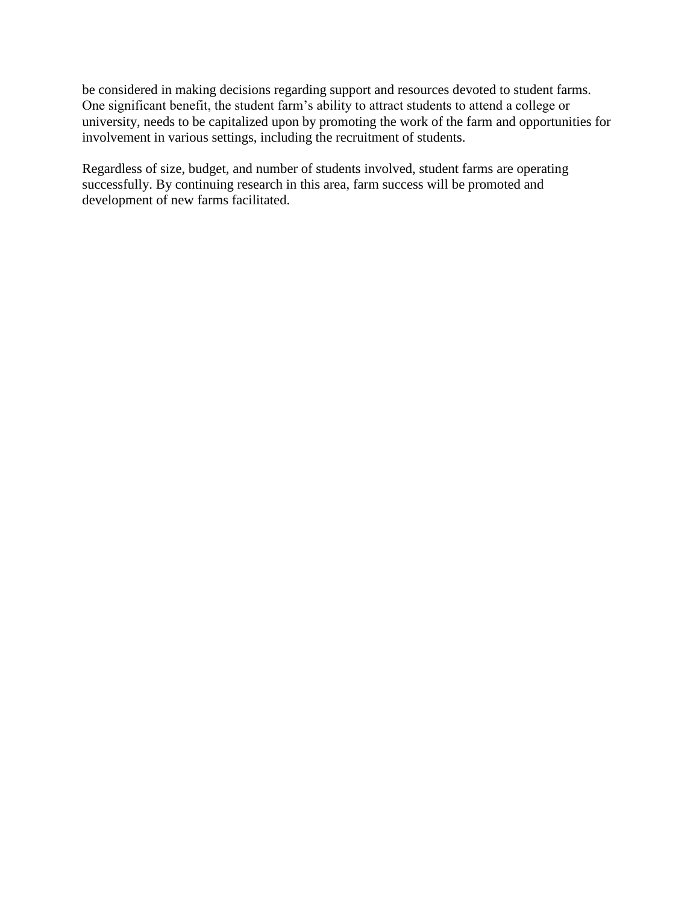be considered in making decisions regarding support and resources devoted to student farms. One significant benefit, the student farm's ability to attract students to attend a college or university, needs to be capitalized upon by promoting the work of the farm and opportunities for involvement in various settings, including the recruitment of students.

Regardless of size, budget, and number of students involved, student farms are operating successfully. By continuing research in this area, farm success will be promoted and development of new farms facilitated.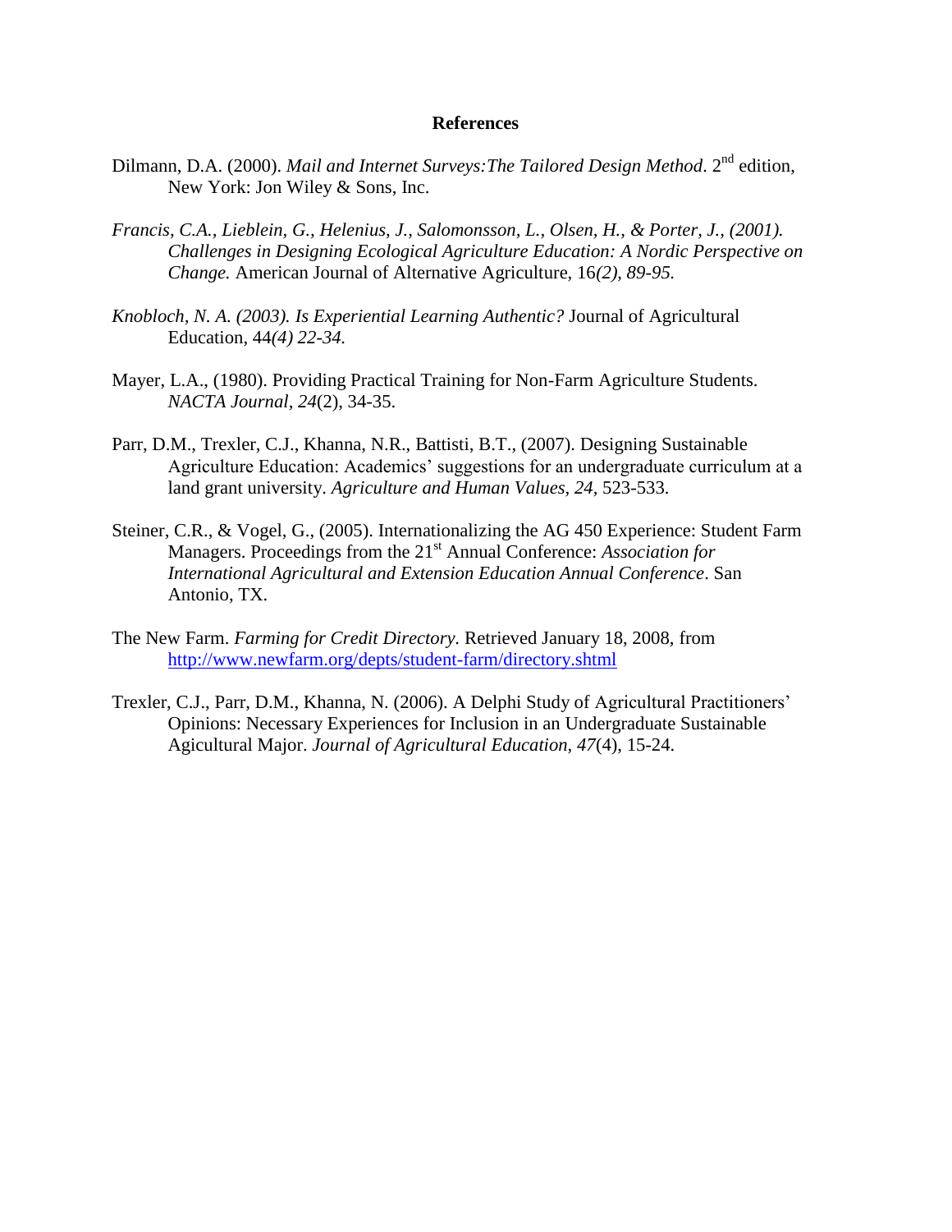**References**

Dilmann, D.A. (2000). *Mail and Internet Surveys:The Tailored Design Method*. 2nd edition, New York: Jon Wiley & Sons, Inc.

*Francis, C.A., Lieblein, G., Helenius, J., Salomonsson, L., Olsen, H., & Porter, J., (2001). Challenges in Designing Ecological Agriculture Education: A Nordic Perspective on Change.* American Journal of Alternative Agriculture, 16*(2), 89-95.*

*Knobloch, N. A. (2003). Is Experiential Learning Authentic?* Journal of Agricultural Education, 44*(4) 22-34.*

Mayer, L.A., (1980). Providing Practical Training for Non-Farm Agriculture Students. *NACTA Journal*, *24*(2), 34-35.

Parr, D.M., Trexler, C.J., Khanna, N.R., Battisti, B.T., (2007). Designing Sustainable Agriculture Education: Academics' suggestions for an undergraduate curriculum at a land grant university. *Agriculture and Human Values, 24,* 523-533.

Steiner, C.R., & Vogel, G., (2005). Internationalizing the AG 450 Experience: Student Farm Managers. Proceedings from the 21st Annual Conference: *Association for International Agricultural and Extension Education Annual Conference*. San Antonio, TX.

The New Farm. *Farming for Credit Directory*. Retrieved January 18, 2008, from http://www.newfarm.org/depts/student-farm/directory.shtml

Trexler, C.J., Parr, D.M., Khanna, N. (2006). A Delphi Study of Agricultural Practitioners' Opinions: Necessary Experiences for Inclusion in an Undergraduate Sustainable Agicultural Major. *Journal of Agricultural Education, 47*(4), 15-24.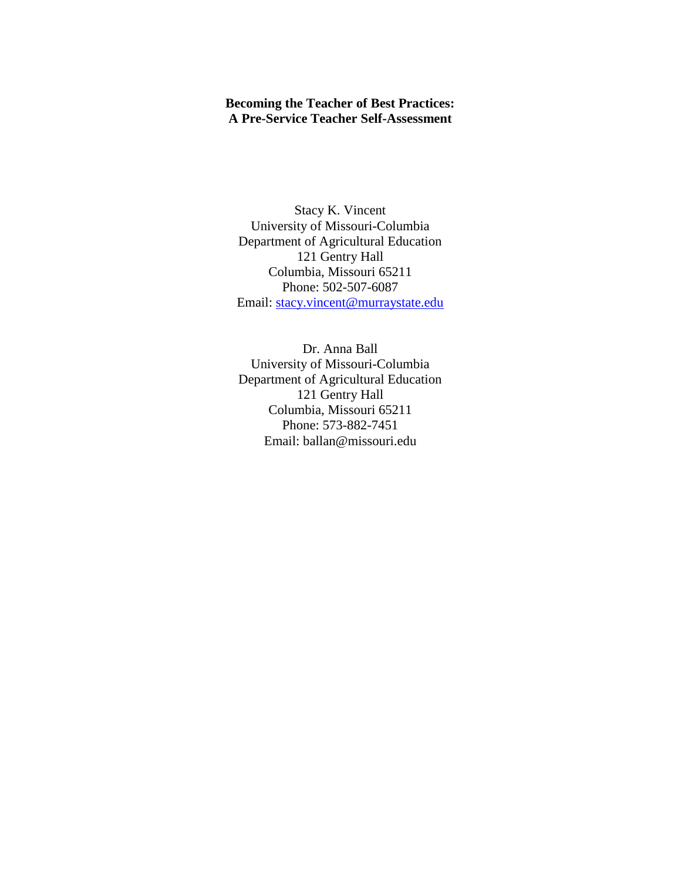**Becoming the Teacher of Best Practices:**
**A Pre-Service Teacher Self-Assessment**

Stacy K. Vincent
University of Missouri-Columbia
Department of Agricultural Education
121 Gentry Hall
Columbia, Missouri 65211
Phone: 502-507-6087
Email: stacy.vincent@murraystate.edu

Dr. Anna Ball
University of Missouri-Columbia
Department of Agricultural Education
121 Gentry Hall
Columbia, Missouri 65211
Phone: 573-882-7451
Email: ballan@missouri.edu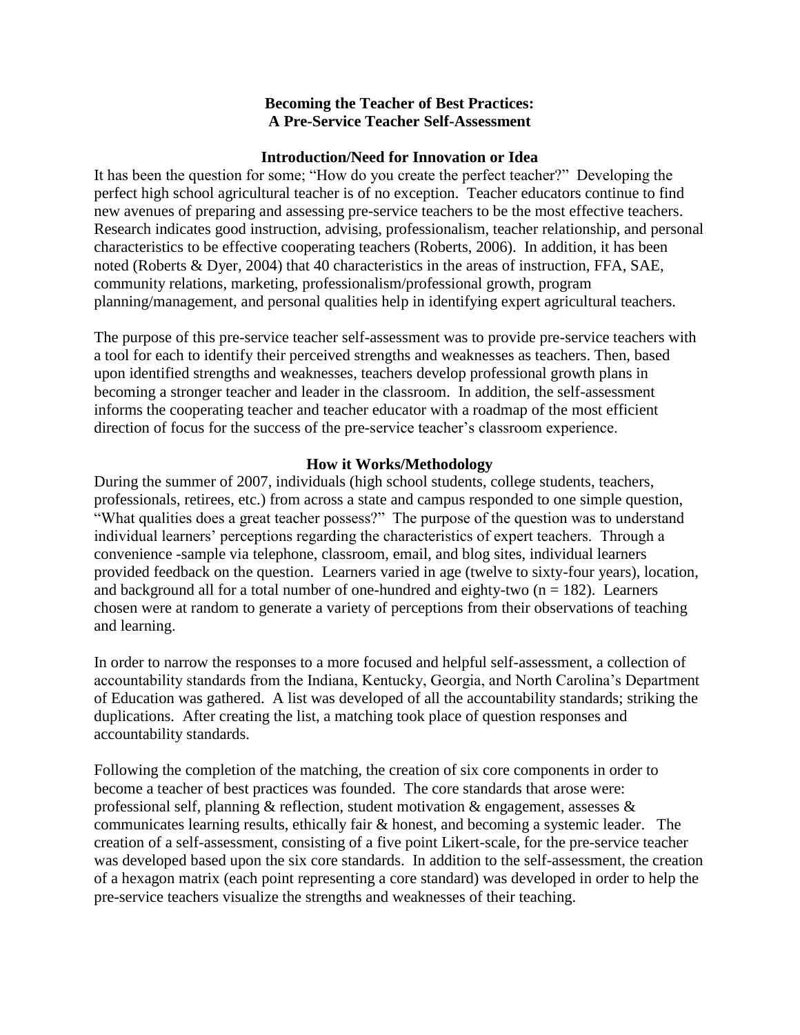# Becoming the Teacher of Best Practices: A Pre-Service Teacher Self-Assessment

## Introduction/Need for Innovation or Idea

It has been the question for some; "How do you create the perfect teacher?" Developing the perfect high school agricultural teacher is of no exception. Teacher educators continue to find new avenues of preparing and assessing pre-service teachers to be the most effective teachers. Research indicates good instruction, advising, professionalism, teacher relationship, and personal characteristics to be effective cooperating teachers (Roberts, 2006). In addition, it has been noted (Roberts & Dyer, 2004) that 40 characteristics in the areas of instruction, FFA, SAE, community relations, marketing, professionalism/professional growth, program planning/management, and personal qualities help in identifying expert agricultural teachers.

The purpose of this pre-service teacher self-assessment was to provide pre-service teachers with a tool for each to identify their perceived strengths and weaknesses as teachers. Then, based upon identified strengths and weaknesses, teachers develop professional growth plans in becoming a stronger teacher and leader in the classroom. In addition, the self-assessment informs the cooperating teacher and teacher educator with a roadmap of the most efficient direction of focus for the success of the pre-service teacher's classroom experience.

## How it Works/Methodology

During the summer of 2007, individuals (high school students, college students, teachers, professionals, retirees, etc.) from across a state and campus responded to one simple question, "What qualities does a great teacher possess?" The purpose of the question was to understand individual learners' perceptions regarding the characteristics of expert teachers. Through a convenience -sample via telephone, classroom, email, and blog sites, individual learners provided feedback on the question. Learners varied in age (twelve to sixty-four years), location, and background all for a total number of one-hundred and eighty-two ($n = 182$). Learners chosen were at random to generate a variety of perceptions from their observations of teaching and learning.

In order to narrow the responses to a more focused and helpful self-assessment, a collection of accountability standards from the Indiana, Kentucky, Georgia, and North Carolina's Department of Education was gathered. A list was developed of all the accountability standards; striking the duplications. After creating the list, a matching took place of question responses and accountability standards.

Following the completion of the matching, the creation of six core components in order to become a teacher of best practices was founded. The core standards that arose were: professional self, planning & reflection, student motivation & engagement, assesses & communicates learning results, ethically fair & honest, and becoming a systemic leader. The creation of a self-assessment, consisting of a five point Likert-scale, for the pre-service teacher was developed based upon the six core standards. In addition to the self-assessment, the creation of a hexagon matrix (each point representing a core standard) was developed in order to help the pre-service teachers visualize the strengths and weaknesses of their teaching.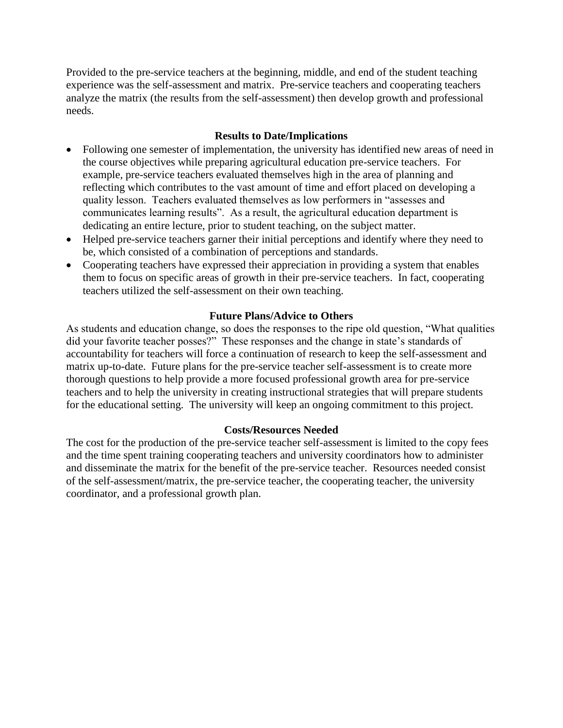Provided to the pre-service teachers at the beginning, middle, and end of the student teaching experience was the self-assessment and matrix. Pre-service teachers and cooperating teachers analyze the matrix (the results from the self-assessment) then develop growth and professional needs.

### Results to Date/Implications

- Following one semester of implementation, the university has identified new areas of need in the course objectives while preparing agricultural education pre-service teachers. For example, pre-service teachers evaluated themselves high in the area of planning and reflecting which contributes to the vast amount of time and effort placed on developing a quality lesson. Teachers evaluated themselves as low performers in "assesses and communicates learning results". As a result, the agricultural education department is dedicating an entire lecture, prior to student teaching, on the subject matter.
- Helped pre-service teachers garner their initial perceptions and identify where they need to be, which consisted of a combination of perceptions and standards.
- Cooperating teachers have expressed their appreciation in providing a system that enables them to focus on specific areas of growth in their pre-service teachers. In fact, cooperating teachers utilized the self-assessment on their own teaching.

### Future Plans/Advice to Others

As students and education change, so does the responses to the ripe old question, "What qualities did your favorite teacher posses?" These responses and the change in state's standards of accountability for teachers will force a continuation of research to keep the self-assessment and matrix up-to-date. Future plans for the pre-service teacher self-assessment is to create more thorough questions to help provide a more focused professional growth area for pre-service teachers and to help the university in creating instructional strategies that will prepare students for the educational setting. The university will keep an ongoing commitment to this project.

### Costs/Resources Needed

The cost for the production of the pre-service teacher self-assessment is limited to the copy fees and the time spent training cooperating teachers and university coordinators how to administer and disseminate the matrix for the benefit of the pre-service teacher. Resources needed consist of the self-assessment/matrix, the pre-service teacher, the cooperating teacher, the university coordinator, and a professional growth plan.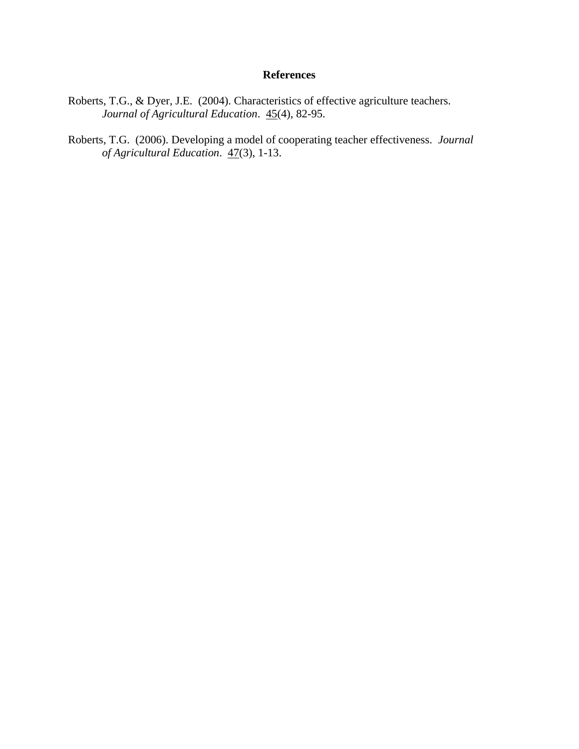## References

Roberts, T.G., & Dyer, J.E. (2004). Characteristics of effective agriculture teachers. *Journal of Agricultural Education*. <u>45</u>(4), 82-95.

Roberts, T.G. (2006). Developing a model of cooperating teacher effectiveness. *Journal of Agricultural Education*. <u>47</u>(3), 1-13.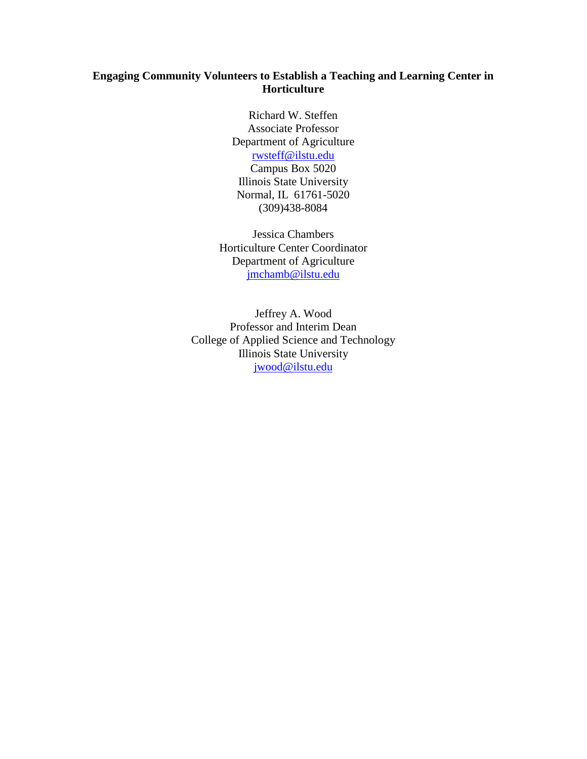# Engaging Community Volunteers to Establish a Teaching and Learning Center in Horticulture

Richard W. Steffen
Associate Professor
Department of Agriculture
rwsteff@ilstu.edu
Campus Box 5020
Illinois State University
Normal, IL 61761-5020
(309)438-8084

Jessica Chambers
Horticulture Center Coordinator
Department of Agriculture
jmchamb@ilstu.edu

Jeffrey A. Wood
Professor and Interim Dean
College of Applied Science and Technology
Illinois State University
jwood@ilstu.edu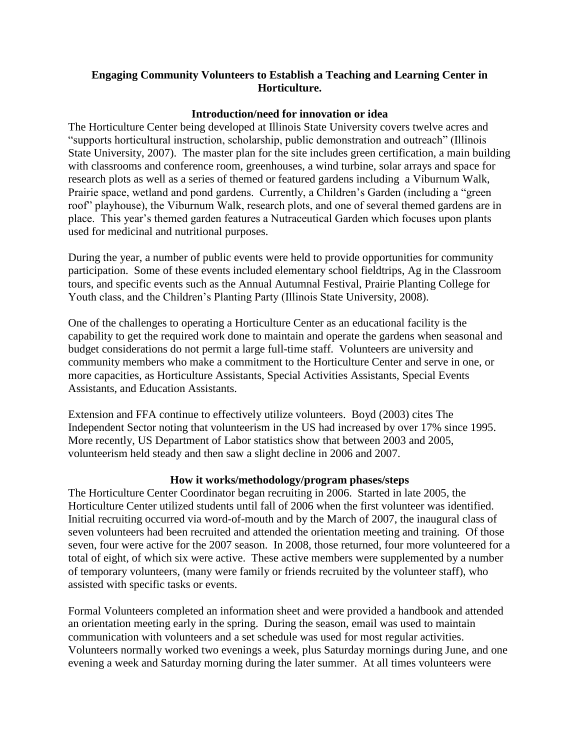## Engaging Community Volunteers to Establish a Teaching and Learning Center in Horticulture.

### Introduction/need for innovation or idea

The Horticulture Center being developed at Illinois State University covers twelve acres and "supports horticultural instruction, scholarship, public demonstration and outreach" (Illinois State University, 2007). The master plan for the site includes green certification, a main building with classrooms and conference room, greenhouses, a wind turbine, solar arrays and space for research plots as well as a series of themed or featured gardens including a Viburnum Walk, Prairie space, wetland and pond gardens. Currently, a Children's Garden (including a "green roof" playhouse), the Viburnum Walk, research plots, and one of several themed gardens are in place. This year's themed garden features a Nutraceutical Garden which focuses upon plants used for medicinal and nutritional purposes.

During the year, a number of public events were held to provide opportunities for community participation. Some of these events included elementary school fieldtrips, Ag in the Classroom tours, and specific events such as the Annual Autumnal Festival, Prairie Planting College for Youth class, and the Children's Planting Party (Illinois State University, 2008).

One of the challenges to operating a Horticulture Center as an educational facility is the capability to get the required work done to maintain and operate the gardens when seasonal and budget considerations do not permit a large full-time staff. Volunteers are university and community members who make a commitment to the Horticulture Center and serve in one, or more capacities, as Horticulture Assistants, Special Activities Assistants, Special Events Assistants, and Education Assistants.

Extension and FFA continue to effectively utilize volunteers. Boyd (2003) cites The Independent Sector noting that volunteerism in the US had increased by over 17% since 1995. More recently, US Department of Labor statistics show that between 2003 and 2005, volunteerism held steady and then saw a slight decline in 2006 and 2007.

### How it works/methodology/program phases/steps

The Horticulture Center Coordinator began recruiting in 2006. Started in late 2005, the Horticulture Center utilized students until fall of 2006 when the first volunteer was identified. Initial recruiting occurred via word-of-mouth and by the March of 2007, the inaugural class of seven volunteers had been recruited and attended the orientation meeting and training. Of those seven, four were active for the 2007 season. In 2008, those returned, four more volunteered for a total of eight, of which six were active. These active members were supplemented by a number of temporary volunteers, (many were family or friends recruited by the volunteer staff), who assisted with specific tasks or events.

Formal Volunteers completed an information sheet and were provided a handbook and attended an orientation meeting early in the spring. During the season, email was used to maintain communication with volunteers and a set schedule was used for most regular activities. Volunteers normally worked two evenings a week, plus Saturday mornings during June, and one evening a week and Saturday morning during the later summer. At all times volunteers were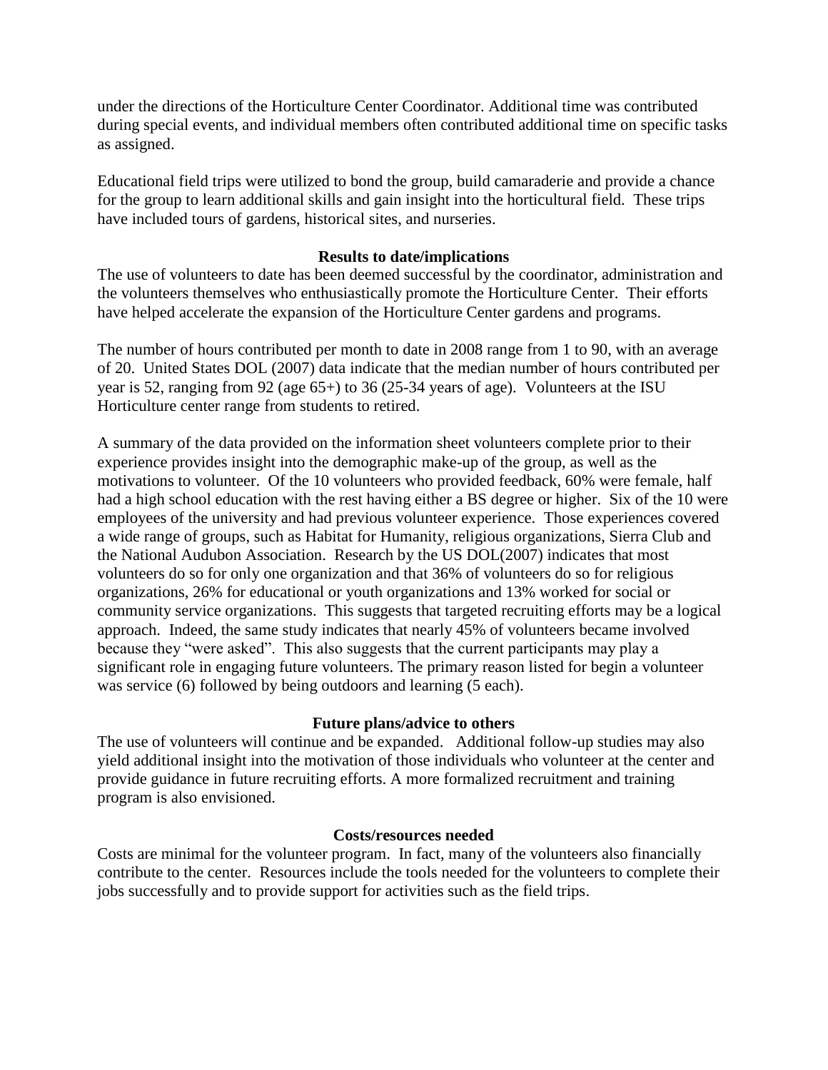under the directions of the Horticulture Center Coordinator. Additional time was contributed during special events, and individual members often contributed additional time on specific tasks as assigned.

Educational field trips were utilized to bond the group, build camaraderie and provide a chance for the group to learn additional skills and gain insight into the horticultural field. These trips have included tours of gardens, historical sites, and nurseries.

### Results to date/implications

The use of volunteers to date has been deemed successful by the coordinator, administration and the volunteers themselves who enthusiastically promote the Horticulture Center. Their efforts have helped accelerate the expansion of the Horticulture Center gardens and programs.

The number of hours contributed per month to date in 2008 range from 1 to 90, with an average of 20. United States DOL (2007) data indicate that the median number of hours contributed per year is 52, ranging from 92 (age 65+) to 36 (25-34 years of age). Volunteers at the ISU Horticulture center range from students to retired.

A summary of the data provided on the information sheet volunteers complete prior to their experience provides insight into the demographic make-up of the group, as well as the motivations to volunteer. Of the 10 volunteers who provided feedback, 60% were female, half had a high school education with the rest having either a BS degree or higher. Six of the 10 were employees of the university and had previous volunteer experience. Those experiences covered a wide range of groups, such as Habitat for Humanity, religious organizations, Sierra Club and the National Audubon Association. Research by the US DOL(2007) indicates that most volunteers do so for only one organization and that 36% of volunteers do so for religious organizations, 26% for educational or youth organizations and 13% worked for social or community service organizations. This suggests that targeted recruiting efforts may be a logical approach. Indeed, the same study indicates that nearly 45% of volunteers became involved because they "were asked". This also suggests that the current participants may play a significant role in engaging future volunteers. The primary reason listed for begin a volunteer was service (6) followed by being outdoors and learning (5 each).

### Future plans/advice to others

The use of volunteers will continue and be expanded. Additional follow-up studies may also yield additional insight into the motivation of those individuals who volunteer at the center and provide guidance in future recruiting efforts. A more formalized recruitment and training program is also envisioned.

### Costs/resources needed

Costs are minimal for the volunteer program. In fact, many of the volunteers also financially contribute to the center. Resources include the tools needed for the volunteers to complete their jobs successfully and to provide support for activities such as the field trips.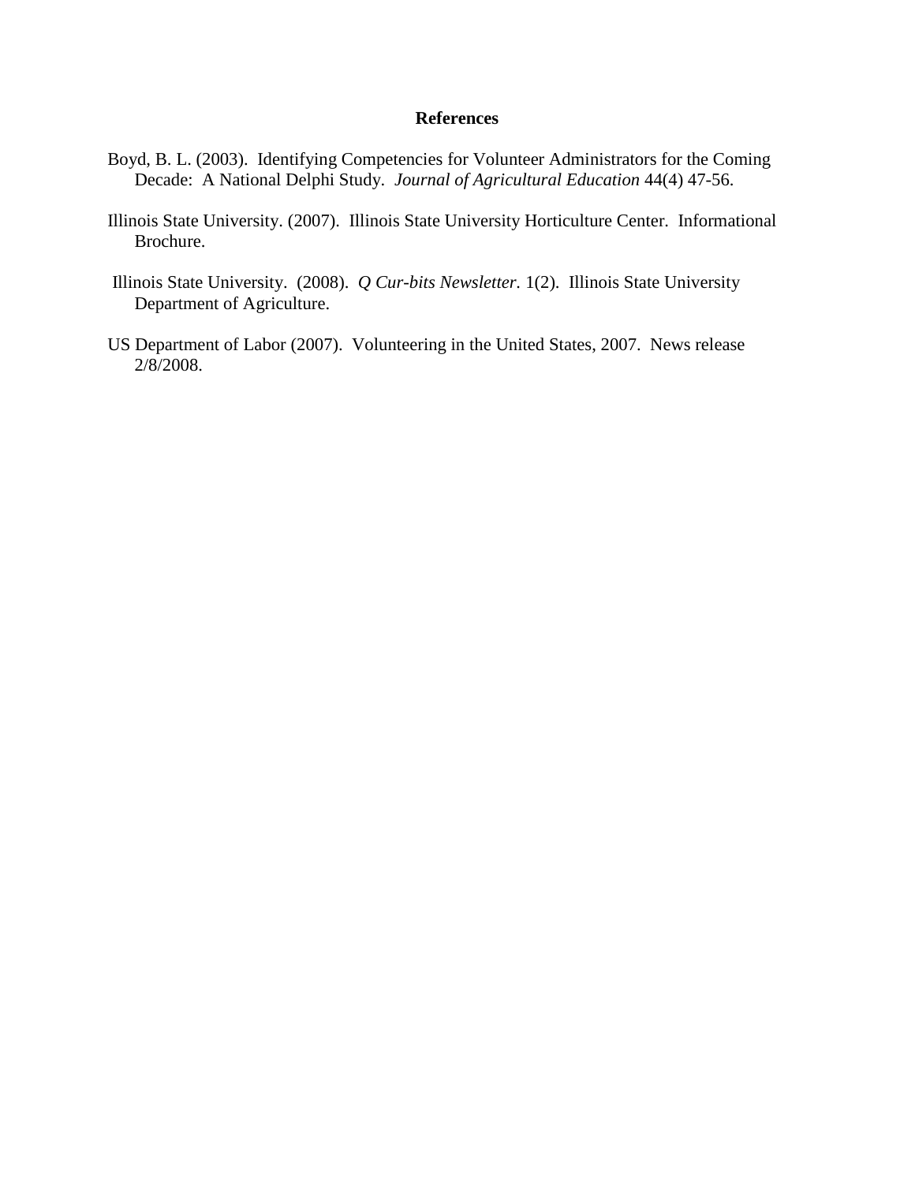# References

Boyd, B. L. (2003). Identifying Competencies for Volunteer Administrators for the Coming Decade: A National Delphi Study. *Journal of Agricultural Education* 44(4) 47-56.

Illinois State University. (2007). Illinois State University Horticulture Center. Informational Brochure.

Illinois State University. (2008). *Q Cur-bits Newsletter*. 1(2). Illinois State University Department of Agriculture.

US Department of Labor (2007). Volunteering in the United States, 2007. News release 2/8/2008.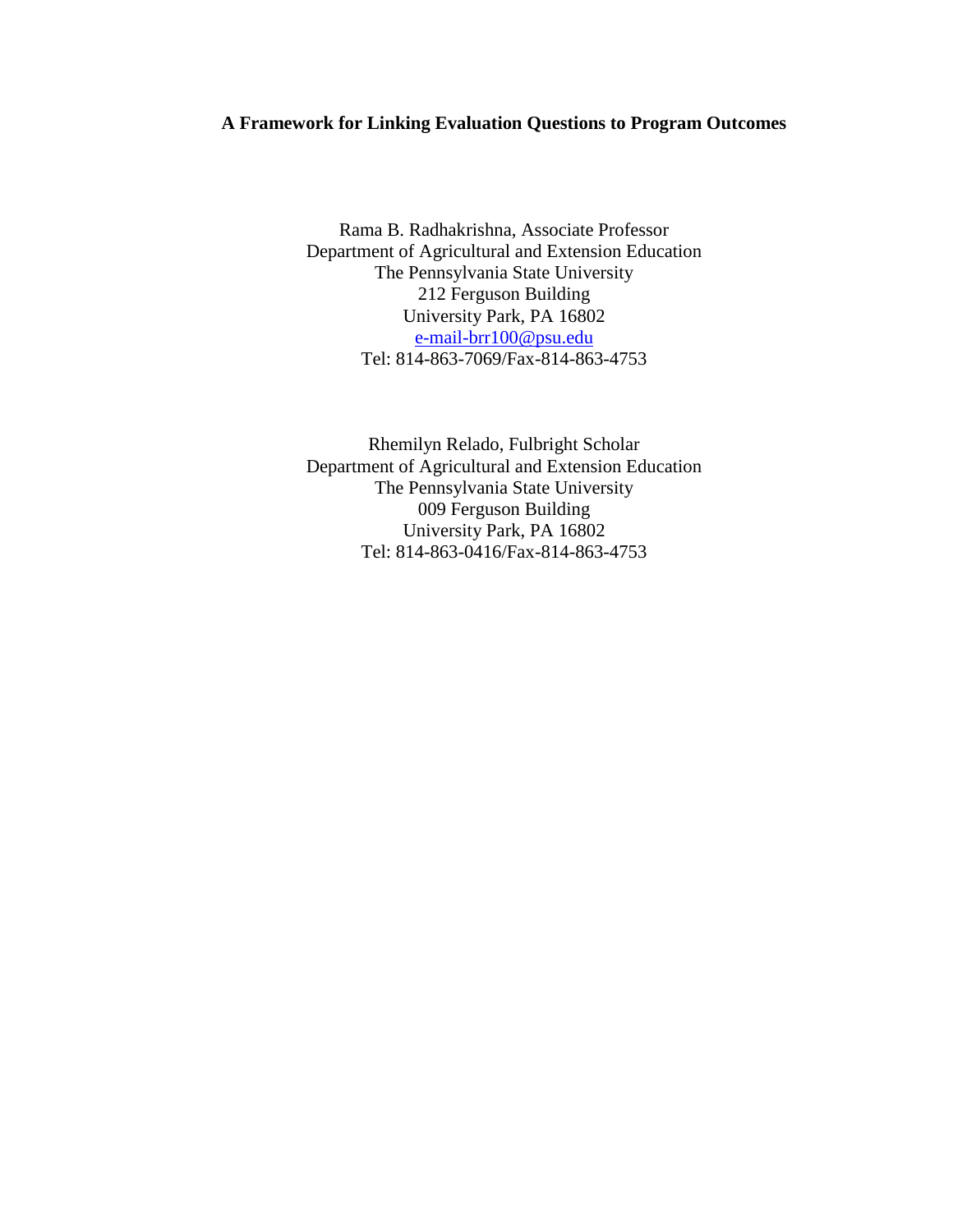# A Framework for Linking Evaluation Questions to Program Outcomes

Rama B. Radhakrishna, Associate Professor
Department of Agricultural and Extension Education
The Pennsylvania State University
212 Ferguson Building
University Park, PA 16802
e-mail-brr100@psu.edu
Tel: 814-863-7069/Fax-814-863-4753

Rhemilyn Relado, Fulbright Scholar
Department of Agricultural and Extension Education
The Pennsylvania State University
009 Ferguson Building
University Park, PA 16802
Tel: 814-863-0416/Fax-814-863-4753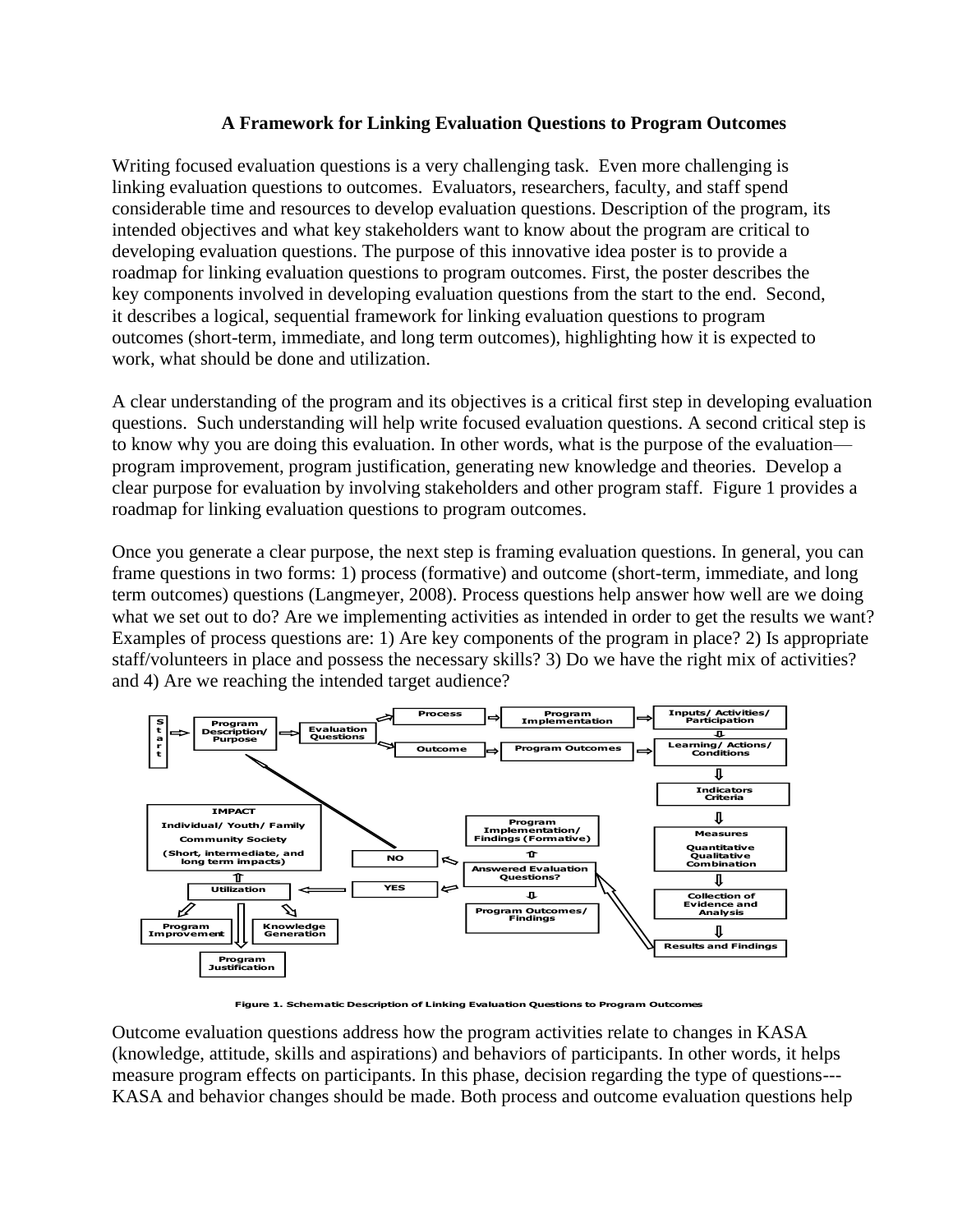### A Framework for Linking Evaluation Questions to Program Outcomes

Writing focused evaluation questions is a very challenging task. Even more challenging is linking evaluation questions to outcomes. Evaluators, researchers, faculty, and staff spend considerable time and resources to develop evaluation questions. Description of the program, its intended objectives and what key stakeholders want to know about the program are critical to developing evaluation questions. The purpose of this innovative idea poster is to provide a roadmap for linking evaluation questions to program outcomes. First, the poster describes the key components involved in developing evaluation questions from the start to the end. Second, it describes a logical, sequential framework for linking evaluation questions to program outcomes (short-term, immediate, and long term outcomes), highlighting how it is expected to work, what should be done and utilization.

A clear understanding of the program and its objectives is a critical first step in developing evaluation questions. Such understanding will help write focused evaluation questions. A second critical step is to know why you are doing this evaluation. In other words, what is the purpose of the evaluation—program improvement, program justification, generating new knowledge and theories. Develop a clear purpose for evaluation by involving stakeholders and other program staff. Figure 1 provides a roadmap for linking evaluation questions to program outcomes.

Once you generate a clear purpose, the next step is framing evaluation questions. In general, you can frame questions in two forms: 1) process (formative) and outcome (short-term, immediate, and long term outcomes) questions (Langmeyer, 2008). Process questions help answer how well are we doing what we set out to do? Are we implementing activities as intended in order to get the results we want? Examples of process questions are: 1) Are key components of the program in place? 2) Is appropriate staff/volunteers in place and possess the necessary skills? 3) Do we have the right mix of activities? and 4) Are we reaching the intended target audience?

Figure 1. Schematic Description of Linking Evaluation Questions to Program Outcomes

Outcome evaluation questions address how the program activities relate to changes in KASA (knowledge, attitude, skills and aspirations) and behaviors of participants. In other words, it helps measure program effects on participants. In this phase, decision regarding the type of questions---KASA and behavior changes should be made. Both process and outcome evaluation questions help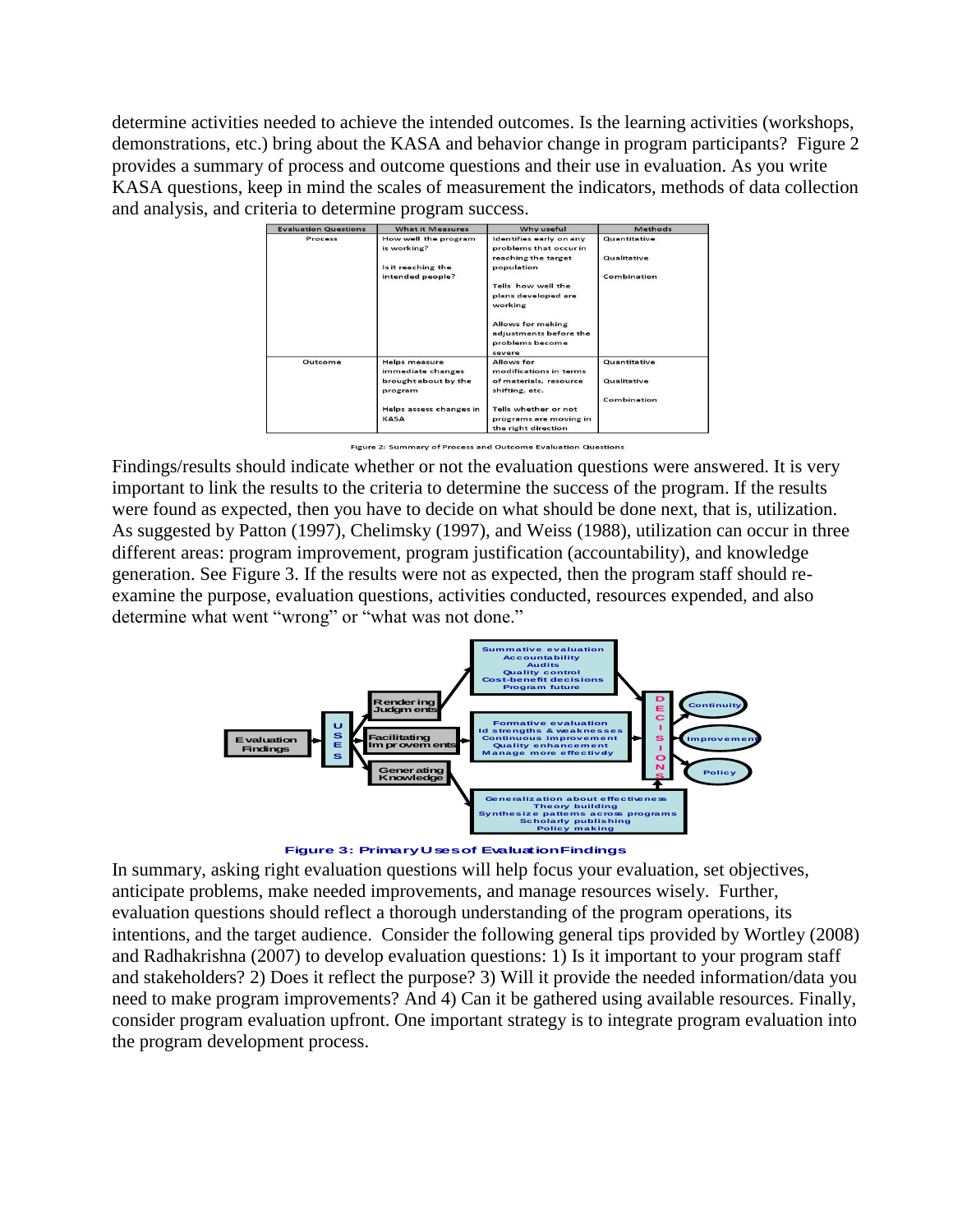determine activities needed to achieve the intended outcomes. Is the learning activities (workshops, demonstrations, etc.) bring about the KASA and behavior change in program participants? Figure 2 provides a summary of process and outcome questions and their use in evaluation. As you write KASA questions, keep in mind the scales of measurement the indicators, methods of data collection and analysis, and criteria to determine program success.

| Evaluation Questions | What it Measures | Why useful | Methods |
|---|---|---|---|
| Process | How well the program is working?<br><br>Is it reaching the intended people? | Identifies early on any problems that occur in reaching the target population<br><br>Tells how well the plans developed are working<br><br>Allows for making adjustments before the problems become severe | Quantitative<br><br>Qualitative<br><br>Combination |
| Outcome | Helps measure immediate changes brought about by the program<br><br>Helps assess changes in KASA | Allows for modifications in terms of materials, resource shifting, etc.<br><br>Tells whether or not programs are moving in the right direction | Quantitative<br><br>Qualitative<br><br>Combination |

Figure 2: Summary of Process and Outcome Evaluation Questions

Findings/results should indicate whether or not the evaluation questions were answered. It is very important to link the results to the criteria to determine the success of the program. If the results were found as expected, then you have to decide on what should be done next, that is, utilization. As suggested by Patton (1997), Chelimsky (1997), and Weiss (1988), utilization can occur in three different areas: program improvement, program justification (accountability), and knowledge generation. See Figure 3. If the results were not as expected, then the program staff should re-examine the purpose, evaluation questions, activities conducted, resources expended, and also determine what went "wrong" or "what was not done."

Evaluation Findings → USES → Rendering Judgments → Summative evaluation, Accountability, Audits, Quality control, Cost-benefit decisions, Program future
Facilitating Improvements → Formative evaluation, Id strengths & weaknesses, Continuous improvement, Quality enhancement, Manage more effectively
Generating Knowledge → Generalization about effectiveness, Theory building, Synthesize patterns across programs, Scholarly publishing, Policy making
→ DECISIONS → Continuity, Improvement, Policy

Figure 3: Primary Uses of Evaluation Findings

In summary, asking right evaluation questions will help focus your evaluation, set objectives, anticipate problems, make needed improvements, and manage resources wisely. Further, evaluation questions should reflect a thorough understanding of the program operations, its intentions, and the target audience. Consider the following general tips provided by Wortley (2008) and Radhakrishna (2007) to develop evaluation questions: 1) Is it important to your program staff and stakeholders? 2) Does it reflect the purpose? 3) Will it provide the needed information/data you need to make program improvements? And 4) Can it be gathered using available resources. Finally, consider program evaluation upfront. One important strategy is to integrate program evaluation into the program development process.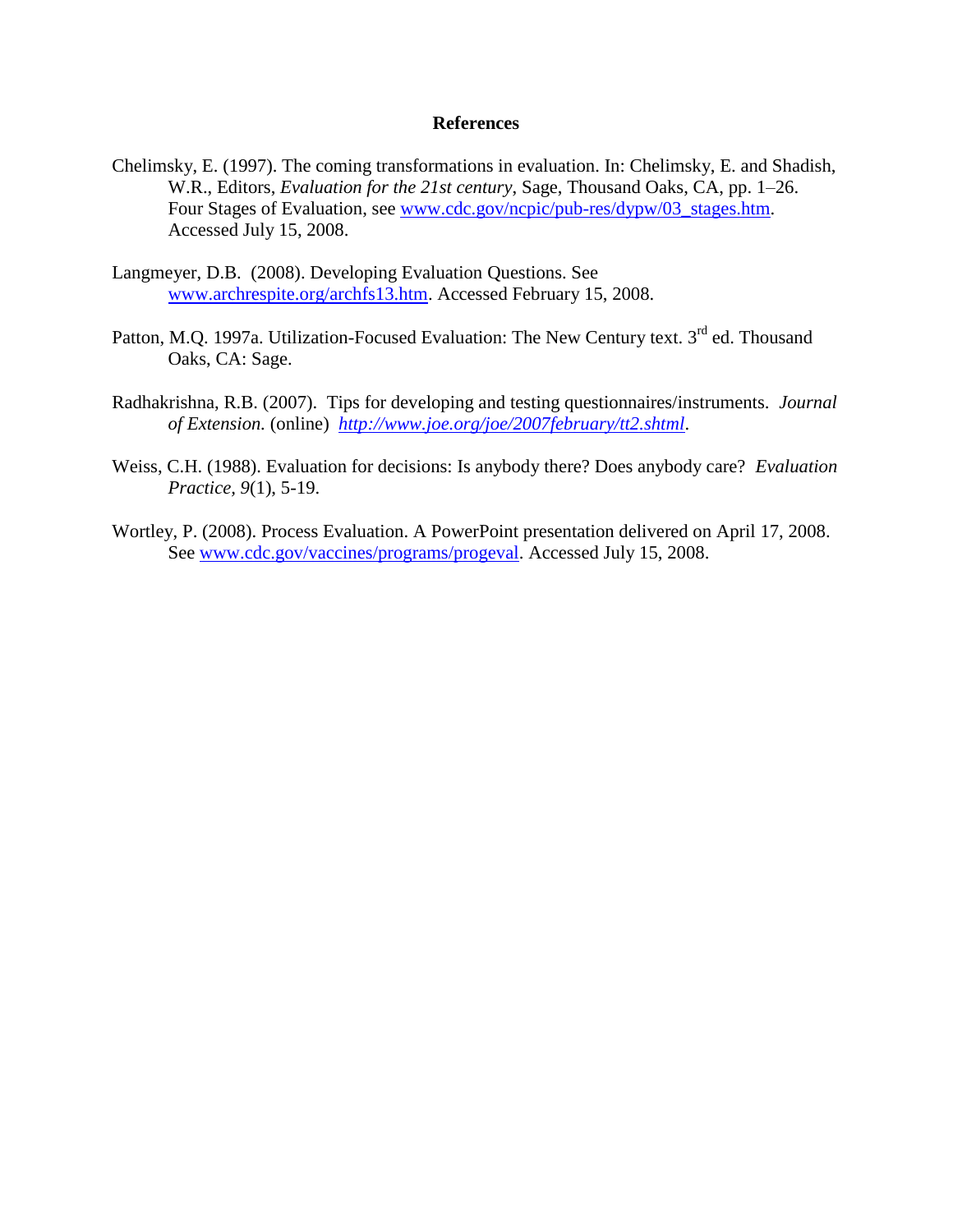# References

Chelimsky, E. (1997). The coming transformations in evaluation. In: Chelimsky, E. and Shadish, W.R., Editors, *Evaluation for the 21st century*, Sage, Thousand Oaks, CA, pp. 1–26. Four Stages of Evaluation, see www.cdc.gov/ncpic/pub-res/dypw/03_stages.htm. Accessed July 15, 2008.

Langmeyer, D.B. (2008). Developing Evaluation Questions. See www.archrespite.org/archfs13.htm. Accessed February 15, 2008.

Patton, M.Q. 1997a. Utilization-Focused Evaluation: The New Century text. 3rd ed. Thousand Oaks, CA: Sage.

Radhakrishna, R.B. (2007). Tips for developing and testing questionnaires/instruments. *Journal of Extension.* (online) *http://www.joe.org/joe/2007february/tt2.shtml*.

Weiss, C.H. (1988). Evaluation for decisions: Is anybody there? Does anybody care? *Evaluation Practice, 9*(1), 5-19.

Wortley, P. (2008). Process Evaluation. A PowerPoint presentation delivered on April 17, 2008. See www.cdc.gov/vaccines/programs/progeval. Accessed July 15, 2008.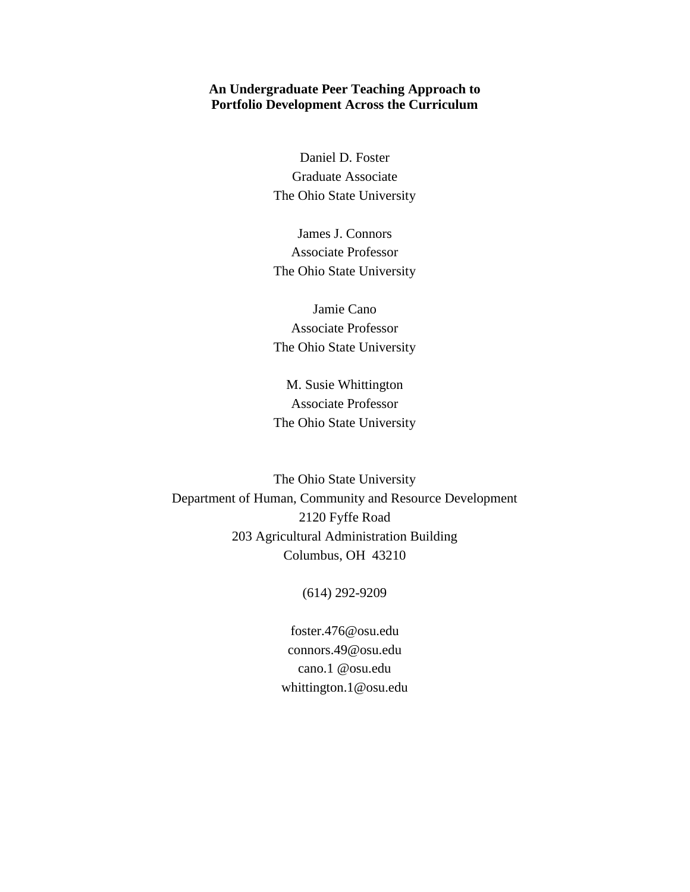**An Undergraduate Peer Teaching Approach to Portfolio Development Across the Curriculum**

Daniel D. Foster
Graduate Associate
The Ohio State University

James J. Connors
Associate Professor
The Ohio State University

Jamie Cano
Associate Professor
The Ohio State University

M. Susie Whittington
Associate Professor
The Ohio State University

The Ohio State University
Department of Human, Community and Resource Development
2120 Fyffe Road
203 Agricultural Administration Building
Columbus, OH 43210

(614) 292-9209

foster.476@osu.edu
connors.49@osu.edu
cano.1 @osu.edu
whittington.1@osu.edu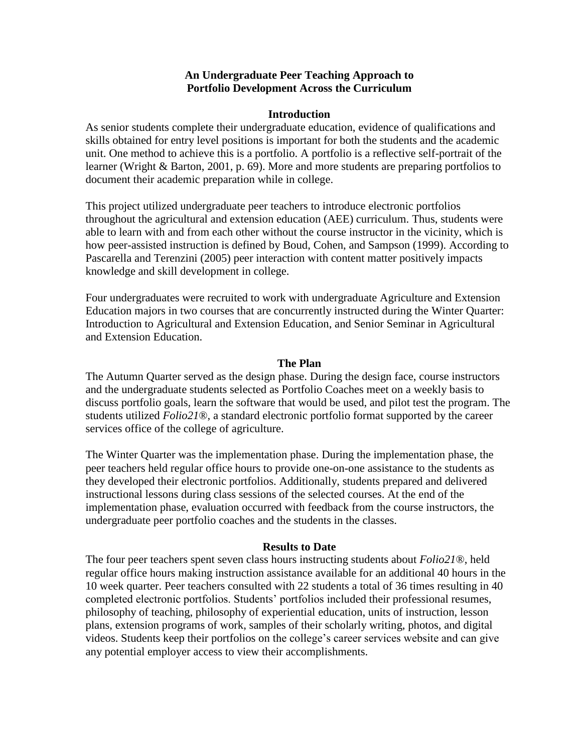# An Undergraduate Peer Teaching Approach to Portfolio Development Across the Curriculum

## Introduction

As senior students complete their undergraduate education, evidence of qualifications and skills obtained for entry level positions is important for both the students and the academic unit. One method to achieve this is a portfolio. A portfolio is a reflective self-portrait of the learner (Wright & Barton, 2001, p. 69). More and more students are preparing portfolios to document their academic preparation while in college.

This project utilized undergraduate peer teachers to introduce electronic portfolios throughout the agricultural and extension education (AEE) curriculum. Thus, students were able to learn with and from each other without the course instructor in the vicinity, which is how peer-assisted instruction is defined by Boud, Cohen, and Sampson (1999). According to Pascarella and Terenzini (2005) peer interaction with content matter positively impacts knowledge and skill development in college.

Four undergraduates were recruited to work with undergraduate Agriculture and Extension Education majors in two courses that are concurrently instructed during the Winter Quarter: Introduction to Agricultural and Extension Education, and Senior Seminar in Agricultural and Extension Education.

## The Plan

The Autumn Quarter served as the design phase. During the design face, course instructors and the undergraduate students selected as Portfolio Coaches meet on a weekly basis to discuss portfolio goals, learn the software that would be used, and pilot test the program. The students utilized *Folio21®*, a standard electronic portfolio format supported by the career services office of the college of agriculture.

The Winter Quarter was the implementation phase. During the implementation phase, the peer teachers held regular office hours to provide one-on-one assistance to the students as they developed their electronic portfolios. Additionally, students prepared and delivered instructional lessons during class sessions of the selected courses. At the end of the implementation phase, evaluation occurred with feedback from the course instructors, the undergraduate peer portfolio coaches and the students in the classes.

## Results to Date

The four peer teachers spent seven class hours instructing students about *Folio21®*, held regular office hours making instruction assistance available for an additional 40 hours in the 10 week quarter. Peer teachers consulted with 22 students a total of 36 times resulting in 40 completed electronic portfolios. Students' portfolios included their professional resumes, philosophy of teaching, philosophy of experiential education, units of instruction, lesson plans, extension programs of work, samples of their scholarly writing, photos, and digital videos. Students keep their portfolios on the college's career services website and can give any potential employer access to view their accomplishments.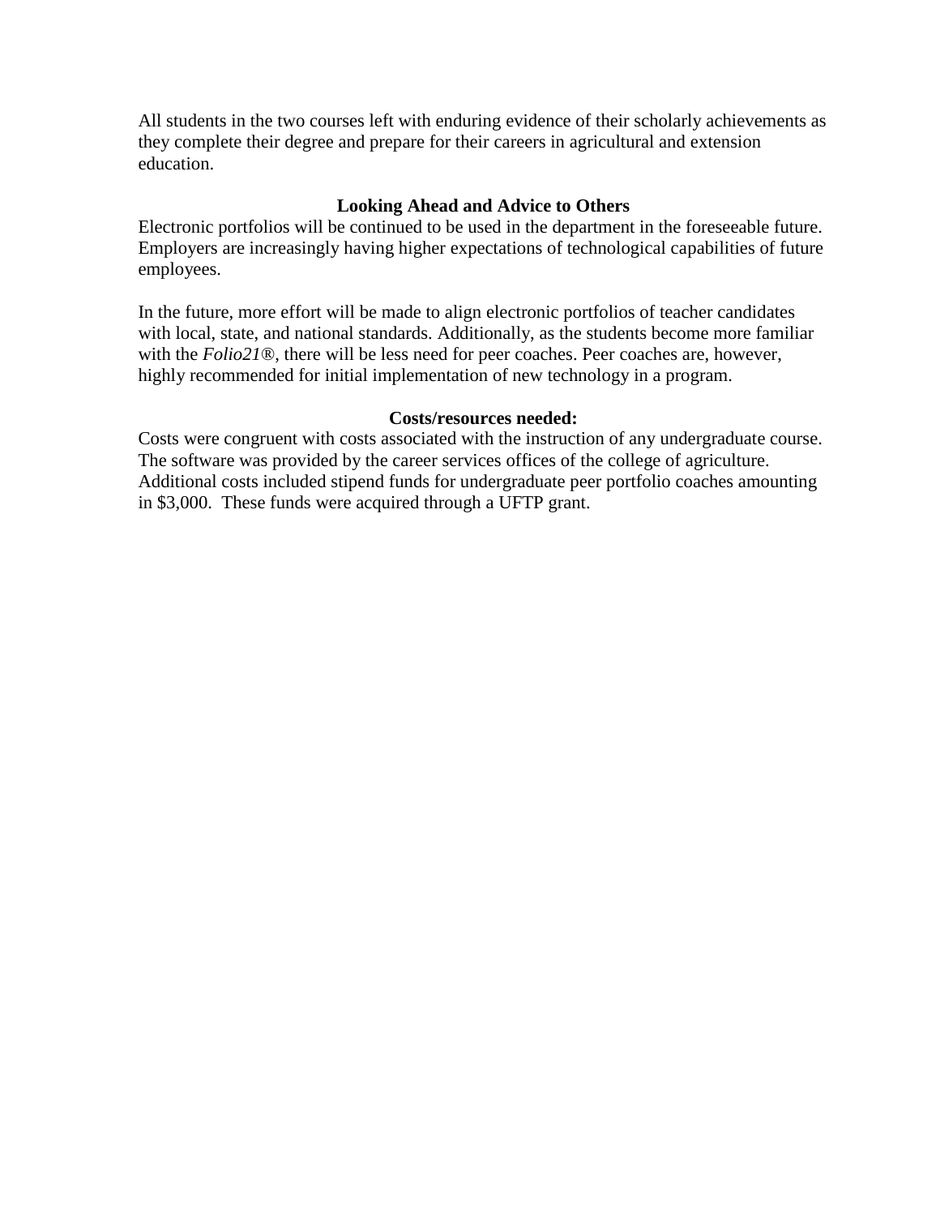All students in the two courses left with enduring evidence of their scholarly achievements as they complete their degree and prepare for their careers in agricultural and extension education.

### Looking Ahead and Advice to Others

Electronic portfolios will be continued to be used in the department in the foreseeable future. Employers are increasingly having higher expectations of technological capabilities of future employees.

In the future, more effort will be made to align electronic portfolios of teacher candidates with local, state, and national standards. Additionally, as the students become more familiar with the *Folio21®*, there will be less need for peer coaches. Peer coaches are, however, highly recommended for initial implementation of new technology in a program.

### Costs/resources needed:

Costs were congruent with costs associated with the instruction of any undergraduate course. The software was provided by the career services offices of the college of agriculture. Additional costs included stipend funds for undergraduate peer portfolio coaches amounting in $3,000. These funds were acquired through a UFTP grant.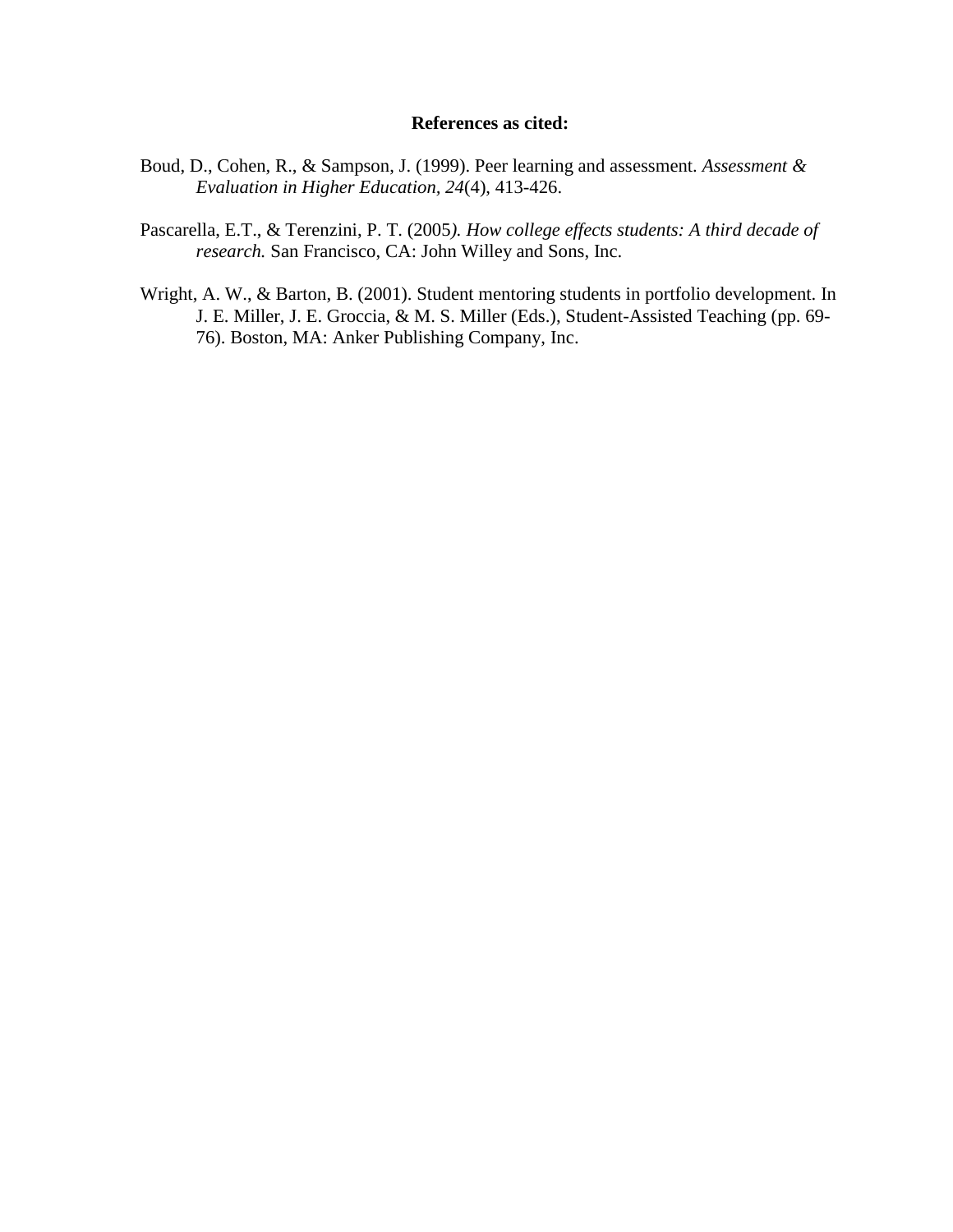**References as cited:**

Boud, D., Cohen, R., & Sampson, J. (1999). Peer learning and assessment. *Assessment & Evaluation in Higher Education*, *24*(4), 413-426.

Pascarella, E.T., & Terenzini, P. T. (2005*). How college effects students: A third decade of research.* San Francisco, CA: John Willey and Sons, Inc.

Wright, A. W., & Barton, B. (2001). Student mentoring students in portfolio development. In J. E. Miller, J. E. Groccia, & M. S. Miller (Eds.), Student-Assisted Teaching (pp. 69-76). Boston, MA: Anker Publishing Company, Inc.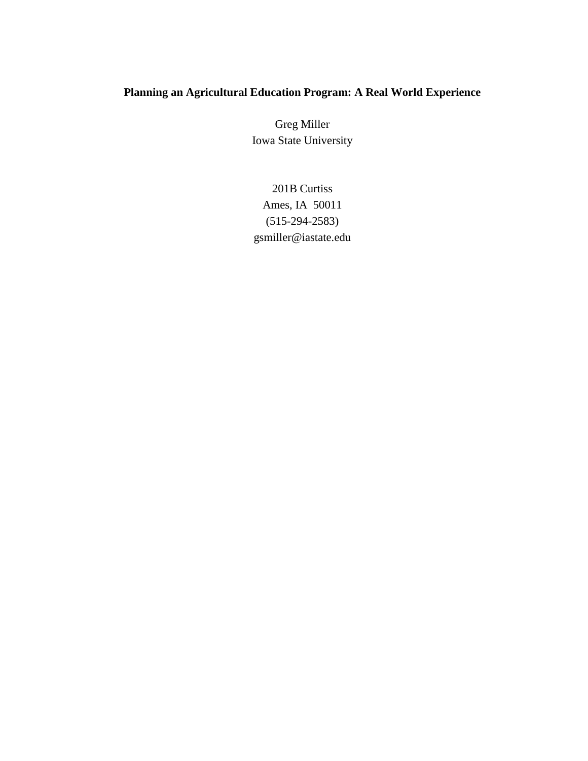# Planning an Agricultural Education Program: A Real World Experience

Greg Miller
Iowa State University

201B Curtiss
Ames, IA 50011
(515-294-2583)
gsmiller@iastate.edu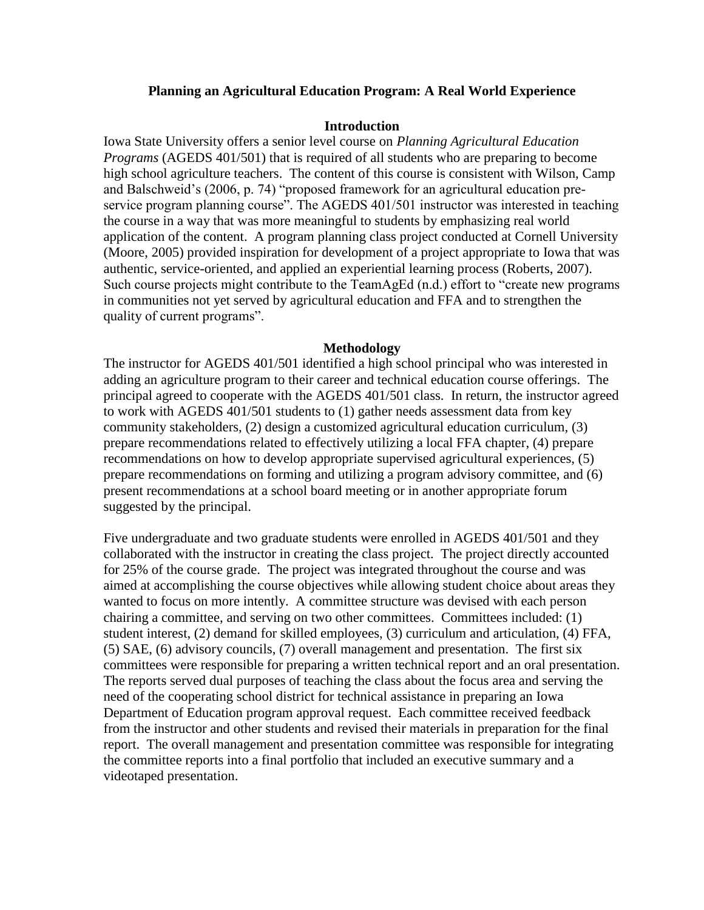# Planning an Agricultural Education Program: A Real World Experience

## Introduction

Iowa State University offers a senior level course on *Planning Agricultural Education Programs* (AGEDS 401/501) that is required of all students who are preparing to become high school agriculture teachers. The content of this course is consistent with Wilson, Camp and Balschweid's (2006, p. 74) "proposed framework for an agricultural education pre-service program planning course". The AGEDS 401/501 instructor was interested in teaching the course in a way that was more meaningful to students by emphasizing real world application of the content. A program planning class project conducted at Cornell University (Moore, 2005) provided inspiration for development of a project appropriate to Iowa that was authentic, service-oriented, and applied an experiential learning process (Roberts, 2007). Such course projects might contribute to the TeamAgEd (n.d.) effort to "create new programs in communities not yet served by agricultural education and FFA and to strengthen the quality of current programs".

## Methodology

The instructor for AGEDS 401/501 identified a high school principal who was interested in adding an agriculture program to their career and technical education course offerings. The principal agreed to cooperate with the AGEDS 401/501 class. In return, the instructor agreed to work with AGEDS 401/501 students to (1) gather needs assessment data from key community stakeholders, (2) design a customized agricultural education curriculum, (3) prepare recommendations related to effectively utilizing a local FFA chapter, (4) prepare recommendations on how to develop appropriate supervised agricultural experiences, (5) prepare recommendations on forming and utilizing a program advisory committee, and (6) present recommendations at a school board meeting or in another appropriate forum suggested by the principal.

Five undergraduate and two graduate students were enrolled in AGEDS 401/501 and they collaborated with the instructor in creating the class project. The project directly accounted for 25% of the course grade. The project was integrated throughout the course and was aimed at accomplishing the course objectives while allowing student choice about areas they wanted to focus on more intently. A committee structure was devised with each person chairing a committee, and serving on two other committees. Committees included: (1) student interest, (2) demand for skilled employees, (3) curriculum and articulation, (4) FFA, (5) SAE, (6) advisory councils, (7) overall management and presentation. The first six committees were responsible for preparing a written technical report and an oral presentation. The reports served dual purposes of teaching the class about the focus area and serving the need of the cooperating school district for technical assistance in preparing an Iowa Department of Education program approval request. Each committee received feedback from the instructor and other students and revised their materials in preparation for the final report. The overall management and presentation committee was responsible for integrating the committee reports into a final portfolio that included an executive summary and a videotaped presentation.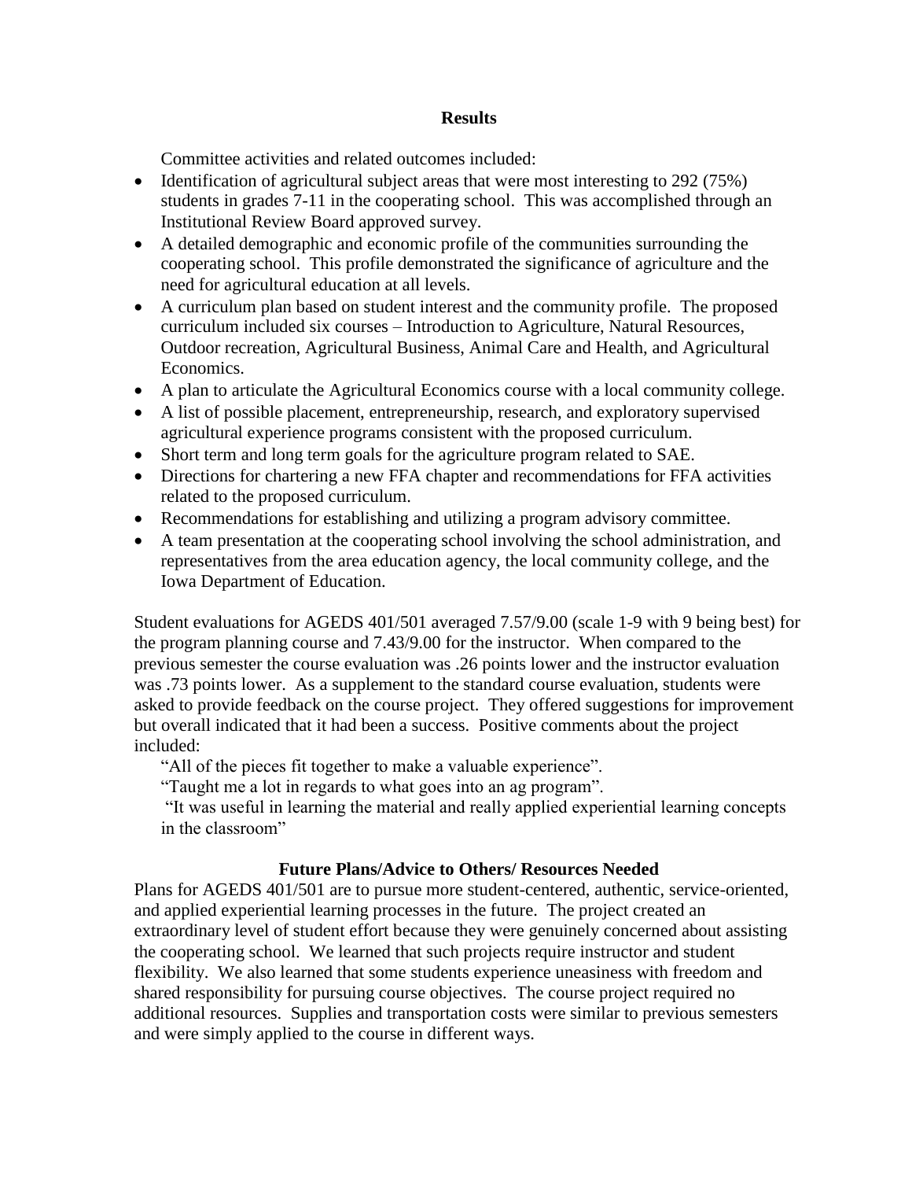## Results

Committee activities and related outcomes included:

- Identification of agricultural subject areas that were most interesting to 292 (75%) students in grades 7-11 in the cooperating school. This was accomplished through an Institutional Review Board approved survey.
- A detailed demographic and economic profile of the communities surrounding the cooperating school. This profile demonstrated the significance of agriculture and the need for agricultural education at all levels.
- A curriculum plan based on student interest and the community profile. The proposed curriculum included six courses – Introduction to Agriculture, Natural Resources, Outdoor recreation, Agricultural Business, Animal Care and Health, and Agricultural Economics.
- A plan to articulate the Agricultural Economics course with a local community college.
- A list of possible placement, entrepreneurship, research, and exploratory supervised agricultural experience programs consistent with the proposed curriculum.
- Short term and long term goals for the agriculture program related to SAE.
- Directions for chartering a new FFA chapter and recommendations for FFA activities related to the proposed curriculum.
- Recommendations for establishing and utilizing a program advisory committee.
- A team presentation at the cooperating school involving the school administration, and representatives from the area education agency, the local community college, and the Iowa Department of Education.

Student evaluations for AGEDS 401/501 averaged 7.57/9.00 (scale 1-9 with 9 being best) for the program planning course and 7.43/9.00 for the instructor. When compared to the previous semester the course evaluation was .26 points lower and the instructor evaluation was .73 points lower. As a supplement to the standard course evaluation, students were asked to provide feedback on the course project. They offered suggestions for improvement but overall indicated that it had been a success. Positive comments about the project included:

"All of the pieces fit together to make a valuable experience".

"Taught me a lot in regards to what goes into an ag program".

"It was useful in learning the material and really applied experiential learning concepts in the classroom"

## Future Plans/Advice to Others/ Resources Needed

Plans for AGEDS 401/501 are to pursue more student-centered, authentic, service-oriented, and applied experiential learning processes in the future. The project created an extraordinary level of student effort because they were genuinely concerned about assisting the cooperating school. We learned that such projects require instructor and student flexibility. We also learned that some students experience uneasiness with freedom and shared responsibility for pursuing course objectives. The course project required no additional resources. Supplies and transportation costs were similar to previous semesters and were simply applied to the course in different ways.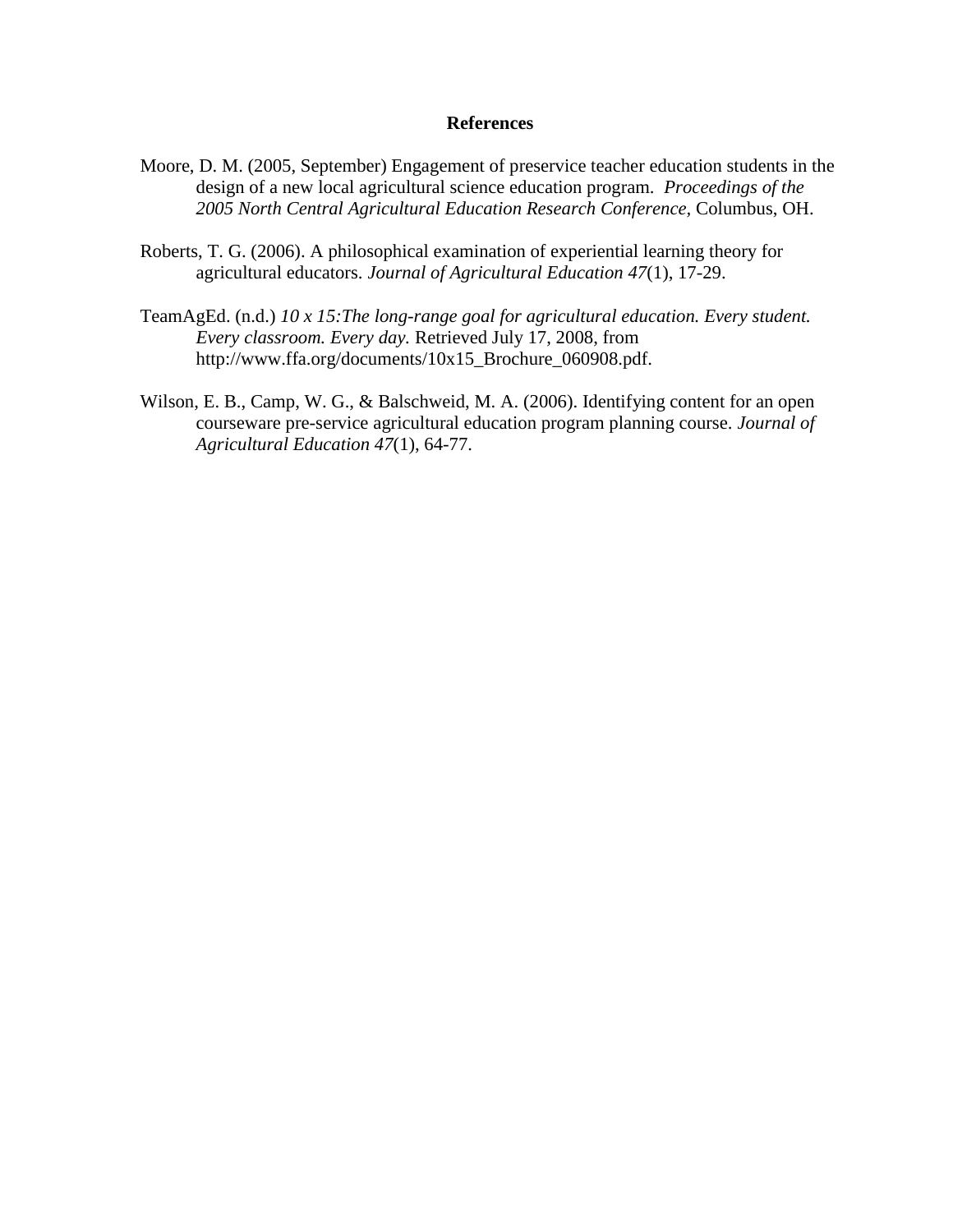## References

Moore, D. M. (2005, September) Engagement of preservice teacher education students in the design of a new local agricultural science education program. *Proceedings of the 2005 North Central Agricultural Education Research Conference,* Columbus, OH.

Roberts, T. G. (2006). A philosophical examination of experiential learning theory for agricultural educators. *Journal of Agricultural Education 47*(1), 17-29.

TeamAgEd. (n.d.) *10 x 15:The long-range goal for agricultural education. Every student. Every classroom. Every day.* Retrieved July 17, 2008, from http://www.ffa.org/documents/10x15_Brochure_060908.pdf.

Wilson, E. B., Camp, W. G., & Balschweid, M. A. (2006). Identifying content for an open courseware pre-service agricultural education program planning course. *Journal of Agricultural Education 47*(1), 64-77.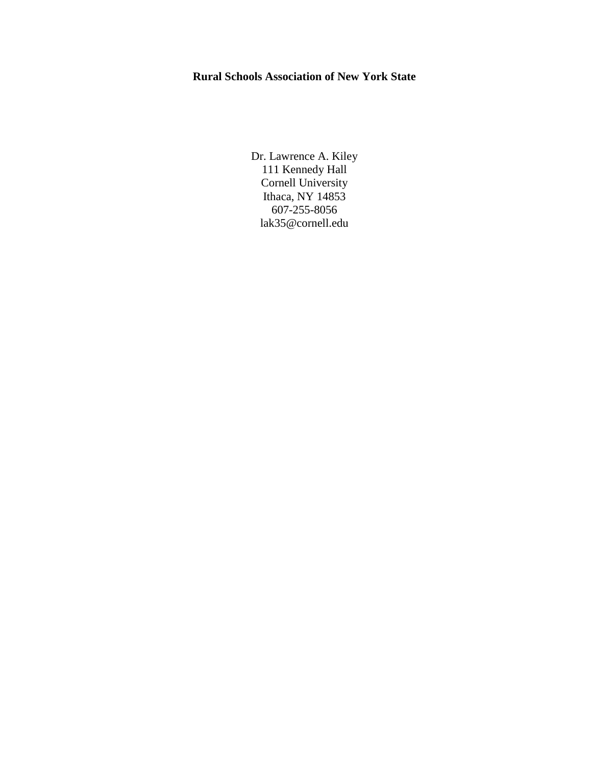**Rural Schools Association of New York State**

Dr. Lawrence A. Kiley
111 Kennedy Hall
Cornell University
Ithaca, NY 14853
607-255-8056
lak35@cornell.edu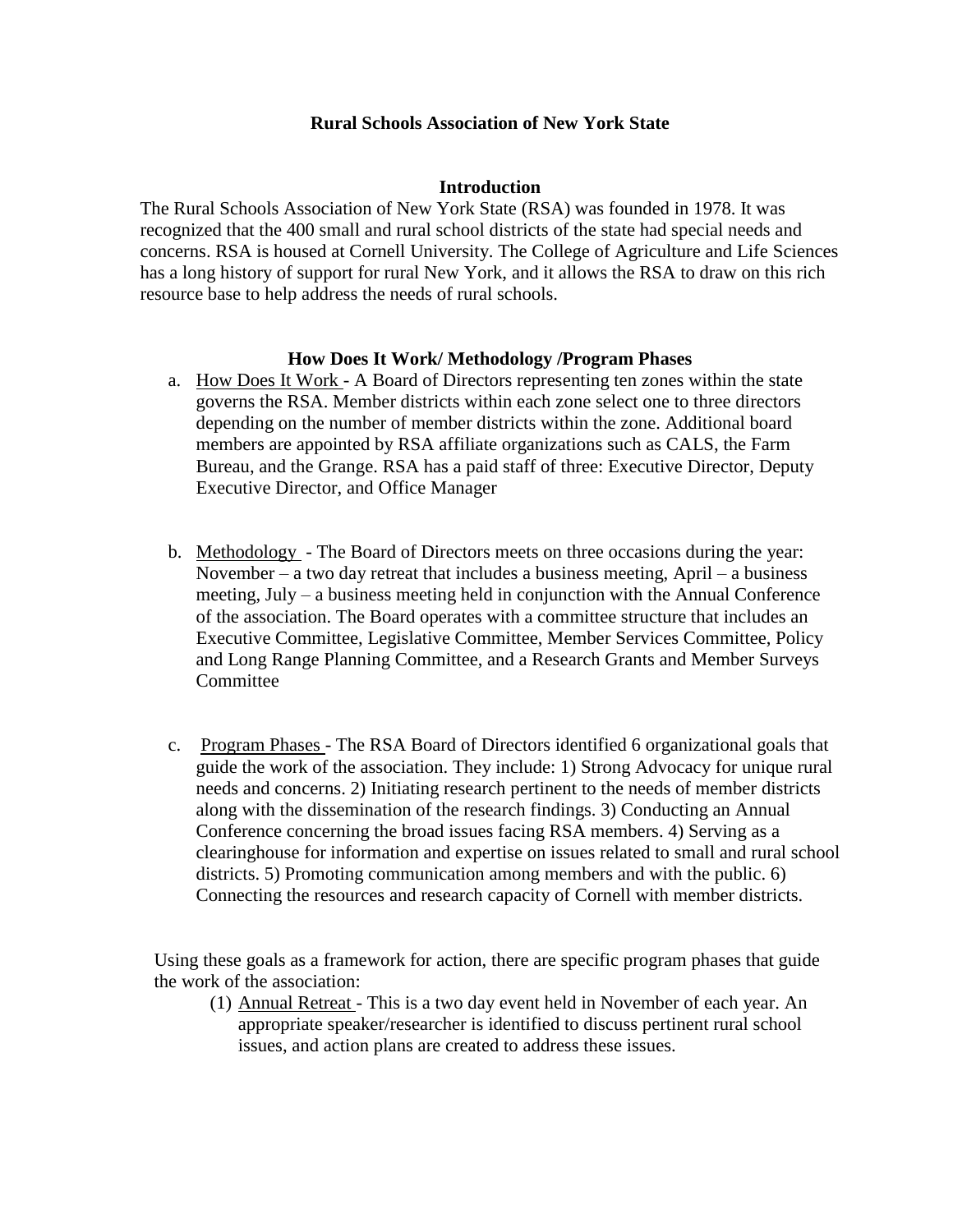# Rural Schools Association of New York State

## Introduction

The Rural Schools Association of New York State (RSA) was founded in 1978. It was recognized that the 400 small and rural school districts of the state had special needs and concerns. RSA is housed at Cornell University. The College of Agriculture and Life Sciences has a long history of support for rural New York, and it allows the RSA to draw on this rich resource base to help address the needs of rural schools.

## How Does It Work/ Methodology /Program Phases

a. How Does It Work - A Board of Directors representing ten zones within the state governs the RSA. Member districts within each zone select one to three directors depending on the number of member districts within the zone. Additional board members are appointed by RSA affiliate organizations such as CALS, the Farm Bureau, and the Grange. RSA has a paid staff of three: Executive Director, Deputy Executive Director, and Office Manager

b. Methodology - The Board of Directors meets on three occasions during the year: November – a two day retreat that includes a business meeting, April – a business meeting, July – a business meeting held in conjunction with the Annual Conference of the association. The Board operates with a committee structure that includes an Executive Committee, Legislative Committee, Member Services Committee, Policy and Long Range Planning Committee, and a Research Grants and Member Surveys Committee

c. Program Phases - The RSA Board of Directors identified 6 organizational goals that guide the work of the association. They include: 1) Strong Advocacy for unique rural needs and concerns. 2) Initiating research pertinent to the needs of member districts along with the dissemination of the research findings. 3) Conducting an Annual Conference concerning the broad issues facing RSA members. 4) Serving as a clearinghouse for information and expertise on issues related to small and rural school districts. 5) Promoting communication among members and with the public. 6) Connecting the resources and research capacity of Cornell with member districts.

Using these goals as a framework for action, there are specific program phases that guide the work of the association:

(1) Annual Retreat - This is a two day event held in November of each year. An appropriate speaker/researcher is identified to discuss pertinent rural school issues, and action plans are created to address these issues.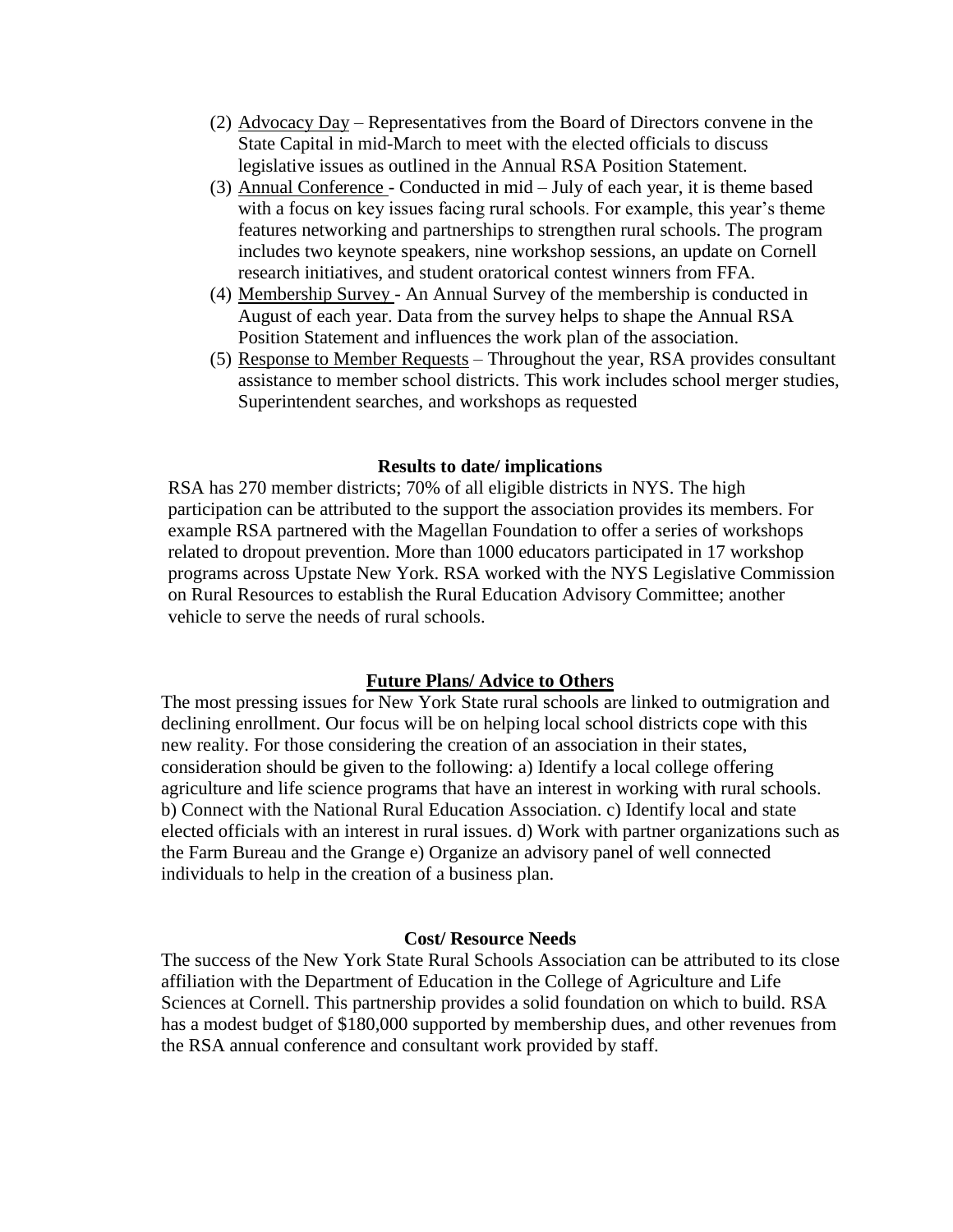(2) Advocacy Day – Representatives from the Board of Directors convene in the State Capital in mid-March to meet with the elected officials to discuss legislative issues as outlined in the Annual RSA Position Statement.

(3) Annual Conference - Conducted in mid – July of each year, it is theme based with a focus on key issues facing rural schools. For example, this year's theme features networking and partnerships to strengthen rural schools. The program includes two keynote speakers, nine workshop sessions, an update on Cornell research initiatives, and student oratorical contest winners from FFA.

(4) Membership Survey - An Annual Survey of the membership is conducted in August of each year. Data from the survey helps to shape the Annual RSA Position Statement and influences the work plan of the association.

(5) Response to Member Requests – Throughout the year, RSA provides consultant assistance to member school districts. This work includes school merger studies, Superintendent searches, and workshops as requested

**Results to date/ implications**

RSA has 270 member districts; 70% of all eligible districts in NYS. The high participation can be attributed to the support the association provides its members. For example RSA partnered with the Magellan Foundation to offer a series of workshops related to dropout prevention. More than 1000 educators participated in 17 workshop programs across Upstate New York. RSA worked with the NYS Legislative Commission on Rural Resources to establish the Rural Education Advisory Committee; another vehicle to serve the needs of rural schools.

**Future Plans/ Advice to Others**

The most pressing issues for New York State rural schools are linked to outmigration and declining enrollment. Our focus will be on helping local school districts cope with this new reality. For those considering the creation of an association in their states, consideration should be given to the following: a) Identify a local college offering agriculture and life science programs that have an interest in working with rural schools. b) Connect with the National Rural Education Association. c) Identify local and state elected officials with an interest in rural issues. d) Work with partner organizations such as the Farm Bureau and the Grange e) Organize an advisory panel of well connected individuals to help in the creation of a business plan.

**Cost/ Resource Needs**

The success of the New York State Rural Schools Association can be attributed to its close affiliation with the Department of Education in the College of Agriculture and Life Sciences at Cornell. This partnership provides a solid foundation on which to build. RSA has a modest budget of $180,000 supported by membership dues, and other revenues from the RSA annual conference and consultant work provided by staff.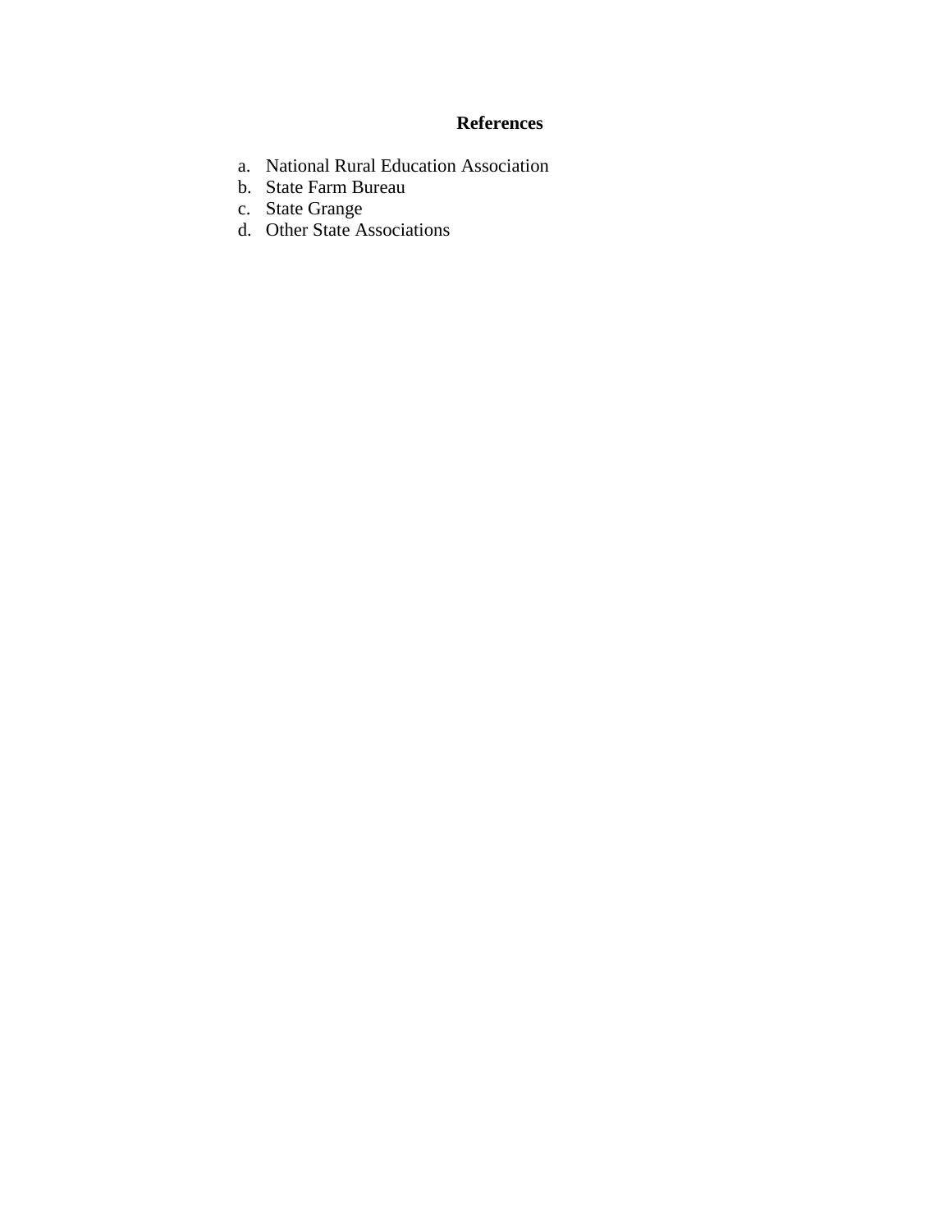## References

a. National Rural Education Association
b. State Farm Bureau
c. State Grange
d. Other State Associations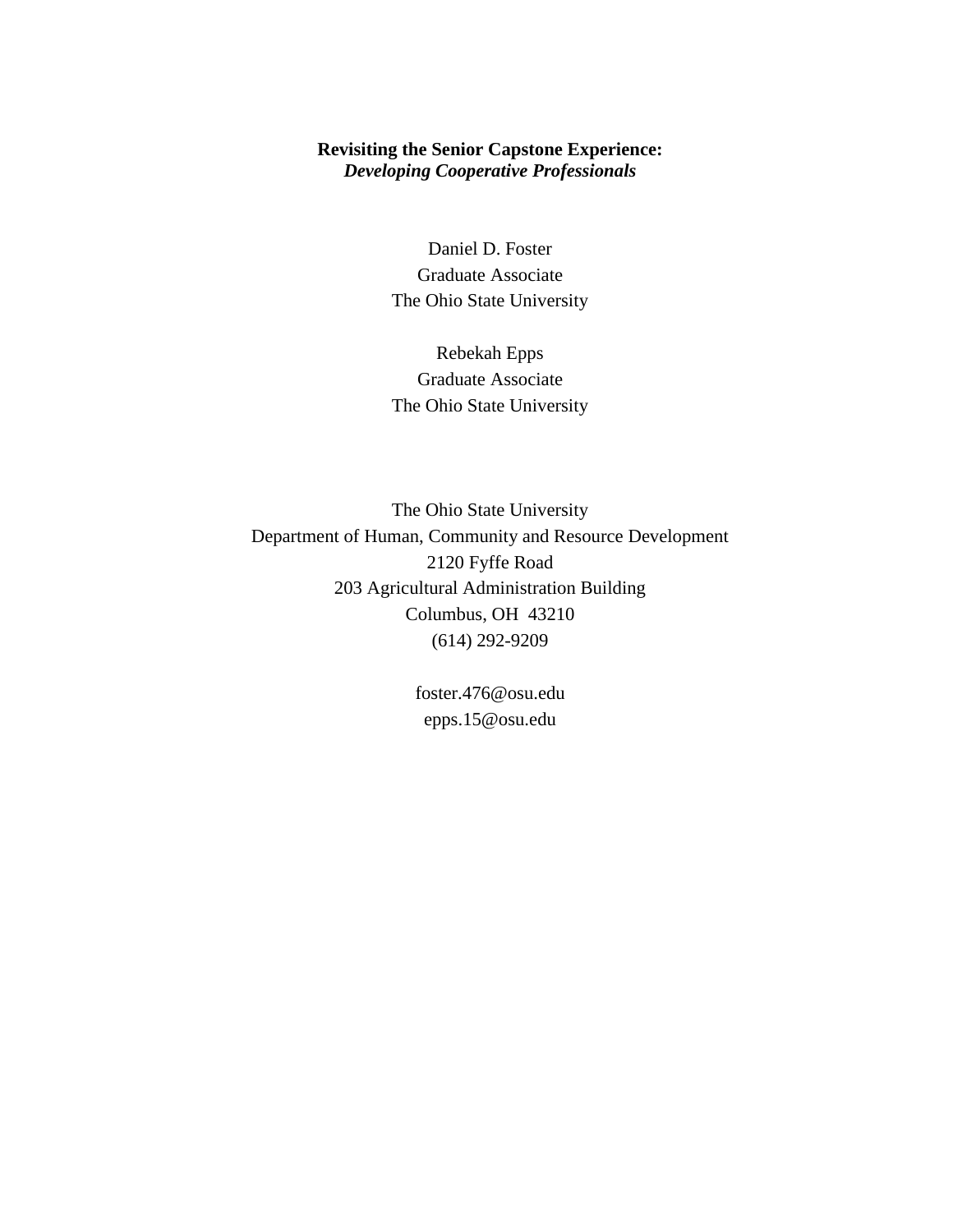# Revisiting the Senior Capstone Experience:
## *Developing Cooperative Professionals*

Daniel D. Foster
Graduate Associate
The Ohio State University

Rebekah Epps
Graduate Associate
The Ohio State University

The Ohio State University
Department of Human, Community and Resource Development
2120 Fyffe Road
203 Agricultural Administration Building
Columbus, OH 43210
(614) 292-9209

foster.476@osu.edu
epps.15@osu.edu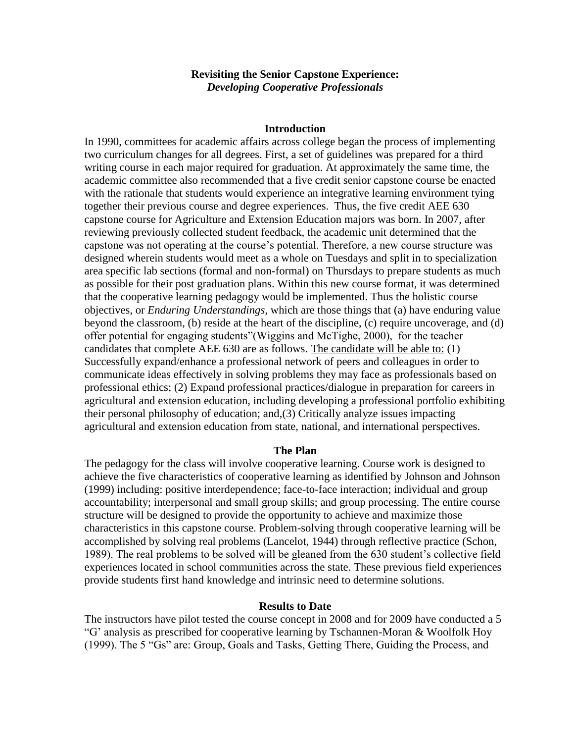**Revisiting the Senior Capstone Experience:**
***Developing Cooperative Professionals***

**Introduction**

In 1990, committees for academic affairs across college began the process of implementing two curriculum changes for all degrees. First, a set of guidelines was prepared for a third writing course in each major required for graduation. At approximately the same time, the academic committee also recommended that a five credit senior capstone course be enacted with the rationale that students would experience an integrative learning environment tying together their previous course and degree experiences. Thus, the five credit AEE 630 capstone course for Agriculture and Extension Education majors was born. In 2007, after reviewing previously collected student feedback, the academic unit determined that the capstone was not operating at the course's potential. Therefore, a new course structure was designed wherein students would meet as a whole on Tuesdays and split in to specialization area specific lab sections (formal and non-formal) on Thursdays to prepare students as much as possible for their post graduation plans. Within this new course format, it was determined that the cooperative learning pedagogy would be implemented. Thus the holistic course objectives, or *Enduring Understandings*, which are those things that (a) have enduring value beyond the classroom, (b) reside at the heart of the discipline, (c) require uncoverage, and (d) offer potential for engaging students"(Wiggins and McTighe, 2000), for the teacher candidates that complete AEE 630 are as follows. <u>The candidate will be able to:</u> (1) Successfully expand/enhance a professional network of peers and colleagues in order to communicate ideas effectively in solving problems they may face as professionals based on professional ethics; (2) Expand professional practices/dialogue in preparation for careers in agricultural and extension education, including developing a professional portfolio exhibiting their personal philosophy of education; and,(3) Critically analyze issues impacting agricultural and extension education from state, national, and international perspectives.

**The Plan**

The pedagogy for the class will involve cooperative learning. Course work is designed to achieve the five characteristics of cooperative learning as identified by Johnson and Johnson (1999) including: positive interdependence; face-to-face interaction; individual and group accountability; interpersonal and small group skills; and group processing. The entire course structure will be designed to provide the opportunity to achieve and maximize those characteristics in this capstone course. Problem-solving through cooperative learning will be accomplished by solving real problems (Lancelot, 1944) through reflective practice (Schon, 1989). The real problems to be solved will be gleaned from the 630 student's collective field experiences located in school communities across the state. These previous field experiences provide students first hand knowledge and intrinsic need to determine solutions.

**Results to Date**

The instructors have pilot tested the course concept in 2008 and for 2009 have conducted a 5 "G' analysis as prescribed for cooperative learning by Tschannen-Moran & Woolfolk Hoy (1999). The 5 "Gs" are: Group, Goals and Tasks, Getting There, Guiding the Process, and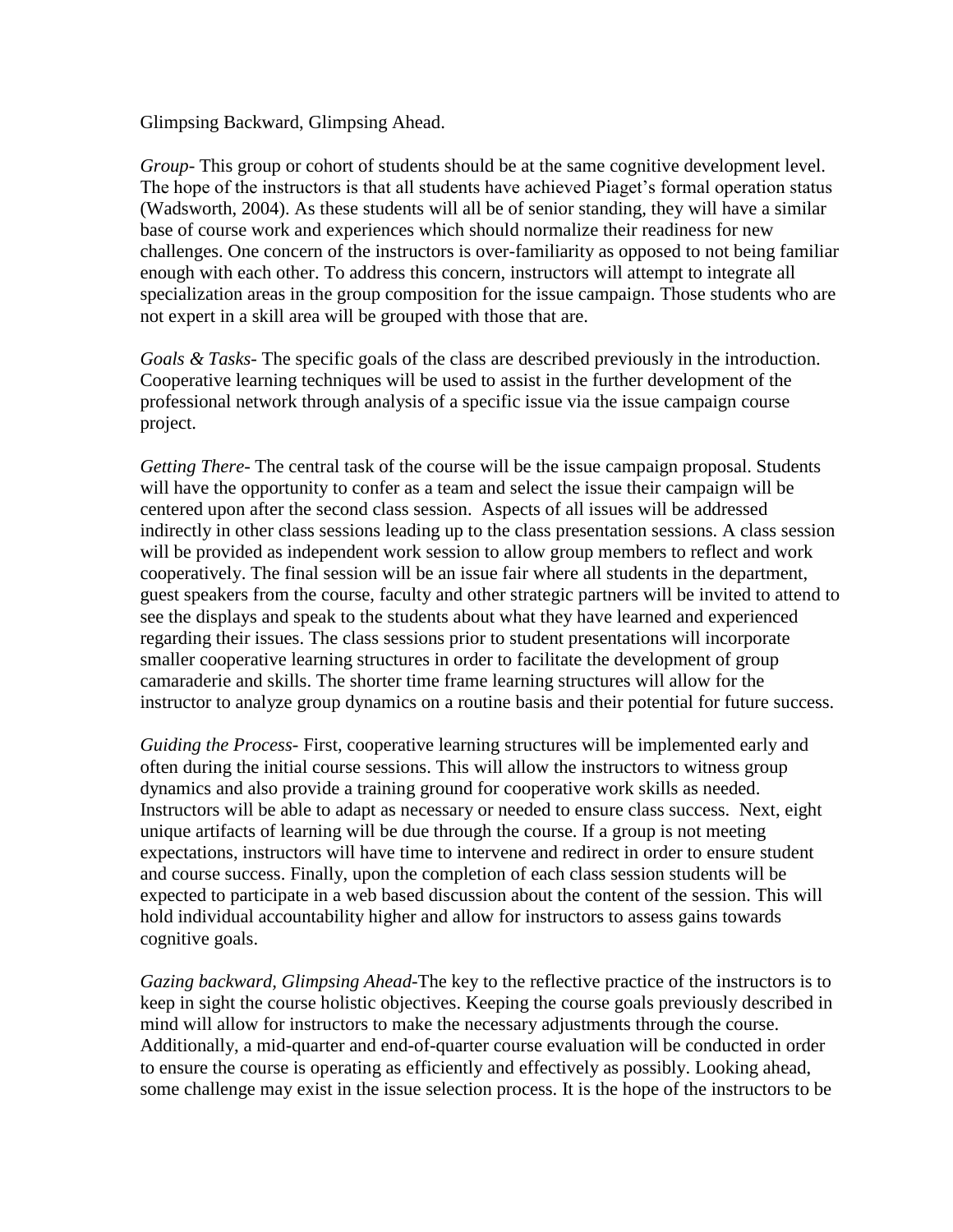Glimpsing Backward, Glimpsing Ahead.

*Group*- This group or cohort of students should be at the same cognitive development level. The hope of the instructors is that all students have achieved Piaget's formal operation status (Wadsworth, 2004). As these students will all be of senior standing, they will have a similar base of course work and experiences which should normalize their readiness for new challenges. One concern of the instructors is over-familiarity as opposed to not being familiar enough with each other. To address this concern, instructors will attempt to integrate all specialization areas in the group composition for the issue campaign. Those students who are not expert in a skill area will be grouped with those that are.

*Goals & Tasks*- The specific goals of the class are described previously in the introduction. Cooperative learning techniques will be used to assist in the further development of the professional network through analysis of a specific issue via the issue campaign course project.

*Getting There*- The central task of the course will be the issue campaign proposal. Students will have the opportunity to confer as a team and select the issue their campaign will be centered upon after the second class session. Aspects of all issues will be addressed indirectly in other class sessions leading up to the class presentation sessions. A class session will be provided as independent work session to allow group members to reflect and work cooperatively. The final session will be an issue fair where all students in the department, guest speakers from the course, faculty and other strategic partners will be invited to attend to see the displays and speak to the students about what they have learned and experienced regarding their issues. The class sessions prior to student presentations will incorporate smaller cooperative learning structures in order to facilitate the development of group camaraderie and skills. The shorter time frame learning structures will allow for the instructor to analyze group dynamics on a routine basis and their potential for future success.

*Guiding the Process*- First, cooperative learning structures will be implemented early and often during the initial course sessions. This will allow the instructors to witness group dynamics and also provide a training ground for cooperative work skills as needed. Instructors will be able to adapt as necessary or needed to ensure class success. Next, eight unique artifacts of learning will be due through the course. If a group is not meeting expectations, instructors will have time to intervene and redirect in order to ensure student and course success. Finally, upon the completion of each class session students will be expected to participate in a web based discussion about the content of the session. This will hold individual accountability higher and allow for instructors to assess gains towards cognitive goals.

*Gazing backward, Glimpsing Ahead*-The key to the reflective practice of the instructors is to keep in sight the course holistic objectives. Keeping the course goals previously described in mind will allow for instructors to make the necessary adjustments through the course. Additionally, a mid-quarter and end-of-quarter course evaluation will be conducted in order to ensure the course is operating as efficiently and effectively as possibly. Looking ahead, some challenge may exist in the issue selection process. It is the hope of the instructors to be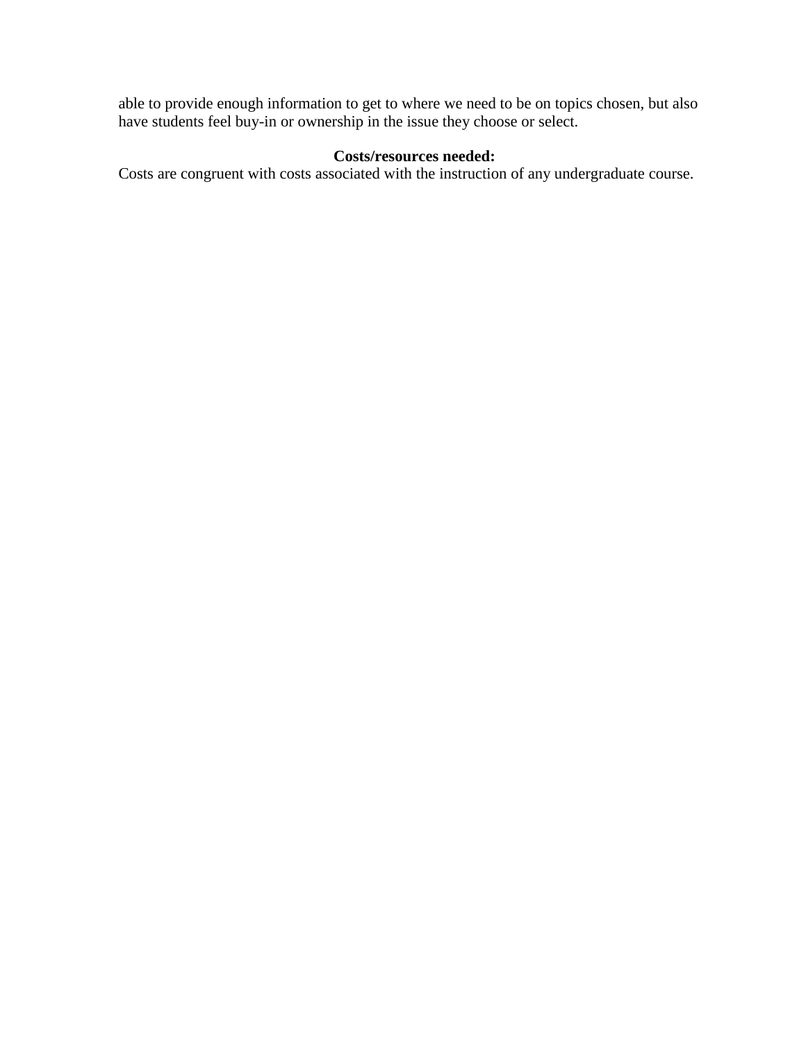able to provide enough information to get to where we need to be on topics chosen, but also have students feel buy-in or ownership in the issue they choose or select.

**Costs/resources needed:**

Costs are congruent with costs associated with the instruction of any undergraduate course.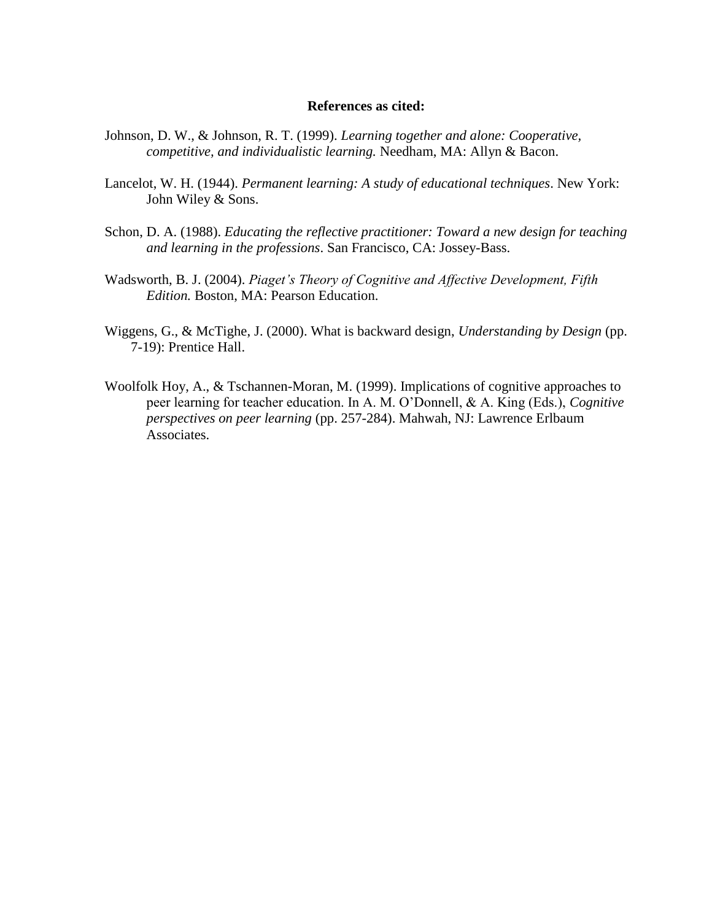**References as cited:**

Johnson, D. W., & Johnson, R. T. (1999). *Learning together and alone: Cooperative, competitive, and individualistic learning.* Needham, MA: Allyn & Bacon.

Lancelot, W. H. (1944). *Permanent learning: A study of educational techniques*. New York: John Wiley & Sons.

Schon, D. A. (1988). *Educating the reflective practitioner: Toward a new design for teaching and learning in the professions*. San Francisco, CA: Jossey-Bass.

Wadsworth, B. J. (2004). *Piaget's Theory of Cognitive and Affective Development, Fifth Edition.* Boston, MA: Pearson Education.

Wiggens, G., & McTighe, J. (2000). What is backward design, *Understanding by Design* (pp. 7-19): Prentice Hall.

Woolfolk Hoy, A., & Tschannen-Moran, M. (1999). Implications of cognitive approaches to peer learning for teacher education. In A. M. O'Donnell, & A. King (Eds.), *Cognitive perspectives on peer learning* (pp. 257-284). Mahwah, NJ: Lawrence Erlbaum Associates.